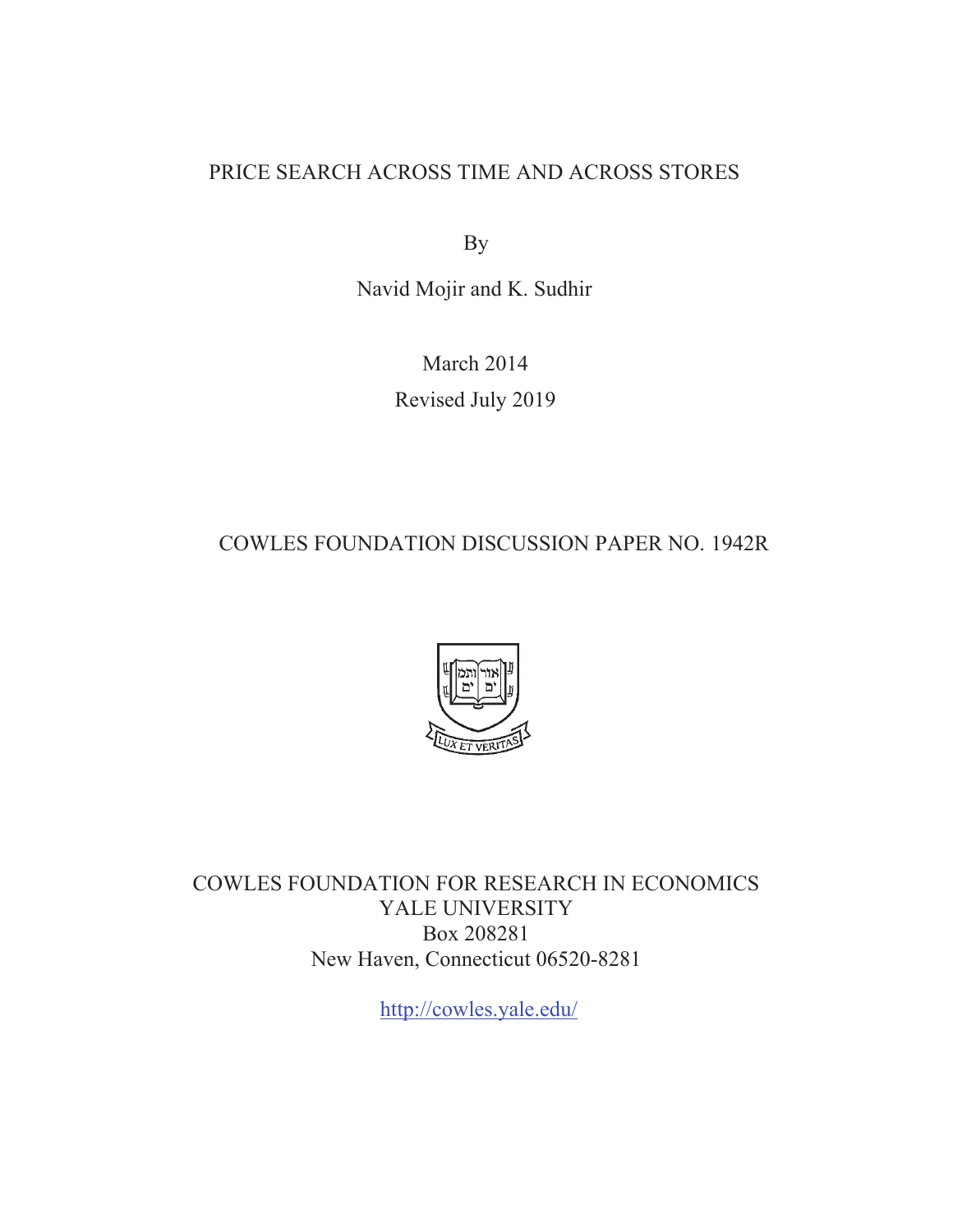# PRICE SEARCH ACROSS TIME AND ACROSS STORES

By

Navid Mojir and K. Sudhir

March 2014

Revised July 2019

COWLES FOUNDATION DISCUSSION PAPER NO. 1942R

COWLES FOUNDATION FOR RESEARCH IN ECONOMICS
YALE UNIVERSITY
Box 208281
New Haven, Connecticut 06520-8281

http://cowles.yale.edu/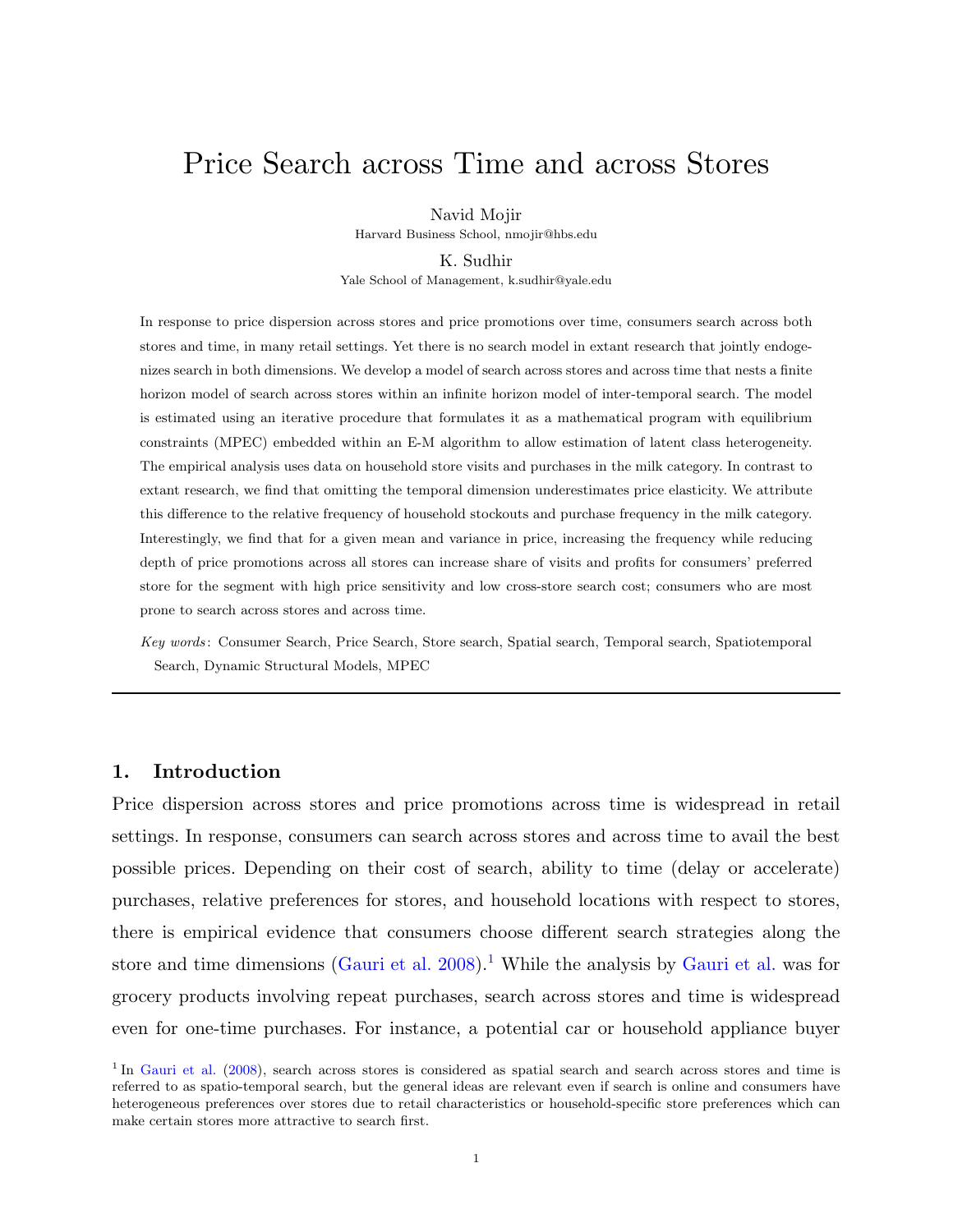# Price Search across Time and across Stores

Navid Mojir
Harvard Business School, nmojir@hbs.edu

K. Sudhir
Yale School of Management, k.sudhir@yale.edu

In response to price dispersion across stores and price promotions over time, consumers search across both stores and time, in many retail settings. Yet there is no search model in extant research that jointly endogenizes search in both dimensions. We develop a model of search across stores and across time that nests a finite horizon model of search across stores within an infinite horizon model of inter-temporal search. The model is estimated using an iterative procedure that formulates it as a mathematical program with equilibrium constraints (MPEC) embedded within an E-M algorithm to allow estimation of latent class heterogeneity. The empirical analysis uses data on household store visits and purchases in the milk category. In contrast to extant research, we find that omitting the temporal dimension underestimates price elasticity. We attribute this difference to the relative frequency of household stockouts and purchase frequency in the milk category. Interestingly, we find that for a given mean and variance in price, increasing the frequency while reducing depth of price promotions across all stores can increase share of visits and profits for consumers' preferred store for the segment with high price sensitivity and low cross-store search cost; consumers who are most prone to search across stores and across time.

*Key words*: Consumer Search, Price Search, Store search, Spatial search, Temporal search, Spatiotemporal Search, Dynamic Structural Models, MPEC

## 1. Introduction

Price dispersion across stores and price promotions across time is widespread in retail settings. In response, consumers can search across stores and across time to avail the best possible prices. Depending on their cost of search, ability to time (delay or accelerate) purchases, relative preferences for stores, and household locations with respect to stores, there is empirical evidence that consumers choose different search strategies along the store and time dimensions (Gauri et al. 2008).[1] While the analysis by Gauri et al. was for grocery products involving repeat purchases, search across stores and time is widespread even for one-time purchases. For instance, a potential car or household appliance buyer

[1] In Gauri et al. (2008), search across stores is considered as spatial search and search across stores and time is referred to as spatio-temporal search, but the general ideas are relevant even if search is online and consumers have heterogeneous preferences over stores due to retail characteristics or household-specific store preferences which can make certain stores more attractive to search first.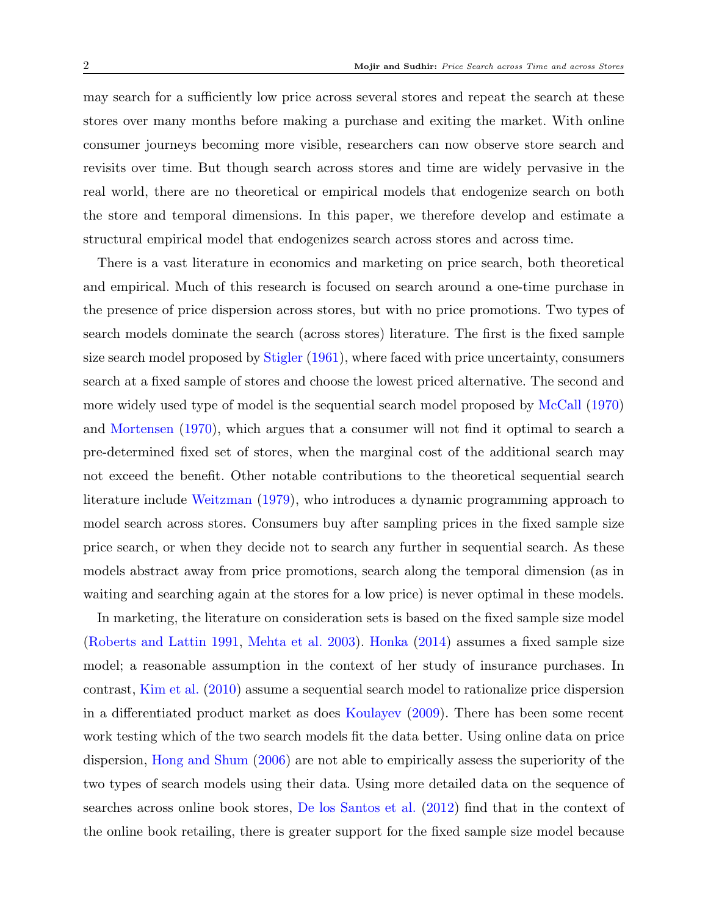may search for a sufficiently low price across several stores and repeat the search at these stores over many months before making a purchase and exiting the market. With online consumer journeys becoming more visible, researchers can now observe store search and revisits over time. But though search across stores and time are widely pervasive in the real world, there are no theoretical or empirical models that endogenize search on both the store and temporal dimensions. In this paper, we therefore develop and estimate a structural empirical model that endogenizes search across stores and across time.

There is a vast literature in economics and marketing on price search, both theoretical and empirical. Much of this research is focused on search around a one-time purchase in the presence of price dispersion across stores, but with no price promotions. Two types of search models dominate the search (across stores) literature. The first is the fixed sample size search model proposed by Stigler (1961), where faced with price uncertainty, consumers search at a fixed sample of stores and choose the lowest priced alternative. The second and more widely used type of model is the sequential search model proposed by McCall (1970) and Mortensen (1970), which argues that a consumer will not find it optimal to search a pre-determined fixed set of stores, when the marginal cost of the additional search may not exceed the benefit. Other notable contributions to the theoretical sequential search literature include Weitzman (1979), who introduces a dynamic programming approach to model search across stores. Consumers buy after sampling prices in the fixed sample size price search, or when they decide not to search any further in sequential search. As these models abstract away from price promotions, search along the temporal dimension (as in waiting and searching again at the stores for a low price) is never optimal in these models.

In marketing, the literature on consideration sets is based on the fixed sample size model (Roberts and Lattin 1991, Mehta et al. 2003). Honka (2014) assumes a fixed sample size model; a reasonable assumption in the context of her study of insurance purchases. In contrast, Kim et al. (2010) assume a sequential search model to rationalize price dispersion in a differentiated product market as does Koulayev (2009). There has been some recent work testing which of the two search models fit the data better. Using online data on price dispersion, Hong and Shum (2006) are not able to empirically assess the superiority of the two types of search models using their data. Using more detailed data on the sequence of searches across online book stores, De los Santos et al. (2012) find that in the context of the online book retailing, there is greater support for the fixed sample size model because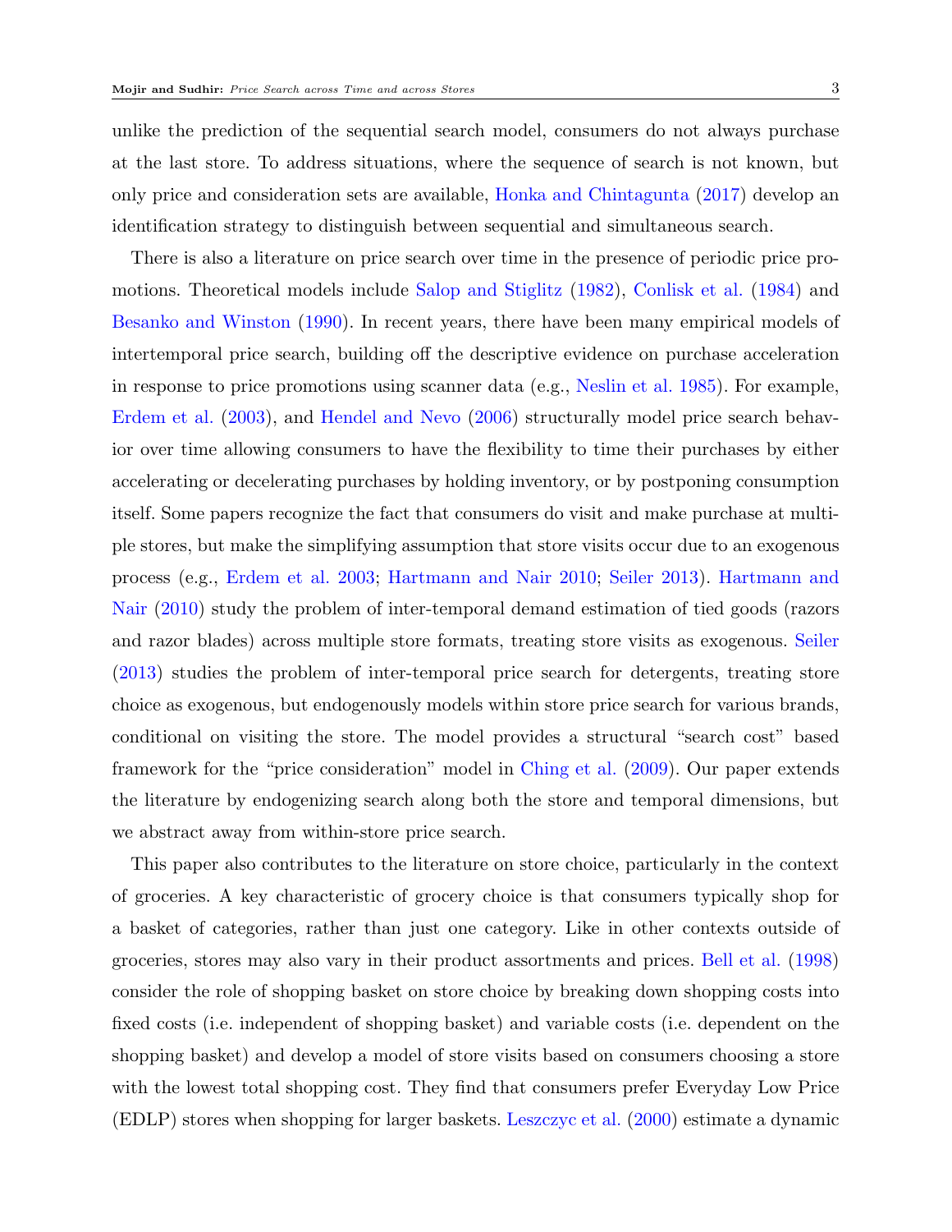unlike the prediction of the sequential search model, consumers do not always purchase at the last store. To address situations, where the sequence of search is not known, but only price and consideration sets are available, Honka and Chintagunta (2017) develop an identification strategy to distinguish between sequential and simultaneous search.

There is also a literature on price search over time in the presence of periodic price promotions. Theoretical models include Salop and Stiglitz (1982), Conlisk et al. (1984) and Besanko and Winston (1990). In recent years, there have been many empirical models of intertemporal price search, building off the descriptive evidence on purchase acceleration in response to price promotions using scanner data (e.g., Neslin et al. 1985). For example, Erdem et al. (2003), and Hendel and Nevo (2006) structurally model price search behavior over time allowing consumers to have the flexibility to time their purchases by either accelerating or decelerating purchases by holding inventory, or by postponing consumption itself. Some papers recognize the fact that consumers do visit and make purchase at multiple stores, but make the simplifying assumption that store visits occur due to an exogenous process (e.g., Erdem et al. 2003; Hartmann and Nair 2010; Seiler 2013). Hartmann and Nair (2010) study the problem of inter-temporal demand estimation of tied goods (razors and razor blades) across multiple store formats, treating store visits as exogenous. Seiler (2013) studies the problem of inter-temporal price search for detergents, treating store choice as exogenous, but endogenously models within store price search for various brands, conditional on visiting the store. The model provides a structural "search cost" based framework for the "price consideration" model in Ching et al. (2009). Our paper extends the literature by endogenizing search along both the store and temporal dimensions, but we abstract away from within-store price search.

This paper also contributes to the literature on store choice, particularly in the context of groceries. A key characteristic of grocery choice is that consumers typically shop for a basket of categories, rather than just one category. Like in other contexts outside of groceries, stores may also vary in their product assortments and prices. Bell et al. (1998) consider the role of shopping basket on store choice by breaking down shopping costs into fixed costs (i.e. independent of shopping basket) and variable costs (i.e. dependent on the shopping basket) and develop a model of store visits based on consumers choosing a store with the lowest total shopping cost. They find that consumers prefer Everyday Low Price (EDLP) stores when shopping for larger baskets. Leszczyc et al. (2000) estimate a dynamic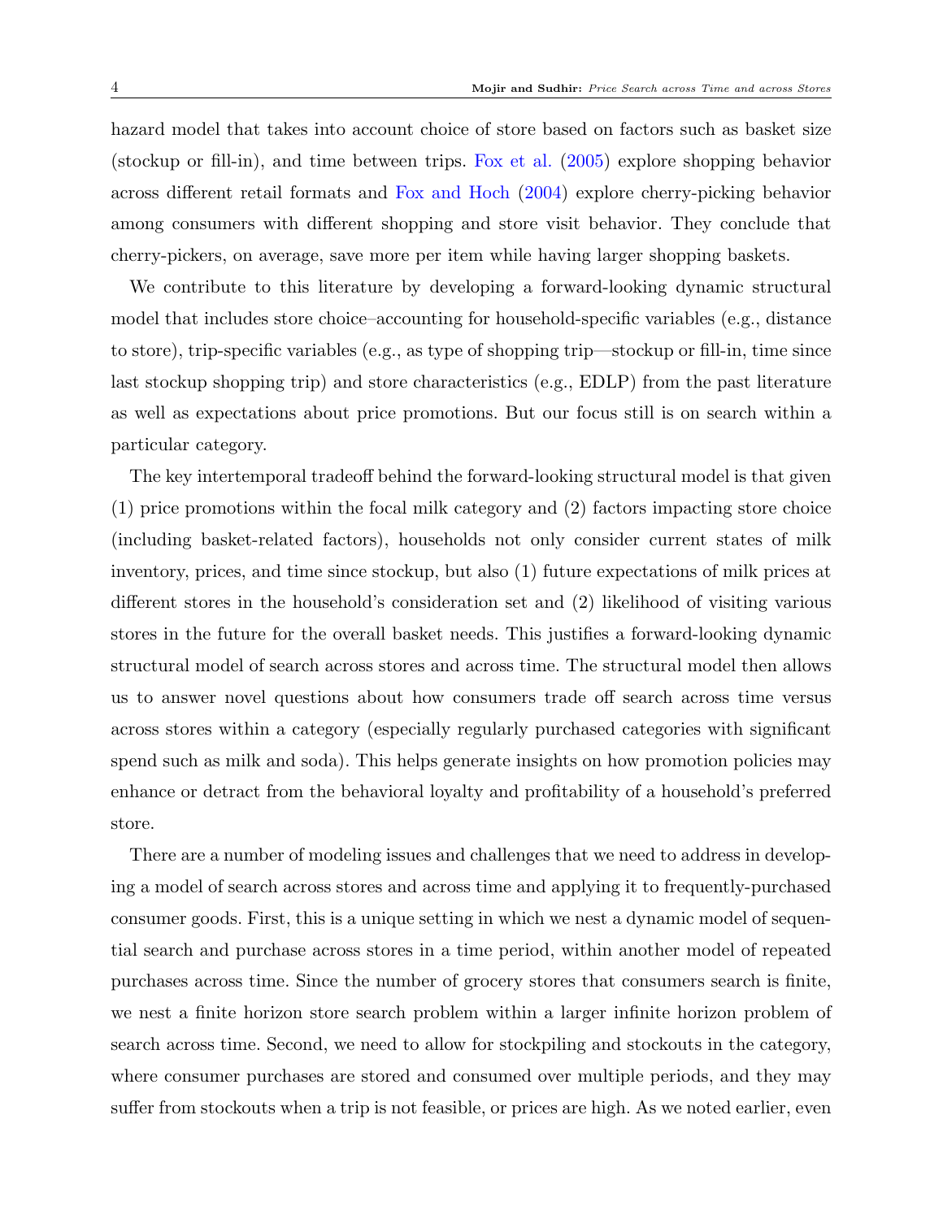hazard model that takes into account choice of store based on factors such as basket size (stockup or fill-in), and time between trips. Fox et al. (2005) explore shopping behavior across different retail formats and Fox and Hoch (2004) explore cherry-picking behavior among consumers with different shopping and store visit behavior. They conclude that cherry-pickers, on average, save more per item while having larger shopping baskets.

We contribute to this literature by developing a forward-looking dynamic structural model that includes store choice–accounting for household-specific variables (e.g., distance to store), trip-specific variables (e.g., as type of shopping trip—stockup or fill-in, time since last stockup shopping trip) and store characteristics (e.g., EDLP) from the past literature as well as expectations about price promotions. But our focus still is on search within a particular category.

The key intertemporal tradeoff behind the forward-looking structural model is that given (1) price promotions within the focal milk category and (2) factors impacting store choice (including basket-related factors), households not only consider current states of milk inventory, prices, and time since stockup, but also (1) future expectations of milk prices at different stores in the household's consideration set and (2) likelihood of visiting various stores in the future for the overall basket needs. This justifies a forward-looking dynamic structural model of search across stores and across time. The structural model then allows us to answer novel questions about how consumers trade off search across time versus across stores within a category (especially regularly purchased categories with significant spend such as milk and soda). This helps generate insights on how promotion policies may enhance or detract from the behavioral loyalty and profitability of a household's preferred store.

There are a number of modeling issues and challenges that we need to address in developing a model of search across stores and across time and applying it to frequently-purchased consumer goods. First, this is a unique setting in which we nest a dynamic model of sequential search and purchase across stores in a time period, within another model of repeated purchases across time. Since the number of grocery stores that consumers search is finite, we nest a finite horizon store search problem within a larger infinite horizon problem of search across time. Second, we need to allow for stockpiling and stockouts in the category, where consumer purchases are stored and consumed over multiple periods, and they may suffer from stockouts when a trip is not feasible, or prices are high. As we noted earlier, even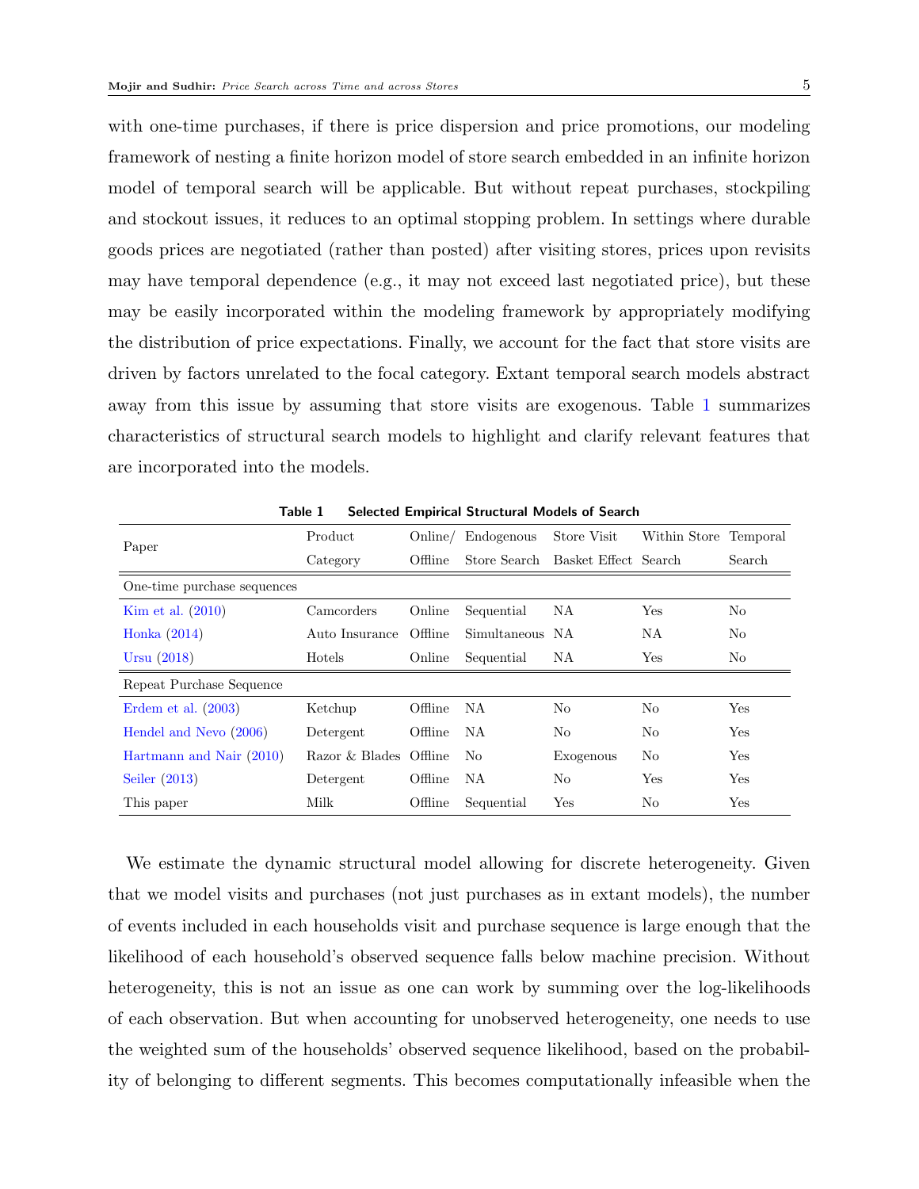with one-time purchases, if there is price dispersion and price promotions, our modeling framework of nesting a finite horizon model of store search embedded in an infinite horizon model of temporal search will be applicable. But without repeat purchases, stockpiling and stockout issues, it reduces to an optimal stopping problem. In settings where durable goods prices are negotiated (rather than posted) after visiting stores, prices upon revisits may have temporal dependence (e.g., it may not exceed last negotiated price), but these may be easily incorporated within the modeling framework by appropriately modifying the distribution of price expectations. Finally, we account for the fact that store visits are driven by factors unrelated to the focal category. Extant temporal search models abstract away from this issue by assuming that store visits are exogenous. Table 1 summarizes characteristics of structural search models to highlight and clarify relevant features that are incorporated into the models.

**Table 1 Selected Empirical Structural Models of Search**

| Paper | Product Category | Online/ Offline | Endogenous Store Search | Store Visit Basket Effect | Within Store Search | Temporal Search |
|---|---|---|---|---|---|---|
| One-time purchase sequences | | | | | | |
| Kim et al. (2010) | Camcorders | Online | Sequential | NA | Yes | No |
| Honka (2014) | Auto Insurance | Offline | Simultaneous | NA | NA | No |
| Ursu (2018) | Hotels | Online | Sequential | NA | Yes | No |
| Repeat Purchase Sequence | | | | | | |
| Erdem et al. (2003) | Ketchup | Offline | NA | No | No | Yes |
| Hendel and Nevo (2006) | Detergent | Offline | NA | No | No | Yes |
| Hartmann and Nair (2010) | Razor & Blades | Offline | No | Exogenous | No | Yes |
| Seiler (2013) | Detergent | Offline | NA | No | Yes | Yes |
| This paper | Milk | Offline | Sequential | Yes | No | Yes |

We estimate the dynamic structural model allowing for discrete heterogeneity. Given that we model visits and purchases (not just purchases as in extant models), the number of events included in each households visit and purchase sequence is large enough that the likelihood of each household's observed sequence falls below machine precision. Without heterogeneity, this is not an issue as one can work by summing over the log-likelihoods of each observation. But when accounting for unobserved heterogeneity, one needs to use the weighted sum of the households' observed sequence likelihood, based on the probability of belonging to different segments. This becomes computationally infeasible when the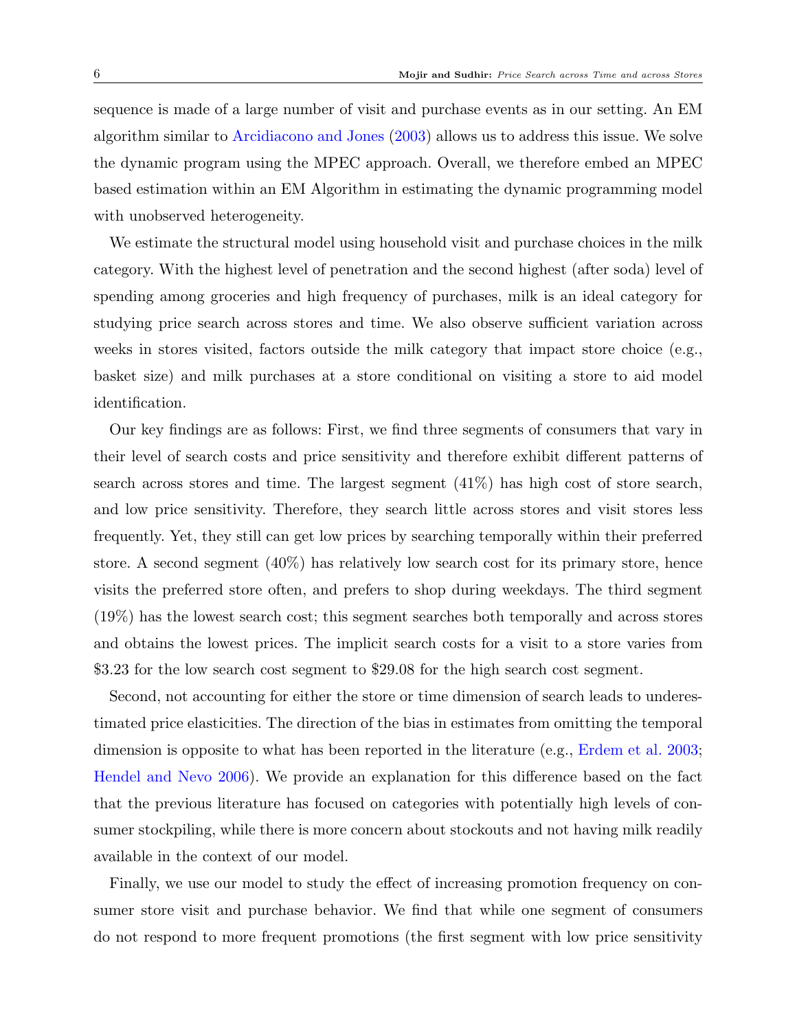sequence is made of a large number of visit and purchase events as in our setting. An EM algorithm similar to Arcidiacono and Jones (2003) allows us to address this issue. We solve the dynamic program using the MPEC approach. Overall, we therefore embed an MPEC based estimation within an EM Algorithm in estimating the dynamic programming model with unobserved heterogeneity.

We estimate the structural model using household visit and purchase choices in the milk category. With the highest level of penetration and the second highest (after soda) level of spending among groceries and high frequency of purchases, milk is an ideal category for studying price search across stores and time. We also observe sufficient variation across weeks in stores visited, factors outside the milk category that impact store choice (e.g., basket size) and milk purchases at a store conditional on visiting a store to aid model identification.

Our key findings are as follows: First, we find three segments of consumers that vary in their level of search costs and price sensitivity and therefore exhibit different patterns of search across stores and time. The largest segment (41%) has high cost of store search, and low price sensitivity. Therefore, they search little across stores and visit stores less frequently. Yet, they still can get low prices by searching temporally within their preferred store. A second segment (40%) has relatively low search cost for its primary store, hence visits the preferred store often, and prefers to shop during weekdays. The third segment (19%) has the lowest search cost; this segment searches both temporally and across stores and obtains the lowest prices. The implicit search costs for a visit to a store varies from $3.23 for the low search cost segment to $29.08 for the high search cost segment.

Second, not accounting for either the store or time dimension of search leads to underestimated price elasticities. The direction of the bias in estimates from omitting the temporal dimension is opposite to what has been reported in the literature (e.g., Erdem et al. 2003; Hendel and Nevo 2006). We provide an explanation for this difference based on the fact that the previous literature has focused on categories with potentially high levels of consumer stockpiling, while there is more concern about stockouts and not having milk readily available in the context of our model.

Finally, we use our model to study the effect of increasing promotion frequency on consumer store visit and purchase behavior. We find that while one segment of consumers do not respond to more frequent promotions (the first segment with low price sensitivity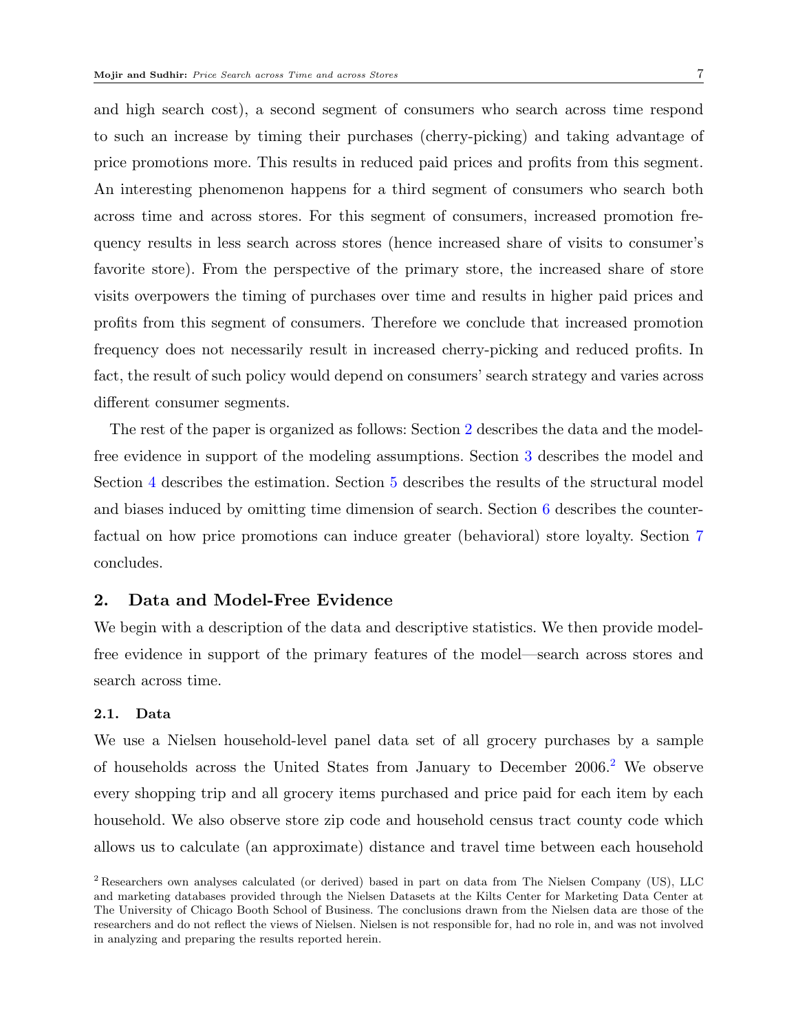and high search cost), a second segment of consumers who search across time respond to such an increase by timing their purchases (cherry-picking) and taking advantage of price promotions more. This results in reduced paid prices and profits from this segment. An interesting phenomenon happens for a third segment of consumers who search both across time and across stores. For this segment of consumers, increased promotion frequency results in less search across stores (hence increased share of visits to consumer's favorite store). From the perspective of the primary store, the increased share of store visits overpowers the timing of purchases over time and results in higher paid prices and profits from this segment of consumers. Therefore we conclude that increased promotion frequency does not necessarily result in increased cherry-picking and reduced profits. In fact, the result of such policy would depend on consumers' search strategy and varies across different consumer segments.

The rest of the paper is organized as follows: Section 2 describes the data and the model-free evidence in support of the modeling assumptions. Section 3 describes the model and Section 4 describes the estimation. Section 5 describes the results of the structural model and biases induced by omitting time dimension of search. Section 6 describes the counterfactual on how price promotions can induce greater (behavioral) store loyalty. Section 7 concludes.

## 2. Data and Model-Free Evidence

We begin with a description of the data and descriptive statistics. We then provide model-free evidence in support of the primary features of the model—search across stores and search across time.

### 2.1. Data

We use a Nielsen household-level panel data set of all grocery purchases by a sample of households across the United States from January to December 2006.[2] We observe every shopping trip and all grocery items purchased and price paid for each item by each household. We also observe store zip code and household census tract county code which allows us to calculate (an approximate) distance and travel time between each household

[2] Researchers own analyses calculated (or derived) based in part on data from The Nielsen Company (US), LLC and marketing databases provided through the Nielsen Datasets at the Kilts Center for Marketing Data Center at The University of Chicago Booth School of Business. The conclusions drawn from the Nielsen data are those of the researchers and do not reflect the views of Nielsen. Nielsen is not responsible for, had no role in, and was not involved in analyzing and preparing the results reported herein.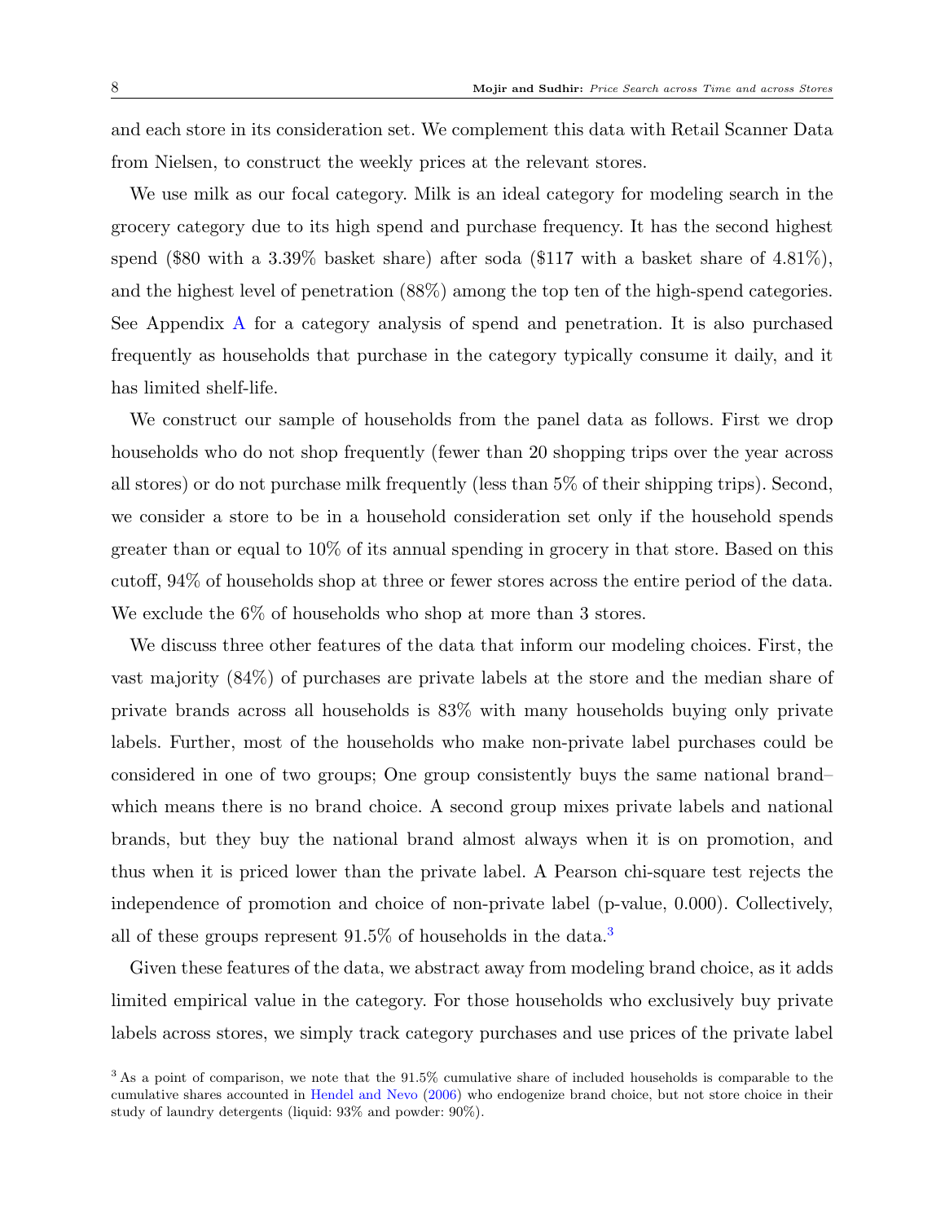and each store in its consideration set. We complement this data with Retail Scanner Data from Nielsen, to construct the weekly prices at the relevant stores.

We use milk as our focal category. Milk is an ideal category for modeling search in the grocery category due to its high spend and purchase frequency. It has the second highest spend ($80 with a 3.39% basket share) after soda ($117 with a basket share of 4.81%), and the highest level of penetration (88%) among the top ten of the high-spend categories. See Appendix A for a category analysis of spend and penetration. It is also purchased frequently as households that purchase in the category typically consume it daily, and it has limited shelf-life.

We construct our sample of households from the panel data as follows. First we drop households who do not shop frequently (fewer than 20 shopping trips over the year across all stores) or do not purchase milk frequently (less than 5% of their shipping trips). Second, we consider a store to be in a household consideration set only if the household spends greater than or equal to 10% of its annual spending in grocery in that store. Based on this cutoff, 94% of households shop at three or fewer stores across the entire period of the data. We exclude the 6% of households who shop at more than 3 stores.

We discuss three other features of the data that inform our modeling choices. First, the vast majority (84%) of purchases are private labels at the store and the median share of private brands across all households is 83% with many households buying only private labels. Further, most of the households who make non-private label purchases could be considered in one of two groups; One group consistently buys the same national brand– which means there is no brand choice. A second group mixes private labels and national brands, but they buy the national brand almost always when it is on promotion, and thus when it is priced lower than the private label. A Pearson chi-square test rejects the independence of promotion and choice of non-private label (p-value, 0.000). Collectively, all of these groups represent 91.5% of households in the data.[3]

Given these features of the data, we abstract away from modeling brand choice, as it adds limited empirical value in the category. For those households who exclusively buy private labels across stores, we simply track category purchases and use prices of the private label

[3] As a point of comparison, we note that the 91.5% cumulative share of included households is comparable to the cumulative shares accounted in Hendel and Nevo (2006) who endogenize brand choice, but not store choice in their study of laundry detergents (liquid: 93% and powder: 90%).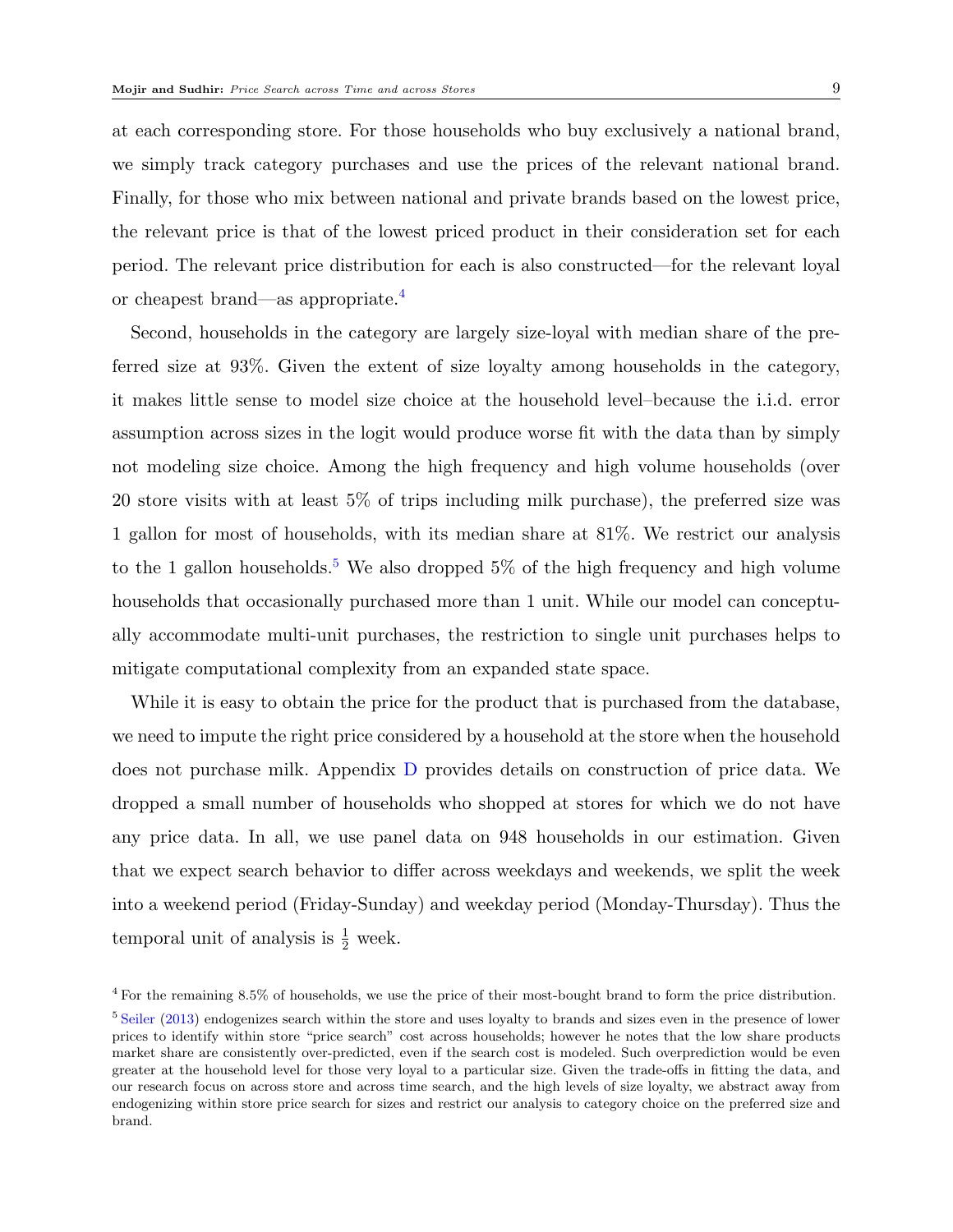at each corresponding store. For those households who buy exclusively a national brand, we simply track category purchases and use the prices of the relevant national brand. Finally, for those who mix between national and private brands based on the lowest price, the relevant price is that of the lowest priced product in their consideration set for each period. The relevant price distribution for each is also constructed—for the relevant loyal or cheapest brand—as appropriate.[4]

Second, households in the category are largely size-loyal with median share of the preferred size at 93%. Given the extent of size loyalty among households in the category, it makes little sense to model size choice at the household level–because the i.i.d. error assumption across sizes in the logit would produce worse fit with the data than by simply not modeling size choice. Among the high frequency and high volume households (over 20 store visits with at least 5% of trips including milk purchase), the preferred size was 1 gallon for most of households, with its median share at 81%. We restrict our analysis to the 1 gallon households.[5] We also dropped 5% of the high frequency and high volume households that occasionally purchased more than 1 unit. While our model can conceptually accommodate multi-unit purchases, the restriction to single unit purchases helps to mitigate computational complexity from an expanded state space.

While it is easy to obtain the price for the product that is purchased from the database, we need to impute the right price considered by a household at the store when the household does not purchase milk. Appendix D provides details on construction of price data. We dropped a small number of households who shopped at stores for which we do not have any price data. In all, we use panel data on 948 households in our estimation. Given that we expect search behavior to differ across weekdays and weekends, we split the week into a weekend period (Friday-Sunday) and weekday period (Monday-Thursday). Thus the temporal unit of analysis is $\frac{1}{2}$ week.

[4] For the remaining 8.5% of households, we use the price of their most-bought brand to form the price distribution.

[5] Seiler (2013) endogenizes search within the store and uses loyalty to brands and sizes even in the presence of lower prices to identify within store "price search" cost across households; however he notes that the low share products market share are consistently over-predicted, even if the search cost is modeled. Such overprediction would be even greater at the household level for those very loyal to a particular size. Given the trade-offs in fitting the data, and our research focus on across store and across time search, and the high levels of size loyalty, we abstract away from endogenizing within store price search for sizes and restrict our analysis to category choice on the preferred size and brand.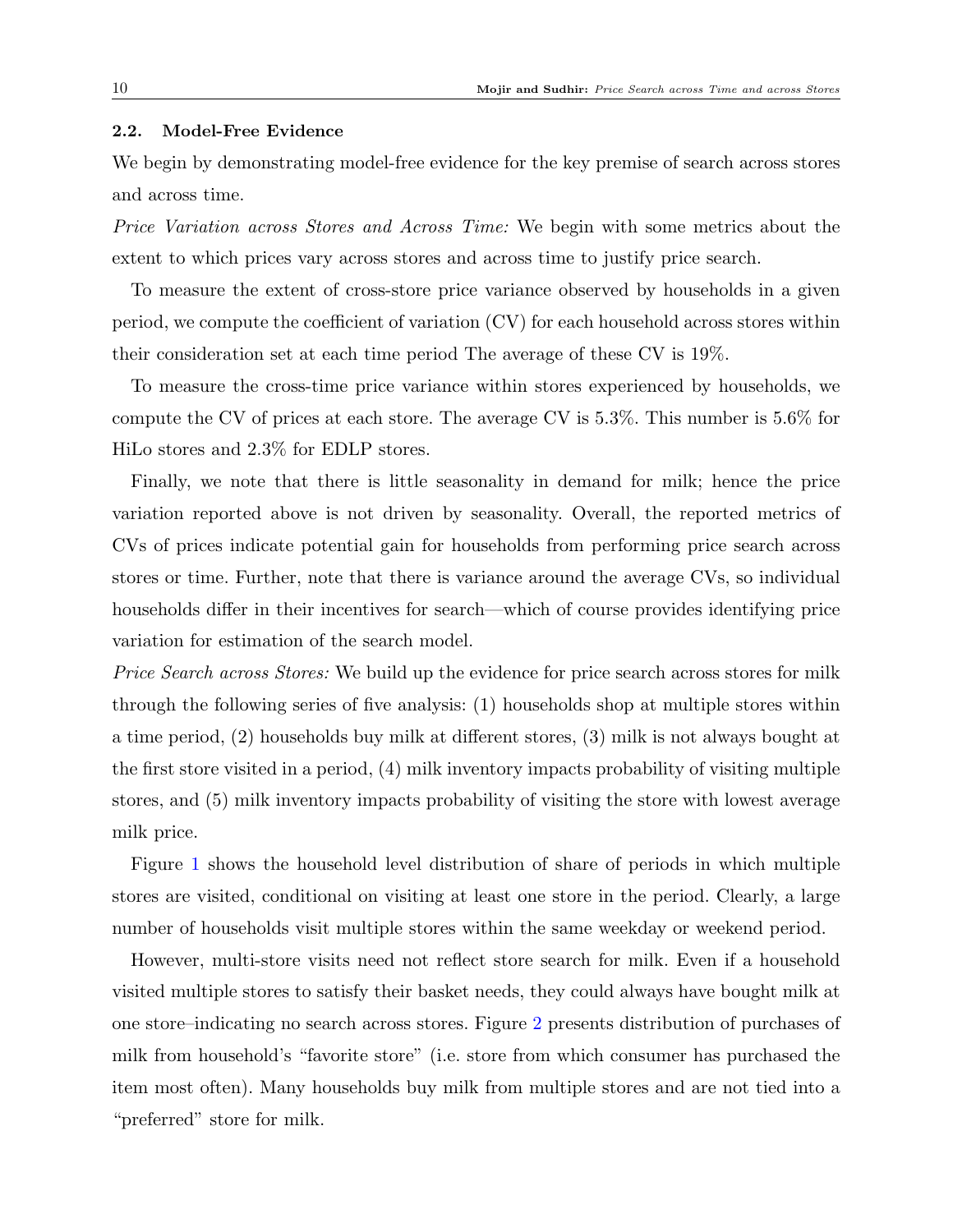### 2.2. Model-Free Evidence

We begin by demonstrating model-free evidence for the key premise of search across stores and across time.

*Price Variation across Stores and Across Time:* We begin with some metrics about the extent to which prices vary across stores and across time to justify price search.

To measure the extent of cross-store price variance observed by households in a given period, we compute the coefficient of variation (CV) for each household across stores within their consideration set at each time period The average of these CV is 19%.

To measure the cross-time price variance within stores experienced by households, we compute the CV of prices at each store. The average CV is 5.3%. This number is 5.6% for HiLo stores and 2.3% for EDLP stores.

Finally, we note that there is little seasonality in demand for milk; hence the price variation reported above is not driven by seasonality. Overall, the reported metrics of CVs of prices indicate potential gain for households from performing price search across stores or time. Further, note that there is variance around the average CVs, so individual households differ in their incentives for search—which of course provides identifying price variation for estimation of the search model.

*Price Search across Stores:* We build up the evidence for price search across stores for milk through the following series of five analysis: (1) households shop at multiple stores within a time period, (2) households buy milk at different stores, (3) milk is not always bought at the first store visited in a period, (4) milk inventory impacts probability of visiting multiple stores, and (5) milk inventory impacts probability of visiting the store with lowest average milk price.

Figure 1 shows the household level distribution of share of periods in which multiple stores are visited, conditional on visiting at least one store in the period. Clearly, a large number of households visit multiple stores within the same weekday or weekend period.

However, multi-store visits need not reflect store search for milk. Even if a household visited multiple stores to satisfy their basket needs, they could always have bought milk at one store–indicating no search across stores. Figure 2 presents distribution of purchases of milk from household's "favorite store" (i.e. store from which consumer has purchased the item most often). Many households buy milk from multiple stores and are not tied into a "preferred" store for milk.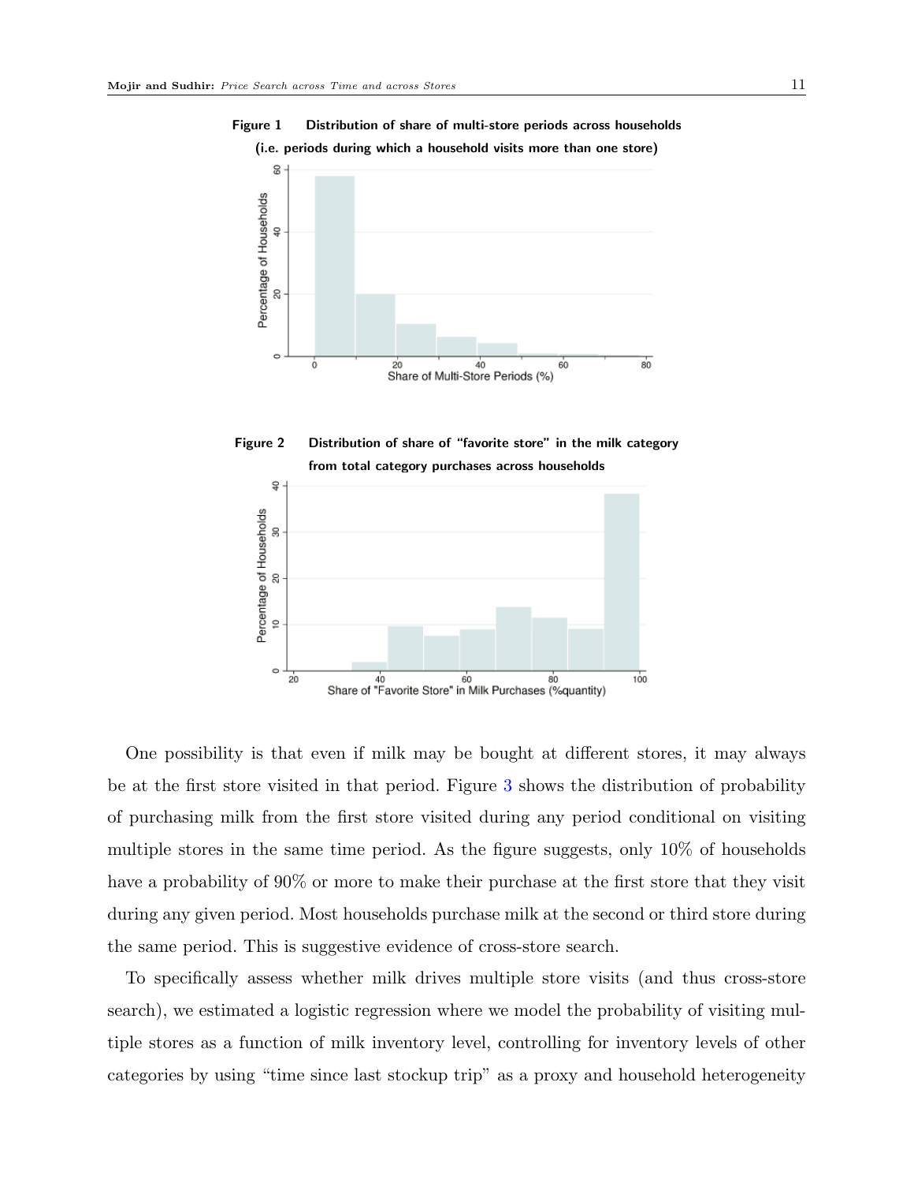**Figure 1** Distribution of share of multi-store periods across households (i.e. periods during which a household visits more than one store)

**Figure 2** Distribution of share of "favorite store" in the milk category from total category purchases across households

One possibility is that even if milk may be bought at different stores, it may always be at the first store visited in that period. Figure 3 shows the distribution of probability of purchasing milk from the first store visited during any period conditional on visiting multiple stores in the same time period. As the figure suggests, only 10% of households have a probability of 90% or more to make their purchase at the first store that they visit during any given period. Most households purchase milk at the second or third store during the same period. This is suggestive evidence of cross-store search.

To specifically assess whether milk drives multiple store visits (and thus cross-store search), we estimated a logistic regression where we model the probability of visiting multiple stores as a function of milk inventory level, controlling for inventory levels of other categories by using "time since last stockup trip" as a proxy and household heterogeneity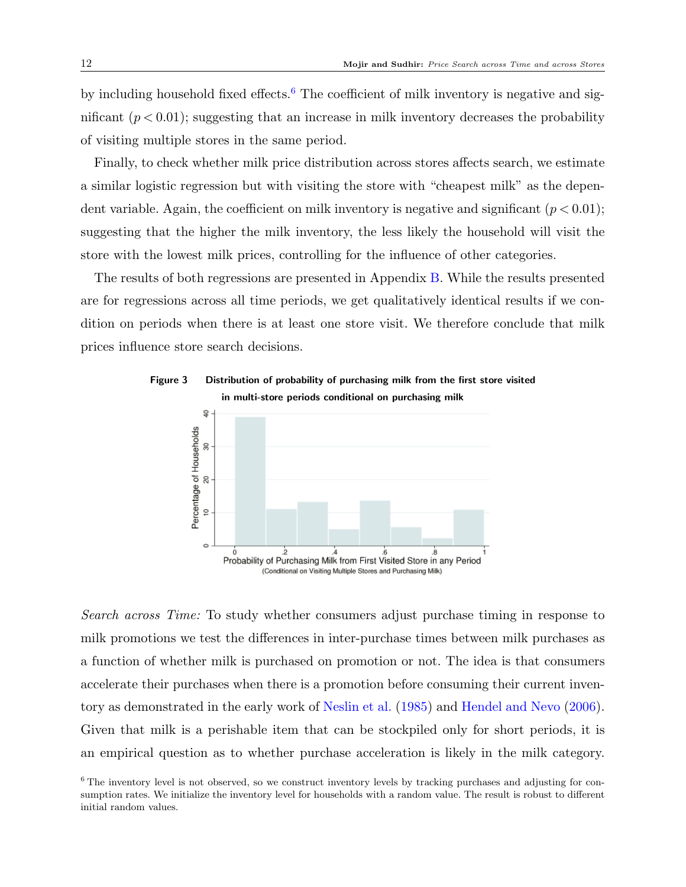by including household fixed effects.[6] The coefficient of milk inventory is negative and significant ($p < 0.01$); suggesting that an increase in milk inventory decreases the probability of visiting multiple stores in the same period.

Finally, to check whether milk price distribution across stores affects search, we estimate a similar logistic regression but with visiting the store with "cheapest milk" as the dependent variable. Again, the coefficient on milk inventory is negative and significant ($p < 0.01$); suggesting that the higher the milk inventory, the less likely the household will visit the store with the lowest milk prices, controlling for the influence of other categories.

The results of both regressions are presented in Appendix B. While the results presented are for regressions across all time periods, we get qualitatively identical results if we condition on periods when there is at least one store visit. We therefore conclude that milk prices influence store search decisions.

**Figure 3** Distribution of probability of purchasing milk from the first store visited in multi-store periods conditional on purchasing milk

*Search across Time:* To study whether consumers adjust purchase timing in response to milk promotions we test the differences in inter-purchase times between milk purchases as a function of whether milk is purchased on promotion or not. The idea is that consumers accelerate their purchases when there is a promotion before consuming their current inventory as demonstrated in the early work of Neslin et al. (1985) and Hendel and Nevo (2006). Given that milk is a perishable item that can be stockpiled only for short periods, it is an empirical question as to whether purchase acceleration is likely in the milk category.

[6] The inventory level is not observed, so we construct inventory levels by tracking purchases and adjusting for consumption rates. We initialize the inventory level for households with a random value. The result is robust to different initial random values.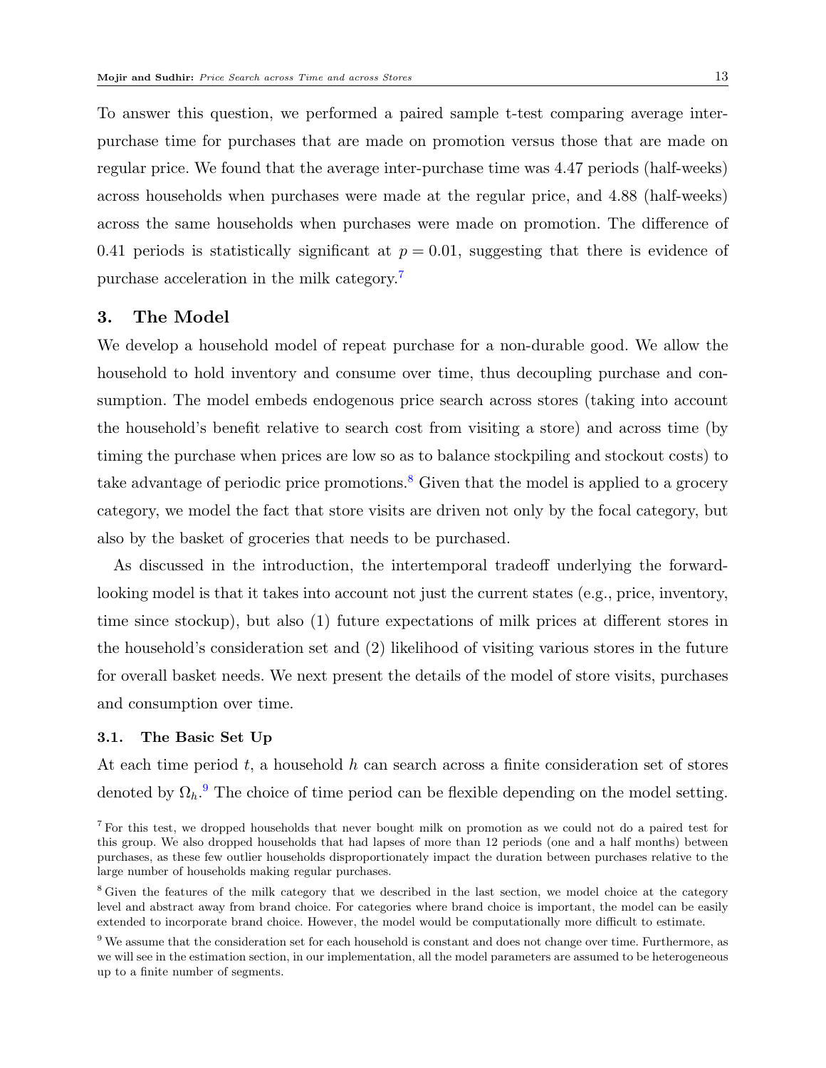To answer this question, we performed a paired sample t-test comparing average inter-purchase time for purchases that are made on promotion versus those that are made on regular price. We found that the average inter-purchase time was 4.47 periods (half-weeks) across households when purchases were made at the regular price, and 4.88 (half-weeks) across the same households when purchases were made on promotion. The difference of 0.41 periods is statistically significant at $p = 0.01$, suggesting that there is evidence of purchase acceleration in the milk category.[7]

## 3. The Model

We develop a household model of repeat purchase for a non-durable good. We allow the household to hold inventory and consume over time, thus decoupling purchase and consumption. The model embeds endogenous price search across stores (taking into account the household's benefit relative to search cost from visiting a store) and across time (by timing the purchase when prices are low so as to balance stockpiling and stockout costs) to take advantage of periodic price promotions.[8] Given that the model is applied to a grocery category, we model the fact that store visits are driven not only by the focal category, but also by the basket of groceries that needs to be purchased.

As discussed in the introduction, the intertemporal tradeoff underlying the forward-looking model is that it takes into account not just the current states (e.g., price, inventory, time since stockup), but also (1) future expectations of milk prices at different stores in the household's consideration set and (2) likelihood of visiting various stores in the future for overall basket needs. We next present the details of the model of store visits, purchases and consumption over time.

### 3.1. The Basic Set Up

At each time period $t$, a household $h$ can search across a finite consideration set of stores denoted by $\Omega_h$.[9] The choice of time period can be flexible depending on the model setting.

[7] For this test, we dropped households that never bought milk on promotion as we could not do a paired test for this group. We also dropped households that had lapses of more than 12 periods (one and a half months) between purchases, as these few outlier households disproportionately impact the duration between purchases relative to the large number of households making regular purchases.

[8] Given the features of the milk category that we described in the last section, we model choice at the category level and abstract away from brand choice. For categories where brand choice is important, the model can be easily extended to incorporate brand choice. However, the model would be computationally more difficult to estimate.

[9] We assume that the consideration set for each household is constant and does not change over time. Furthermore, as we will see in the estimation section, in our implementation, all the model parameters are assumed to be heterogeneous up to a finite number of segments.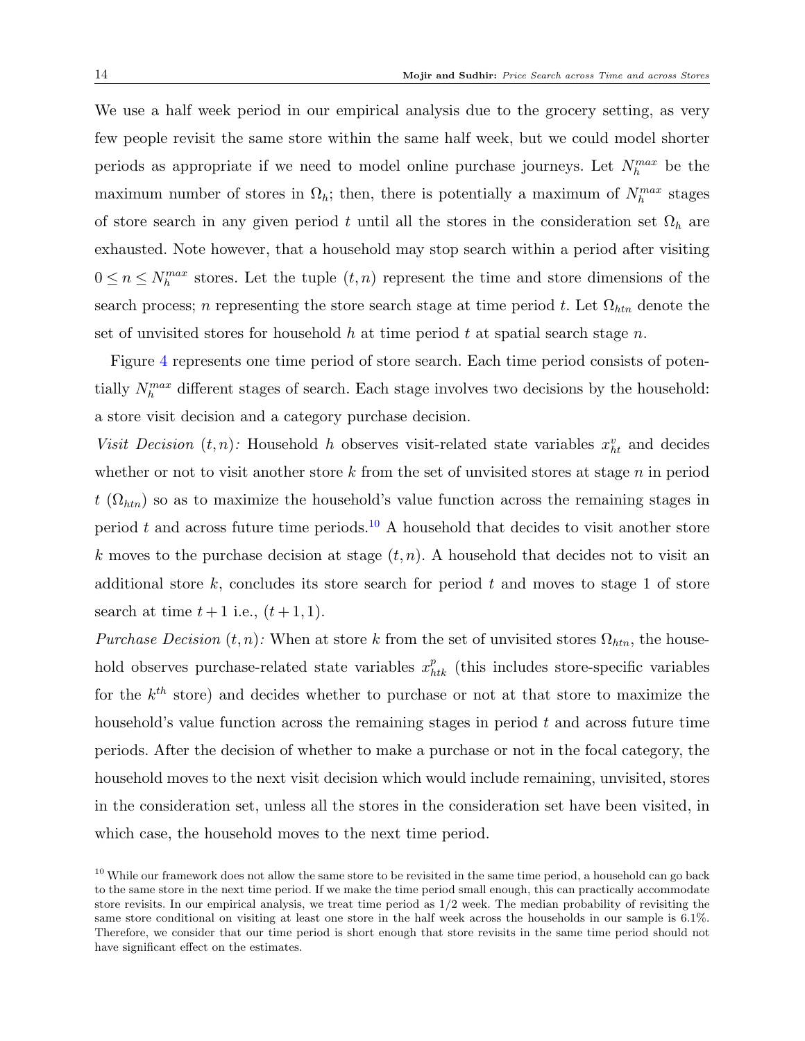We use a half week period in our empirical analysis due to the grocery setting, as very few people revisit the same store within the same half week, but we could model shorter periods as appropriate if we need to model online purchase journeys. Let $N_h^{max}$ be the maximum number of stores in $\Omega_h$; then, there is potentially a maximum of $N_h^{max}$ stages of store search in any given period $t$ until all the stores in the consideration set $\Omega_h$ are exhausted. Note however, that a household may stop search within a period after visiting $0 \leq n \leq N_h^{max}$ stores. Let the tuple $(t, n)$ represent the time and store dimensions of the search process; $n$ representing the store search stage at time period $t$. Let $\Omega_{htn}$ denote the set of unvisited stores for household $h$ at time period $t$ at spatial search stage $n$.

Figure 4 represents one time period of store search. Each time period consists of potentially $N_h^{max}$ different stages of search. Each stage involves two decisions by the household: a store visit decision and a category purchase decision.

*Visit Decision* $(t, n)$*:* Household $h$ observes visit-related state variables $x_{ht}^v$ and decides whether or not to visit another store $k$ from the set of unvisited stores at stage $n$ in period $t$ $(\Omega_{htn})$ so as to maximize the household's value function across the remaining stages in period $t$ and across future time periods.[10] A household that decides to visit another store $k$ moves to the purchase decision at stage $(t, n)$. A household that decides not to visit an additional store $k$, concludes its store search for period $t$ and moves to stage 1 of store search at time $t+1$ i.e., $(t+1, 1)$.

*Purchase Decision* $(t, n)$*:* When at store $k$ from the set of unvisited stores $\Omega_{htn}$, the household observes purchase-related state variables $x_{htk}^p$ (this includes store-specific variables for the $k^{th}$ store) and decides whether to purchase or not at that store to maximize the household's value function across the remaining stages in period $t$ and across future time periods. After the decision of whether to make a purchase or not in the focal category, the household moves to the next visit decision which would include remaining, unvisited, stores in the consideration set, unless all the stores in the consideration set have been visited, in which case, the household moves to the next time period.

[10] While our framework does not allow the same store to be revisited in the same time period, a household can go back to the same store in the next time period. If we make the time period small enough, this can practically accommodate store revisits. In our empirical analysis, we treat time period as 1/2 week. The median probability of revisiting the same store conditional on visiting at least one store in the half week across the households in our sample is 6.1%. Therefore, we consider that our time period is short enough that store revisits in the same time period should not have significant effect on the estimates.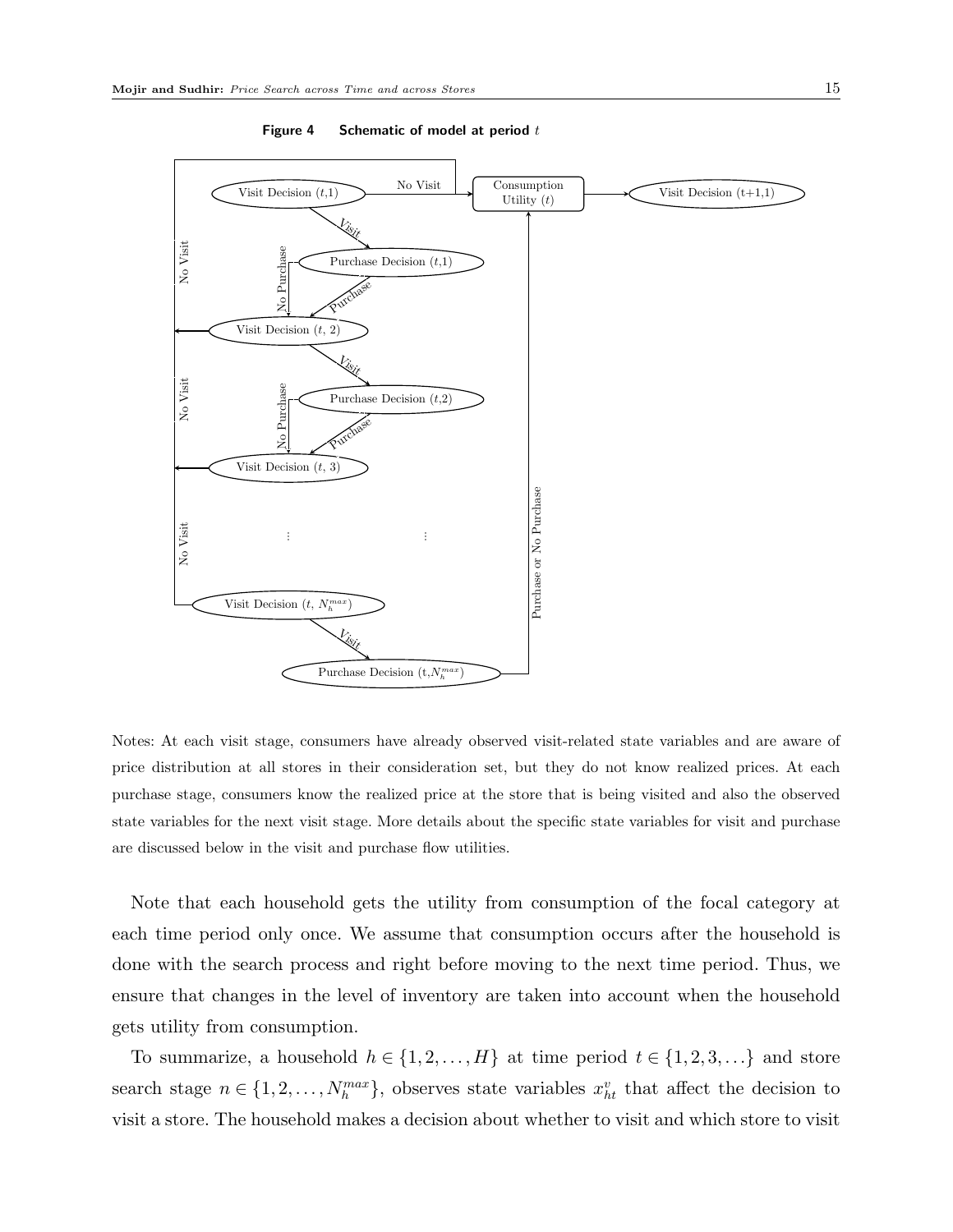**Figure 4  Schematic of model at period $t$**

Notes: At each visit stage, consumers have already observed visit-related state variables and are aware of price distribution at all stores in their consideration set, but they do not know realized prices. At each purchase stage, consumers know the realized price at the store that is being visited and also the observed state variables for the next visit stage. More details about the specific state variables for visit and purchase are discussed below in the visit and purchase flow utilities.

Note that each household gets the utility from consumption of the focal category at each time period only once. We assume that consumption occurs after the household is done with the search process and right before moving to the next time period. Thus, we ensure that changes in the level of inventory are taken into account when the household gets utility from consumption.

To summarize, a household $h \in \{1, 2, \ldots, H\}$ at time period $t \in \{1, 2, 3, \ldots\}$ and store search stage $n \in \{1, 2, \ldots, N_h^{max}\}$, observes state variables $x_{ht}^{v}$ that affect the decision to visit a store. The household makes a decision about whether to visit and which store to visit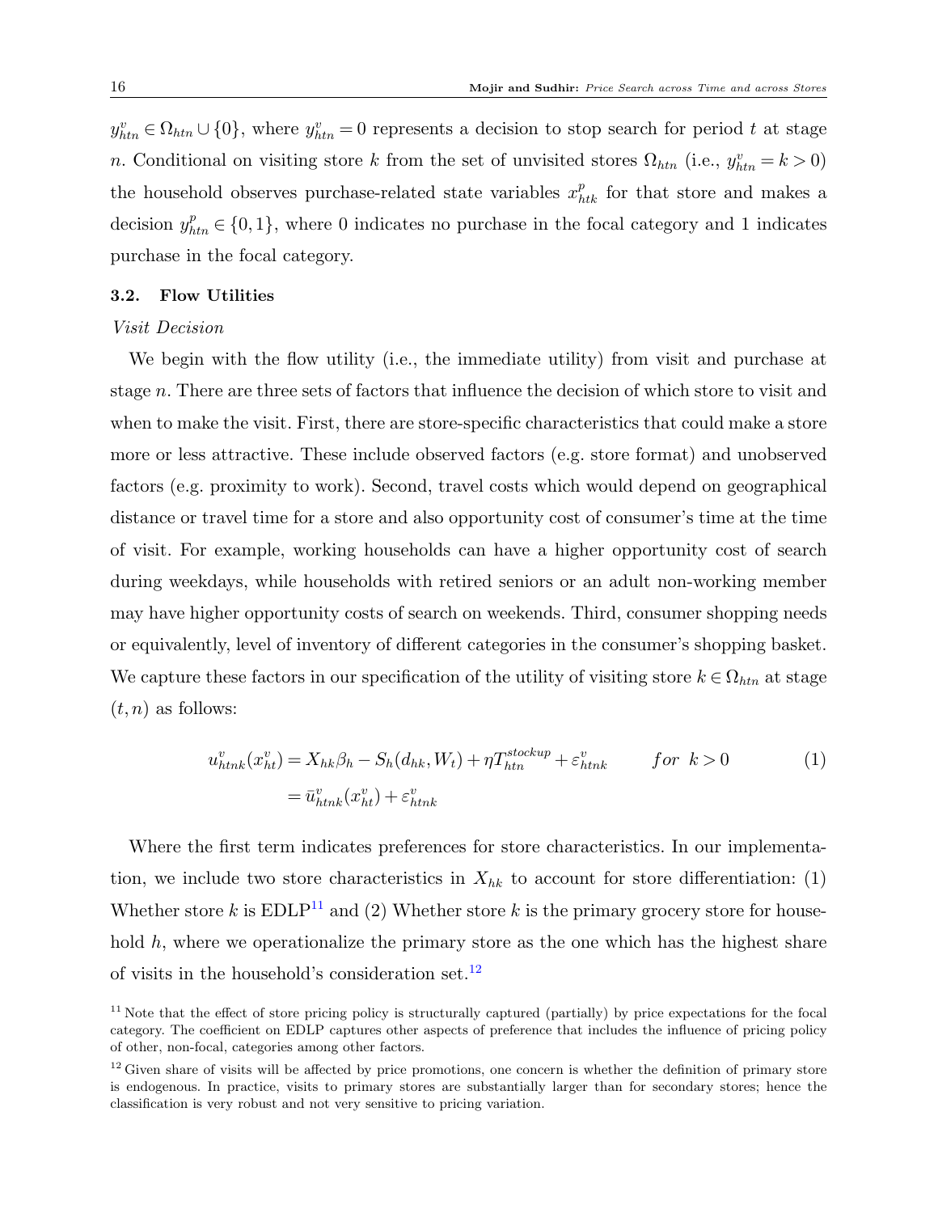$y^v_{htn} \in \Omega_{htn} \cup \{0\}$, where $y^v_{htn} = 0$ represents a decision to stop search for period $t$ at stage $n$. Conditional on visiting store $k$ from the set of unvisited stores $\Omega_{htn}$ (i.e., $y^v_{htn} = k > 0$) the household observes purchase-related state variables $x^p_{htk}$ for that store and makes a decision $y^p_{htn} \in \{0,1\}$, where 0 indicates no purchase in the focal category and 1 indicates purchase in the focal category.

### 3.2. Flow Utilities

*Visit Decision*

We begin with the flow utility (i.e., the immediate utility) from visit and purchase at stage $n$. There are three sets of factors that influence the decision of which store to visit and when to make the visit. First, there are store-specific characteristics that could make a store more or less attractive. These include observed factors (e.g. store format) and unobserved factors (e.g. proximity to work). Second, travel costs which would depend on geographical distance or travel time for a store and also opportunity cost of consumer's time at the time of visit. For example, working households can have a higher opportunity cost of search during weekdays, while households with retired seniors or an adult non-working member may have higher opportunity costs of search on weekends. Third, consumer shopping needs or equivalently, level of inventory of different categories in the consumer's shopping basket. We capture these factors in our specification of the utility of visiting store $k \in \Omega_{htn}$ at stage $(t,n)$ as follows:

$$
\begin{aligned}
u^v_{htnk}(x^v_{ht}) &= X_{hk}\beta_h - S_h(d_{hk}, W_t) + \eta T^{stockup}_{htn} + \varepsilon^v_{htnk} \qquad for \;\; k > 0 \\
&= \bar{u}^v_{htnk}(x^v_{ht}) + \varepsilon^v_{htnk}
\end{aligned}
\tag{1}
$$

Where the first term indicates preferences for store characteristics. In our implementation, we include two store characteristics in $X_{hk}$ to account for store differentiation: (1) Whether store $k$ is EDLP[11] and (2) Whether store $k$ is the primary grocery store for household $h$, where we operationalize the primary store as the one which has the highest share of visits in the household's consideration set.[12]

[11] Note that the effect of store pricing policy is structurally captured (partially) by price expectations for the focal category. The coefficient on EDLP captures other aspects of preference that includes the influence of pricing policy of other, non-focal, categories among other factors.

[12] Given share of visits will be affected by price promotions, one concern is whether the definition of primary store is endogenous. In practice, visits to primary stores are substantially larger than for secondary stores; hence the classification is very robust and not very sensitive to pricing variation.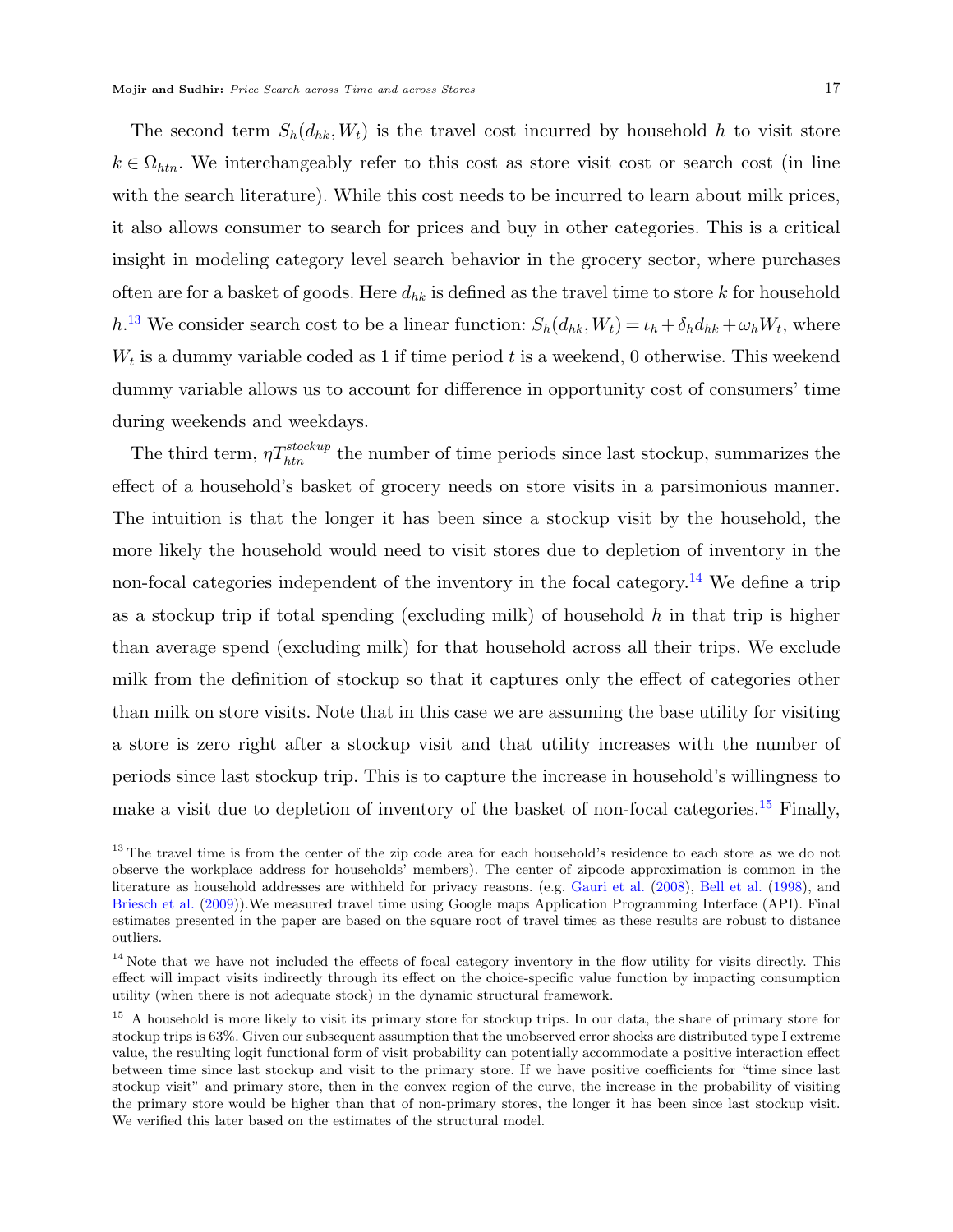The second term $S_h(d_{hk}, W_t)$ is the travel cost incurred by household $h$ to visit store $k \in \Omega_{htn}$. We interchangeably refer to this cost as store visit cost or search cost (in line with the search literature). While this cost needs to be incurred to learn about milk prices, it also allows consumer to search for prices and buy in other categories. This is a critical insight in modeling category level search behavior in the grocery sector, where purchases often are for a basket of goods. Here $d_{hk}$ is defined as the travel time to store $k$ for household $h$.[13] We consider search cost to be a linear function: $S_h(d_{hk}, W_t) = \iota_h + \delta_h d_{hk} + \omega_h W_t$, where $W_t$ is a dummy variable coded as 1 if time period $t$ is a weekend, 0 otherwise. This weekend dummy variable allows us to account for difference in opportunity cost of consumers' time during weekends and weekdays.

The third term, $\eta T_{htn}^{stockup}$ the number of time periods since last stockup, summarizes the effect of a household's basket of grocery needs on store visits in a parsimonious manner. The intuition is that the longer it has been since a stockup visit by the household, the more likely the household would need to visit stores due to depletion of inventory in the non-focal categories independent of the inventory in the focal category.[14] We define a trip as a stockup trip if total spending (excluding milk) of household $h$ in that trip is higher than average spend (excluding milk) for that household across all their trips. We exclude milk from the definition of stockup so that it captures only the effect of categories other than milk on store visits. Note that in this case we are assuming the base utility for visiting a store is zero right after a stockup visit and that utility increases with the number of periods since last stockup trip. This is to capture the increase in household's willingness to make a visit due to depletion of inventory of the basket of non-focal categories.[15] Finally,

[13] The travel time is from the center of the zip code area for each household's residence to each store as we do not observe the workplace address for households' members). The center of zipcode approximation is common in the literature as household addresses are withheld for privacy reasons. (e.g. Gauri et al. (2008), Bell et al. (1998), and Briesch et al. (2009)).We measured travel time using Google maps Application Programming Interface (API). Final estimates presented in the paper are based on the square root of travel times as these results are robust to distance outliers.

[14] Note that we have not included the effects of focal category inventory in the flow utility for visits directly. This effect will impact visits indirectly through its effect on the choice-specific value function by impacting consumption utility (when there is not adequate stock) in the dynamic structural framework.

[15] A household is more likely to visit its primary store for stockup trips. In our data, the share of primary store for stockup trips is 63%. Given our subsequent assumption that the unobserved error shocks are distributed type I extreme value, the resulting logit functional form of visit probability can potentially accommodate a positive interaction effect between time since last stockup and visit to the primary store. If we have positive coefficients for "time since last stockup visit" and primary store, then in the convex region of the curve, the increase in the probability of visiting the primary store would be higher than that of non-primary stores, the longer it has been since last stockup visit. We verified this later based on the estimates of the structural model.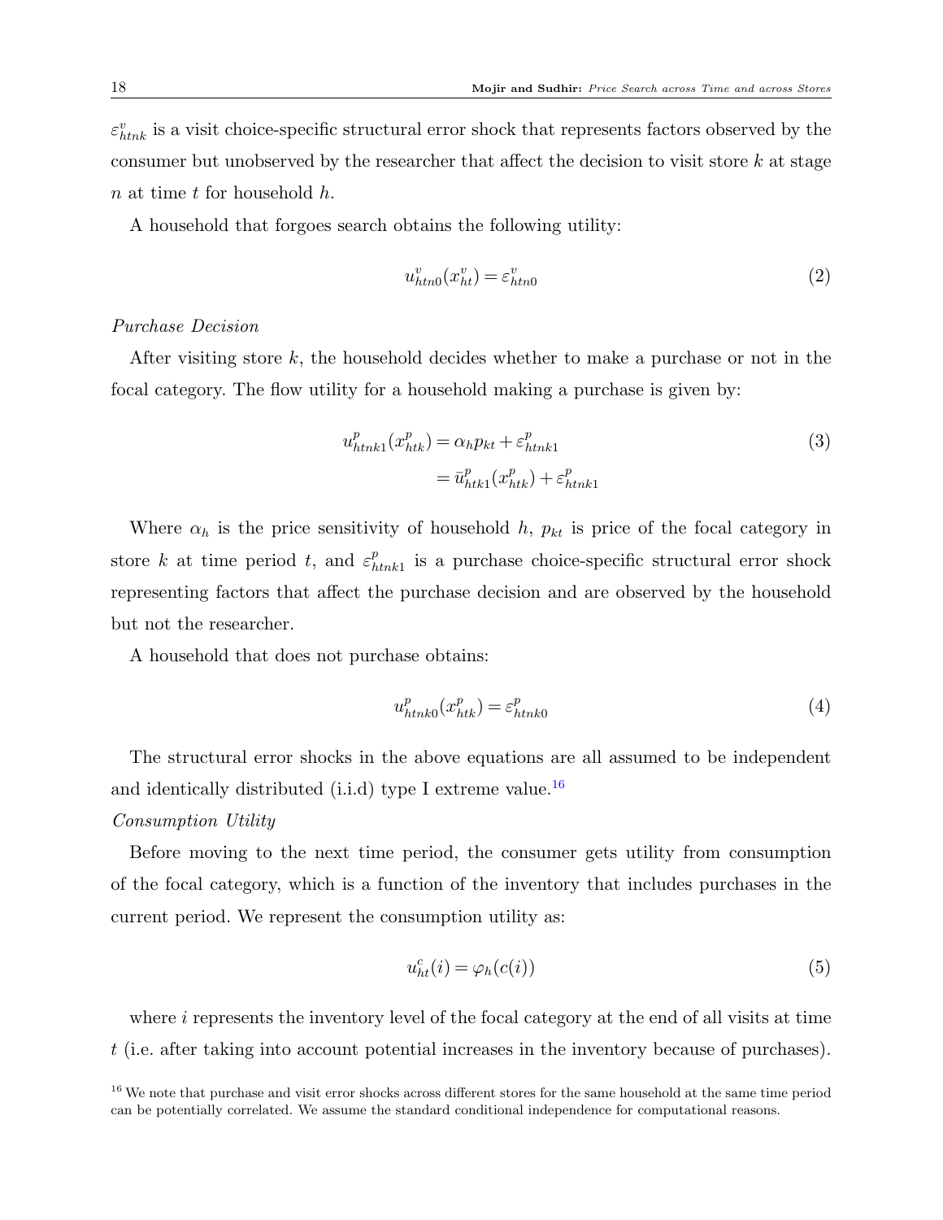$\varepsilon^v_{htnk}$ is a visit choice-specific structural error shock that represents factors observed by the consumer but unobserved by the researcher that affect the decision to visit store $k$ at stage $n$ at time $t$ for household $h$.

A household that forgoes search obtains the following utility:

$$u^v_{htn0}(x^v_{ht}) = \varepsilon^v_{htn0} \tag{2}$$

*Purchase Decision*

After visiting store $k$, the household decides whether to make a purchase or not in the focal category. The flow utility for a household making a purchase is given by:

$$\begin{aligned} u^p_{htnk1}(x^p_{htk}) &= \alpha_h p_{kt} + \varepsilon^p_{htnk1} \\ &= \bar{u}^p_{htk1}(x^p_{htk}) + \varepsilon^p_{htnk1} \end{aligned} \tag{3}$$

Where $\alpha_h$ is the price sensitivity of household $h$, $p_{kt}$ is price of the focal category in store $k$ at time period $t$, and $\varepsilon^p_{htnk1}$ is a purchase choice-specific structural error shock representing factors that affect the purchase decision and are observed by the household but not the researcher.

A household that does not purchase obtains:

$$u^p_{htnk0}(x^p_{htk}) = \varepsilon^p_{htnk0} \tag{4}$$

The structural error shocks in the above equations are all assumed to be independent and identically distributed (i.i.d) type I extreme value.[16]

*Consumption Utility*

Before moving to the next time period, the consumer gets utility from consumption of the focal category, which is a function of the inventory that includes purchases in the current period. We represent the consumption utility as:

$$u^c_{ht}(i) = \varphi_h(c(i)) \tag{5}$$

where $i$ represents the inventory level of the focal category at the end of all visits at time $t$ (i.e. after taking into account potential increases in the inventory because of purchases).

[16] We note that purchase and visit error shocks across different stores for the same household at the same time period can be potentially correlated. We assume the standard conditional independence for computational reasons.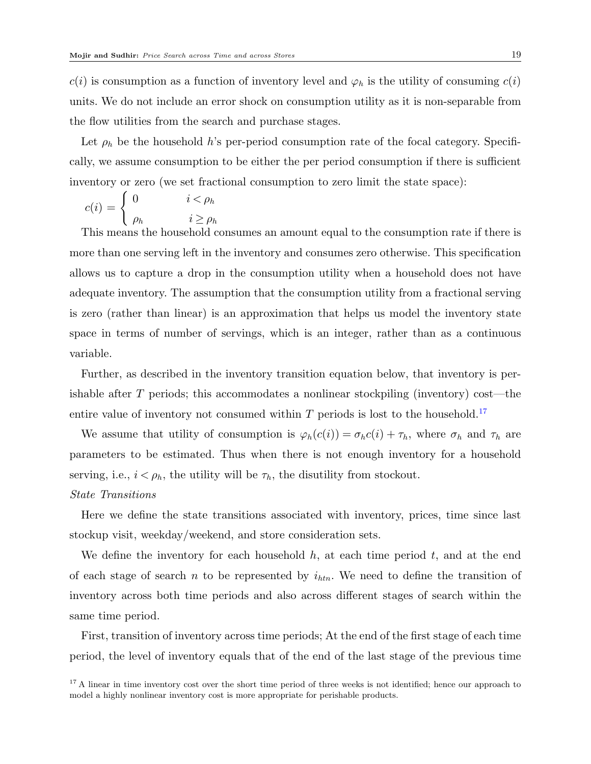$c(i)$ is consumption as a function of inventory level and $\varphi_h$ is the utility of consuming $c(i)$ units. We do not include an error shock on consumption utility as it is non-separable from the flow utilities from the search and purchase stages.

Let $\rho_h$ be the household $h$'s per-period consumption rate of the focal category. Specifically, we assume consumption to be either the per period consumption if there is sufficient inventory or zero (we set fractional consumption to zero limit the state space):

$$c(i) = \begin{cases} 0 & i < \rho_h \\ \rho_h & i \geq \rho_h \end{cases}$$

This means the household consumes an amount equal to the consumption rate if there is more than one serving left in the inventory and consumes zero otherwise. This specification allows us to capture a drop in the consumption utility when a household does not have adequate inventory. The assumption that the consumption utility from a fractional serving is zero (rather than linear) is an approximation that helps us model the inventory state space in terms of number of servings, which is an integer, rather than as a continuous variable.

Further, as described in the inventory transition equation below, that inventory is perishable after $T$ periods; this accommodates a nonlinear stockpiling (inventory) cost—the entire value of inventory not consumed within $T$ periods is lost to the household.[17]

We assume that utility of consumption is $\varphi_h(c(i)) = \sigma_h c(i) + \tau_h$, where $\sigma_h$ and $\tau_h$ are parameters to be estimated. Thus when there is not enough inventory for a household serving, i.e., $i < \rho_h$, the utility will be $\tau_h$, the disutility from stockout.

*State Transitions*

Here we define the state transitions associated with inventory, prices, time since last stockup visit, weekday/weekend, and store consideration sets.

We define the inventory for each household $h$, at each time period $t$, and at the end of each stage of search $n$ to be represented by $i_{htn}$. We need to define the transition of inventory across both time periods and also across different stages of search within the same time period.

First, transition of inventory across time periods; At the end of the first stage of each time period, the level of inventory equals that of the end of the last stage of the previous time

[17] A linear in time inventory cost over the short time period of three weeks is not identified; hence our approach to model a highly nonlinear inventory cost is more appropriate for perishable products.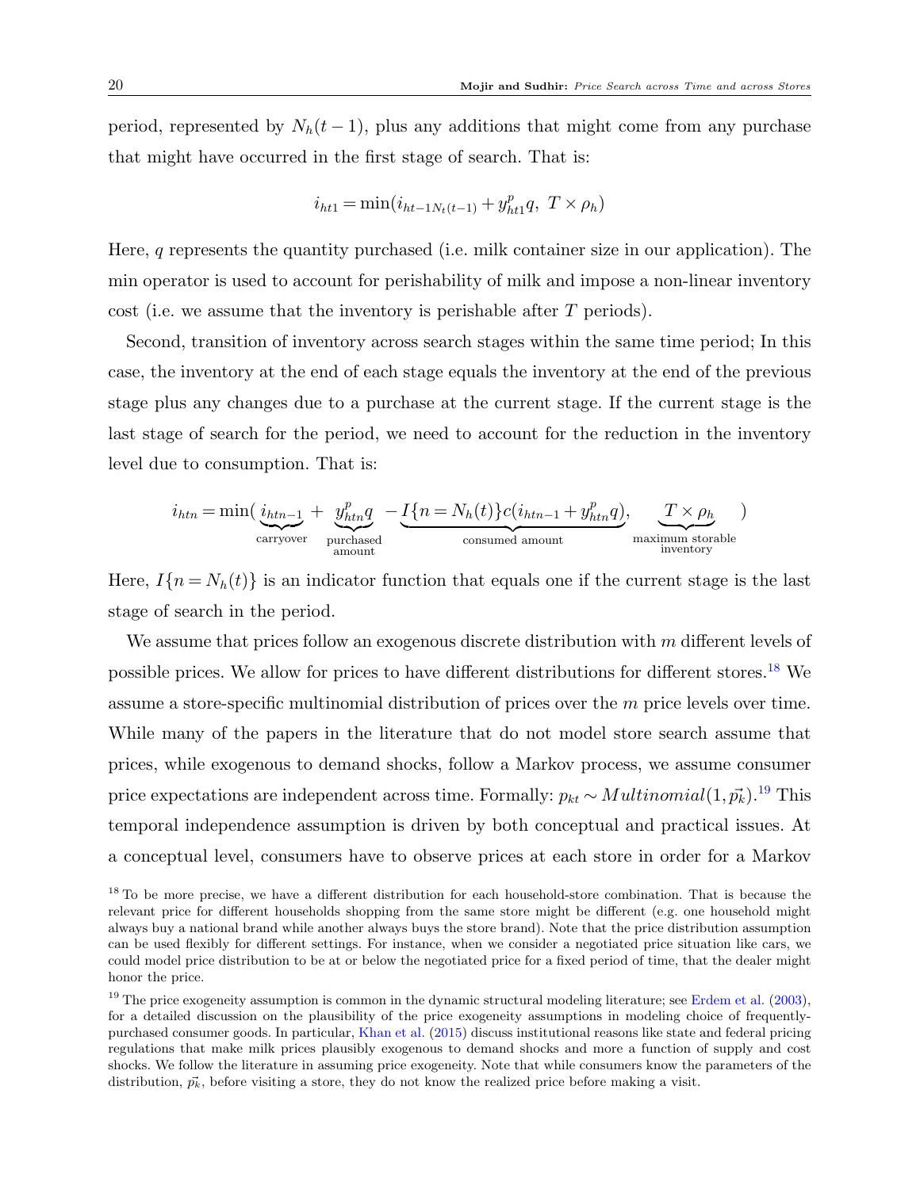period, represented by $N_h(t-1)$, plus any additions that might come from any purchase that might have occurred in the first stage of search. That is:

$$i_{ht1} = \min(i_{ht-1N_t(t-1)} + y^p_{ht1}q,\ T \times \rho_h)$$

Here, $q$ represents the quantity purchased (i.e. milk container size in our application). The min operator is used to account for perishability of milk and impose a non-linear inventory cost (i.e. we assume that the inventory is perishable after $T$ periods).

Second, transition of inventory across search stages within the same time period; In this case, the inventory at the end of each stage equals the inventory at the end of the previous stage plus any changes due to a purchase at the current stage. If the current stage is the last stage of search for the period, we need to account for the reduction in the inventory level due to consumption. That is:

$$i_{htn} = \min(\underbrace{i_{htn-1}}_{\text{carryover}} + \underbrace{y^p_{htn}q}_{\substack{\text{purchased}\\\text{amount}}} - \underbrace{I\{n = N_h(t)\}c(i_{htn-1} + y^p_{htn}q)}_{\text{consumed amount}},\ \underbrace{T \times \rho_h}_{\substack{\text{maximum storable}\\\text{inventory}}})$$

Here, $I\{n = N_h(t)\}$ is an indicator function that equals one if the current stage is the last stage of search in the period.

We assume that prices follow an exogenous discrete distribution with $m$ different levels of possible prices. We allow for prices to have different distributions for different stores.[18] We assume a store-specific multinomial distribution of prices over the $m$ price levels over time. While many of the papers in the literature that do not model store search assume that prices, while exogenous to demand shocks, follow a Markov process, we assume consumer price expectations are independent across time. Formally: $p_{kt} \sim Multinomial(1, \vec{p_k})$.[19] This temporal independence assumption is driven by both conceptual and practical issues. At a conceptual level, consumers have to observe prices at each store in order for a Markov

[18] To be more precise, we have a different distribution for each household-store combination. That is because the relevant price for different households shopping from the same store might be different (e.g. one household might always buy a national brand while another always buys the store brand). Note that the price distribution assumption can be used flexibly for different settings. For instance, when we consider a negotiated price situation like cars, we could model price distribution to be at or below the negotiated price for a fixed period of time, that the dealer might honor the price.

[19] The price exogeneity assumption is common in the dynamic structural modeling literature; see Erdem et al. (2003), for a detailed discussion on the plausibility of the price exogeneity assumptions in modeling choice of frequently-purchased consumer goods. In particular, Khan et al. (2015) discuss institutional reasons like state and federal pricing regulations that make milk prices plausibly exogenous to demand shocks and more a function of supply and cost shocks. We follow the literature in assuming price exogeneity. Note that while consumers know the parameters of the distribution, $\vec{p_k}$, before visiting a store, they do not know the realized price before making a visit.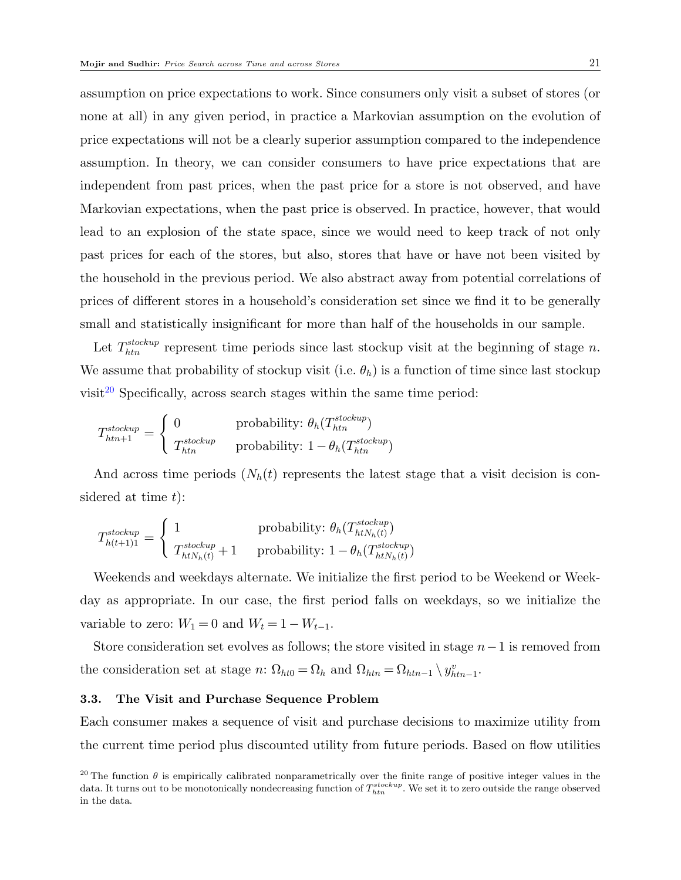assumption on price expectations to work. Since consumers only visit a subset of stores (or none at all) in any given period, in practice a Markovian assumption on the evolution of price expectations will not be a clearly superior assumption compared to the independence assumption. In theory, we can consider consumers to have price expectations that are independent from past prices, when the past price for a store is not observed, and have Markovian expectations, when the past price is observed. In practice, however, that would lead to an explosion of the state space, since we would need to keep track of not only past prices for each of the stores, but also, stores that have or have not been visited by the household in the previous period. We also abstract away from potential correlations of prices of different stores in a household's consideration set since we find it to be generally small and statistically insignificant for more than half of the households in our sample.

Let $T^{stockup}_{htn}$ represent time periods since last stockup visit at the beginning of stage $n$. We assume that probability of stockup visit (i.e. $\theta_h$) is a function of time since last stockup visit[20] Specifically, across search stages within the same time period:

$$T^{stockup}_{htn+1} = \begin{cases} 0 & \text{probability: } \theta_h(T^{stockup}_{htn}) \\ T^{stockup}_{htn} & \text{probability: } 1 - \theta_h(T^{stockup}_{htn}) \end{cases}$$

And across time periods ($N_h(t)$ represents the latest stage that a visit decision is considered at time $t$):

$$T^{stockup}_{h(t+1)1} = \begin{cases} 1 & \text{probability: } \theta_h(T^{stockup}_{htN_h(t)}) \\ T^{stockup}_{htN_h(t)} + 1 & \text{probability: } 1 - \theta_h(T^{stockup}_{htN_h(t)}) \end{cases}$$

Weekends and weekdays alternate. We initialize the first period to be Weekend or Weekday as appropriate. In our case, the first period falls on weekdays, so we initialize the variable to zero: $W_1 = 0$ and $W_t = 1 - W_{t-1}$.

Store consideration set evolves as follows; the store visited in stage $n-1$ is removed from the consideration set at stage $n$: $\Omega_{ht0} = \Omega_h$ and $\Omega_{htn} = \Omega_{htn-1} \setminus y^v_{htn-1}$.

### 3.3. The Visit and Purchase Sequence Problem

Each consumer makes a sequence of visit and purchase decisions to maximize utility from the current time period plus discounted utility from future periods. Based on flow utilities

[20] The function $\theta$ is empirically calibrated nonparametrically over the finite range of positive integer values in the data. It turns out to be monotonically nondecreasing function of $T^{stockup}_{htn}$. We set it to zero outside the range observed in the data.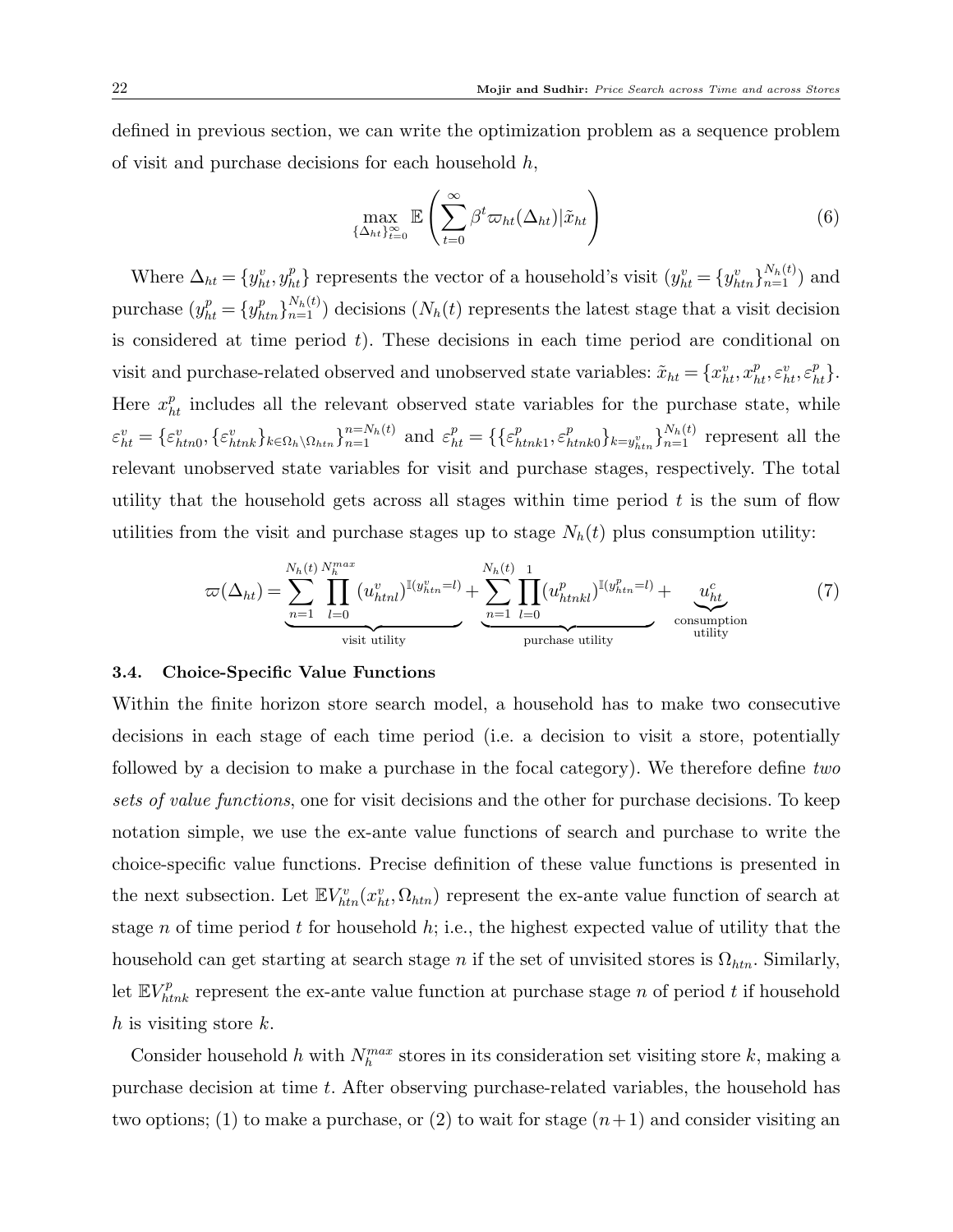defined in previous section, we can write the optimization problem as a sequence problem of visit and purchase decisions for each household $h$,

$$\max_{\{\Delta_{ht}\}_{t=0}^{\infty}} \mathbb{E}\left(\sum_{t=0}^{\infty} \beta^t \varpi_{ht}(\Delta_{ht}) | \tilde{x}_{ht}\right) \tag{6}$$

Where $\Delta_{ht} = \{y_{ht}^v, y_{ht}^p\}$ represents the vector of a household's visit ($y_{ht}^v = \{y_{htn}^v\}_{n=1}^{N_h(t)}$) and purchase ($y_{ht}^p = \{y_{htn}^p\}_{n=1}^{N_h(t)}$) decisions ($N_h(t)$ represents the latest stage that a visit decision is considered at time period $t$). These decisions in each time period are conditional on visit and purchase-related observed and unobserved state variables: $\tilde{x}_{ht} = \{x_{ht}^v, x_{ht}^p, \varepsilon_{ht}^v, \varepsilon_{ht}^p\}$. Here $x_{ht}^p$ includes all the relevant observed state variables for the purchase state, while $\varepsilon_{ht}^v = \{\varepsilon_{htn0}^v, \{\varepsilon_{htnk}^v\}_{k\in\Omega_h\setminus\Omega_{htn}}\}_{n=1}^{n=N_h(t)}$ and $\varepsilon_{ht}^p = \{\{\varepsilon_{htnk1}^p, \varepsilon_{htnk0}^p\}_{k=y_{htn}^v}\}_{n=1}^{N_h(t)}$ represent all the relevant unobserved state variables for visit and purchase stages, respectively. The total utility that the household gets across all stages within time period $t$ is the sum of flow utilities from the visit and purchase stages up to stage $N_h(t)$ plus consumption utility:

$$\varpi(\Delta_{ht}) = \underbrace{\sum_{n=1}^{N_h(t)} \prod_{l=0}^{N_h^{max}} (u_{htnl}^v)^{\mathbb{I}(y_{htn}^v=l)}}_{\text{visit utility}} + \underbrace{\sum_{n=1}^{N_h(t)} \prod_{l=0}^{1} (u_{htnkl}^p)^{\mathbb{I}(y_{htn}^p=l)}}_{\text{purchase utility}} + \underbrace{u_{ht}^c}_{\substack{\text{consumption}\\ \text{utility}}} \tag{7}$$

### 3.4. Choice-Specific Value Functions

Within the finite horizon store search model, a household has to make two consecutive decisions in each stage of each time period (i.e. a decision to visit a store, potentially followed by a decision to make a purchase in the focal category). We therefore define *two sets of value functions*, one for visit decisions and the other for purchase decisions. To keep notation simple, we use the ex-ante value functions of search and purchase to write the choice-specific value functions. Precise definition of these value functions is presented in the next subsection. Let $\mathbb{E}V_{htn}^v(x_{ht}^v, \Omega_{htn})$ represent the ex-ante value function of search at stage $n$ of time period $t$ for household $h$; i.e., the highest expected value of utility that the household can get starting at search stage $n$ if the set of unvisited stores is $\Omega_{htn}$. Similarly, let $\mathbb{E}V_{htnk}^p$ represent the ex-ante value function at purchase stage $n$ of period $t$ if household $h$ is visiting store $k$.

Consider household $h$ with $N_h^{max}$ stores in its consideration set visiting store $k$, making a purchase decision at time $t$. After observing purchase-related variables, the household has two options; (1) to make a purchase, or (2) to wait for stage $(n+1)$ and consider visiting an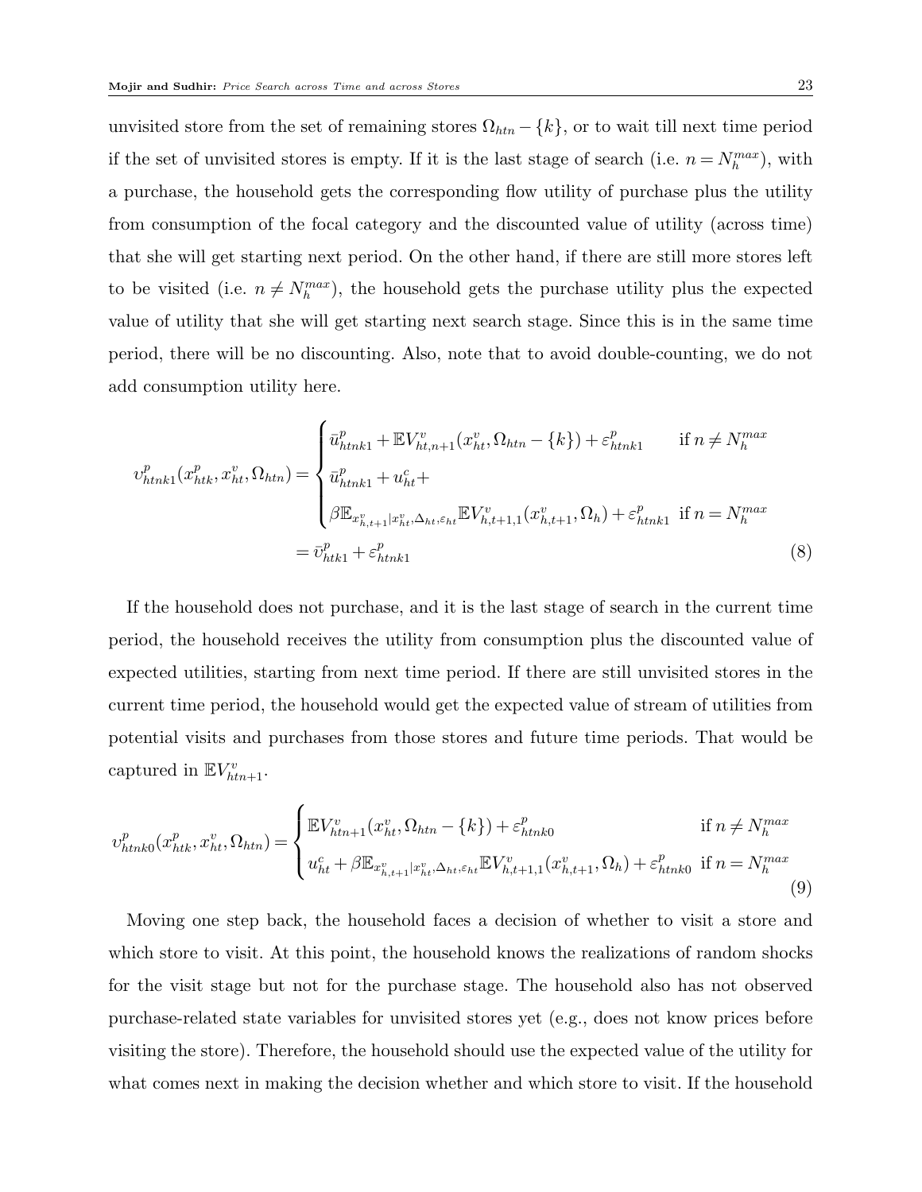unvisited store from the set of remaining stores $\Omega_{htn} - \{k\}$, or to wait till next time period if the set of unvisited stores is empty. If it is the last stage of search (i.e. $n = N_h^{max}$), with a purchase, the household gets the corresponding flow utility of purchase plus the utility from consumption of the focal category and the discounted value of utility (across time) that she will get starting next period. On the other hand, if there are still more stores left to be visited (i.e. $n \neq N_h^{max}$), the household gets the purchase utility plus the expected value of utility that she will get starting next search stage. Since this is in the same time period, there will be no discounting. Also, note that to avoid double-counting, we do not add consumption utility here.

$$
\begin{aligned}
v^p_{htnk1}(x^p_{htk}, x^v_{ht}, \Omega_{htn}) &= \begin{cases} \bar{u}^p_{htnk1} + \mathbb{E}V^v_{ht,n+1}(x^v_{ht}, \Omega_{htn} - \{k\}) + \varepsilon^p_{htnk1} & \text{if } n \neq N_h^{max} \\ \bar{u}^p_{htnk1} + u^c_{ht} + \\ \beta \mathbb{E}_{x^v_{h,t+1}|x^v_{ht}, \Delta_{ht}, \varepsilon_{ht}} \mathbb{E}V^v_{h,t+1,1}(x^v_{h,t+1}, \Omega_h) + \varepsilon^p_{htnk1} & \text{if } n = N_h^{max} \end{cases} \\
&= \bar{v}^p_{htk1} + \varepsilon^p_{htnk1}
\end{aligned} \tag{8}
$$

If the household does not purchase, and it is the last stage of search in the current time period, the household receives the utility from consumption plus the discounted value of expected utilities, starting from next time period. If there are still unvisited stores in the current time period, the household would get the expected value of stream of utilities from potential visits and purchases from those stores and future time periods. That would be captured in $\mathbb{E}V^v_{htn+1}$.

$$
v^p_{htnk0}(x^p_{htk}, x^v_{ht}, \Omega_{htn}) = \begin{cases} \mathbb{E}V^v_{htn+1}(x^v_{ht}, \Omega_{htn} - \{k\}) + \varepsilon^p_{htnk0} & \text{if } n \neq N_h^{max} \\ u^c_{ht} + \beta \mathbb{E}_{x^v_{h,t+1}|x^v_{ht}, \Delta_{ht}, \varepsilon_{ht}} \mathbb{E}V^v_{h,t+1,1}(x^v_{h,t+1}, \Omega_h) + \varepsilon^p_{htnk0} & \text{if } n = N_h^{max} \end{cases} \tag{9}
$$

Moving one step back, the household faces a decision of whether to visit a store and which store to visit. At this point, the household knows the realizations of random shocks for the visit stage but not for the purchase stage. The household also has not observed purchase-related state variables for unvisited stores yet (e.g., does not know prices before visiting the store). Therefore, the household should use the expected value of the utility for what comes next in making the decision whether and which store to visit. If the household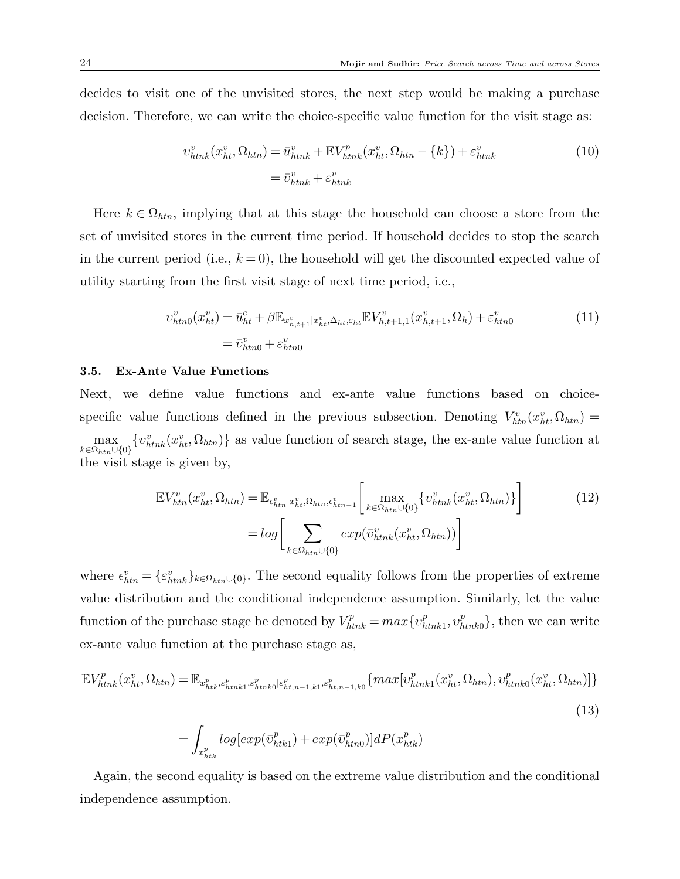decides to visit one of the unvisited stores, the next step would be making a purchase decision. Therefore, we can write the choice-specific value function for the visit stage as:

$$
\begin{aligned}
\upsilon^v_{htnk}(x^v_{ht}, \Omega_{htn}) &= \bar{u}^v_{htnk} + \mathbb{E}V^p_{htnk}(x^v_{ht}, \Omega_{htn} - \{k\}) + \varepsilon^v_{htnk} \\
&= \bar{\upsilon}^v_{htnk} + \varepsilon^v_{htnk}
\end{aligned}
\tag{10}
$$

Here $k \in \Omega_{htn}$, implying that at this stage the household can choose a store from the set of unvisited stores in the current time period. If household decides to stop the search in the current period (i.e., $k = 0$), the household will get the discounted expected value of utility starting from the first visit stage of next time period, i.e.,

$$
\begin{aligned}
\upsilon^v_{htn0}(x^v_{ht}) &= \bar{u}^c_{ht} + \beta \mathbb{E}_{x^v_{h,t+1}|x^v_{ht}, \Delta_{ht}, \varepsilon_{ht}} \mathbb{E}V^v_{h,t+1,1}(x^v_{h,t+1}, \Omega_h) + \varepsilon^v_{htn0} \\
&= \bar{\upsilon}^v_{htn0} + \varepsilon^v_{htn0}
\end{aligned}
\tag{11}
$$

### 3.5. Ex-Ante Value Functions

Next, we define value functions and ex-ante value functions based on choice-specific value functions defined in the previous subsection. Denoting $V^v_{htn}(x^v_{ht}, \Omega_{htn}) = \max_{k \in \Omega_{htn} \cup \{0\}} \{\upsilon^v_{htnk}(x^v_{ht}, \Omega_{htn})\}$ as value function of search stage, the ex-ante value function at the visit stage is given by,

$$
\begin{aligned}
\mathbb{E}V^v_{htn}(x^v_{ht}, \Omega_{htn}) &= \mathbb{E}_{\epsilon^v_{htn}|x^v_{ht}, \Omega_{htn}, \epsilon^v_{htn-1}} \left[ \max_{k \in \Omega_{htn} \cup \{0\}} \{\upsilon^v_{htnk}(x^v_{ht}, \Omega_{htn})\} \right] \\
&= log \left[ \sum_{k \in \Omega_{htn} \cup \{0\}} exp(\bar{\upsilon}^v_{htnk}(x^v_{ht}, \Omega_{htn})) \right]
\end{aligned}
\tag{12}
$$

where $\epsilon^v_{htn} = \{\varepsilon^v_{htnk}\}_{k \in \Omega_{htn} \cup \{0\}}$. The second equality follows from the properties of extreme value distribution and the conditional independence assumption. Similarly, let the value function of the purchase stage be denoted by $V^p_{htnk} = max\{\upsilon^p_{htnk1}, \upsilon^p_{htnk0}\}$, then we can write ex-ante value function at the purchase stage as,

$$
\begin{aligned}
\mathbb{E}V^p_{htnk}(x^v_{ht}, \Omega_{htn}) &= \mathbb{E}_{x^p_{htk}, \varepsilon^p_{htnk1}, \varepsilon^p_{htnk0}|\varepsilon^p_{ht,n-1,k1}, \varepsilon^p_{ht,n-1,k0}} \{max[\upsilon^p_{htnk1}(x^v_{ht}, \Omega_{htn}), \upsilon^p_{htnk0}(x^v_{ht}, \Omega_{htn})]\} \\
&= \int_{x^p_{htk}} log[exp(\bar{\upsilon}^p_{htk1}) + exp(\bar{\upsilon}^p_{htn0})] dP(x^p_{htk})
\end{aligned}
\tag{13}
$$

Again, the second equality is based on the extreme value distribution and the conditional independence assumption.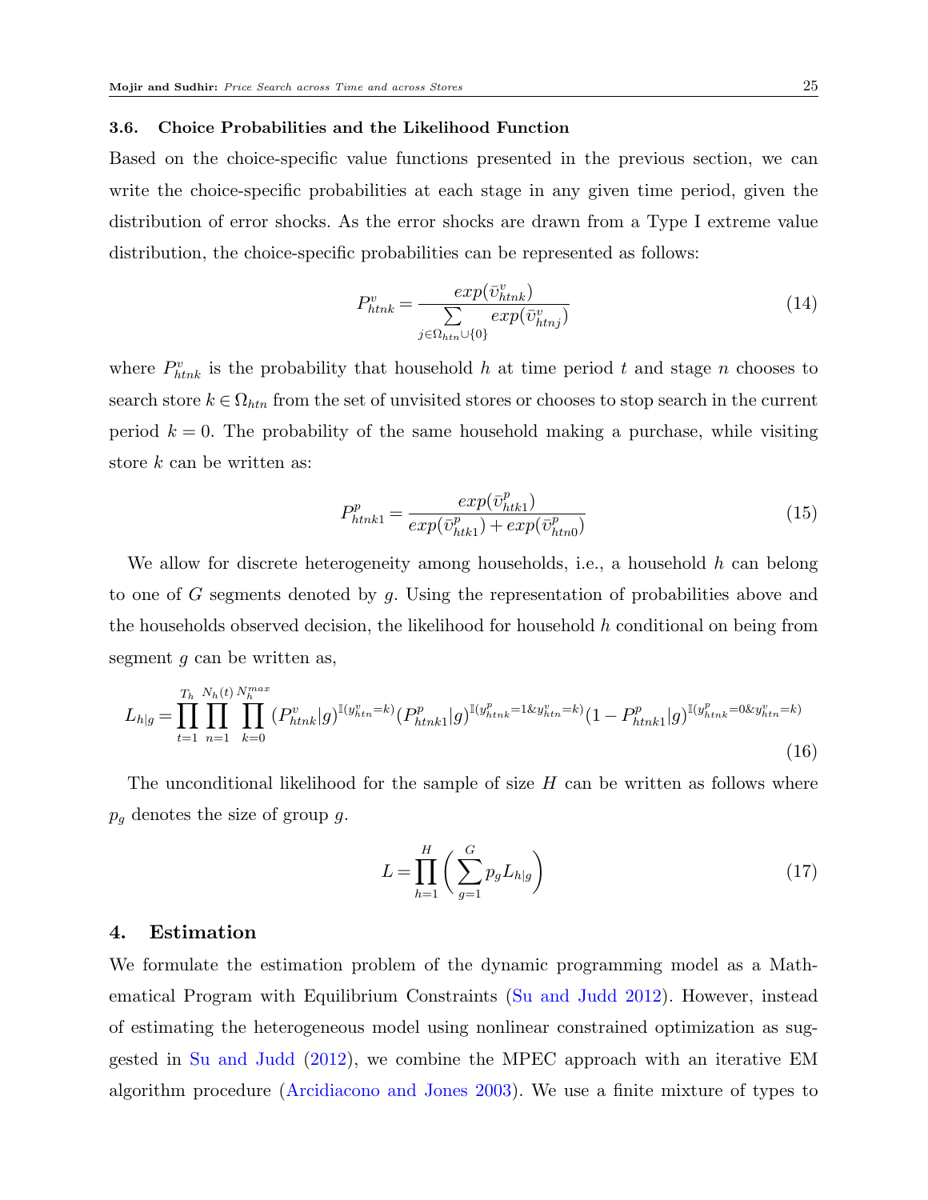### 3.6. Choice Probabilities and the Likelihood Function

Based on the choice-specific value functions presented in the previous section, we can write the choice-specific probabilities at each stage in any given time period, given the distribution of error shocks. As the error shocks are drawn from a Type I extreme value distribution, the choice-specific probabilities can be represented as follows:

$$P^v_{htnk} = \frac{exp(\bar{v}^v_{htnk})}{\sum\limits_{j \in \Omega_{htn} \cup \{0\}} exp(\bar{v}^v_{htnj})} \tag{14}$$

where $P^v_{htnk}$ is the probability that household $h$ at time period $t$ and stage $n$ chooses to search store $k \in \Omega_{htn}$ from the set of unvisited stores or chooses to stop search in the current period $k = 0$. The probability of the same household making a purchase, while visiting store $k$ can be written as:

$$P^p_{htnk1} = \frac{exp(\bar{v}^p_{htk1})}{exp(\bar{v}^p_{htk1}) + exp(\bar{v}^p_{htn0})} \tag{15}$$

We allow for discrete heterogeneity among households, i.e., a household $h$ can belong to one of $G$ segments denoted by $g$. Using the representation of probabilities above and the households observed decision, the likelihood for household $h$ conditional on being from segment $g$ can be written as,

$$L_{h|g} = \prod_{t=1}^{T_h} \prod_{n=1}^{N_h(t)} \prod_{k=0}^{N_h^{max}} (P^v_{htnk}|g)^{\mathbb{I}(y^v_{htn}=k)} (P^p_{htnk1}|g)^{\mathbb{I}(y^p_{htnk}=1 \& y^v_{htn}=k)} (1 - P^p_{htnk1}|g)^{\mathbb{I}(y^p_{htnk}=0 \& y^v_{htn}=k)} \tag{16}$$

The unconditional likelihood for the sample of size $H$ can be written as follows where $p_g$ denotes the size of group $g$.

$$L = \prod_{h=1}^{H} \left( \sum_{g=1}^{G} p_g L_{h|g} \right) \tag{17}$$

## 4. Estimation

We formulate the estimation problem of the dynamic programming model as a Mathematical Program with Equilibrium Constraints (Su and Judd 2012). However, instead of estimating the heterogeneous model using nonlinear constrained optimization as suggested in Su and Judd (2012), we combine the MPEC approach with an iterative EM algorithm procedure (Arcidiacono and Jones 2003). We use a finite mixture of types to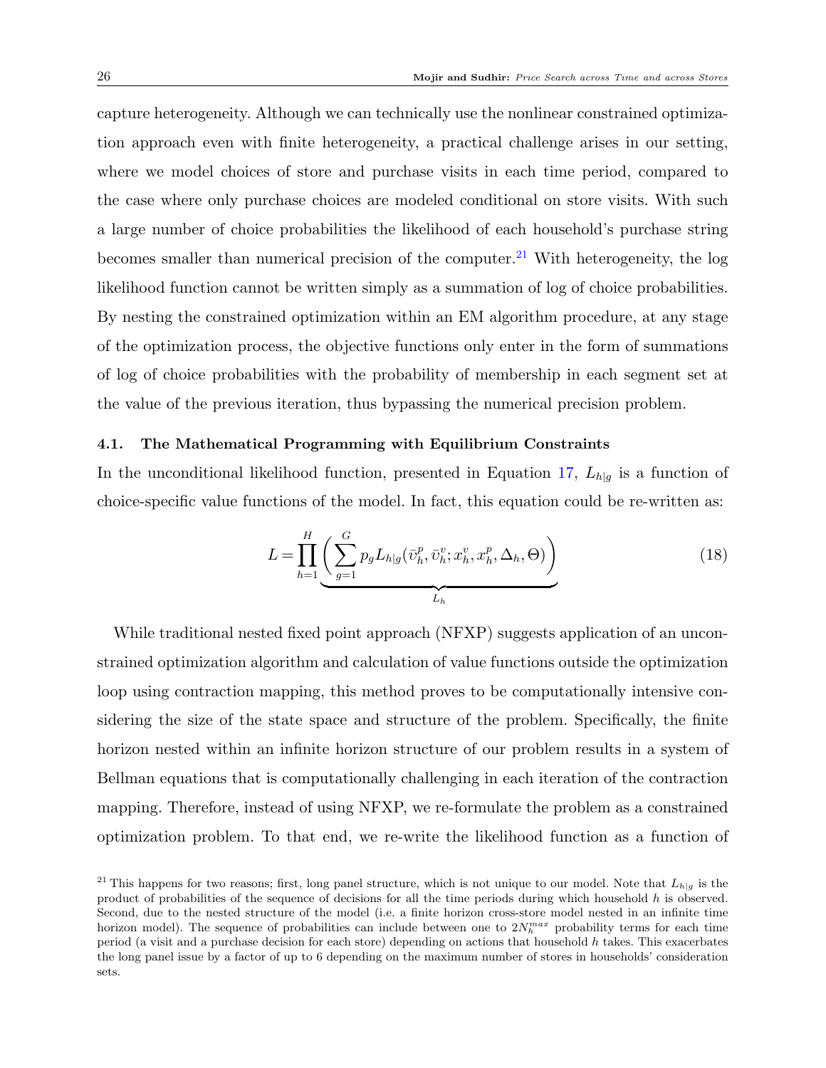capture heterogeneity. Although we can technically use the nonlinear constrained optimization approach even with finite heterogeneity, a practical challenge arises in our setting, where we model choices of store and purchase visits in each time period, compared to the case where only purchase choices are modeled conditional on store visits. With such a large number of choice probabilities the likelihood of each household's purchase string becomes smaller than numerical precision of the computer.[21] With heterogeneity, the log likelihood function cannot be written simply as a summation of log of choice probabilities. By nesting the constrained optimization within an EM algorithm procedure, at any stage of the optimization process, the objective functions only enter in the form of summations of log of choice probabilities with the probability of membership in each segment set at the value of the previous iteration, thus bypassing the numerical precision problem.

### 4.1. The Mathematical Programming with Equilibrium Constraints

In the unconditional likelihood function, presented in Equation 17, $L_{h|g}$ is a function of choice-specific value functions of the model. In fact, this equation could be re-written as:

$$L = \prod_{h=1}^{H} \underbrace{\left( \sum_{g=1}^{G} p_g L_{h|g}(\bar{\upsilon}_h^p, \bar{\upsilon}_h^v; x_h^v, x_h^p, \Delta_h, \Theta) \right)}_{L_h} \tag{18}$$

While traditional nested fixed point approach (NFXP) suggests application of an unconstrained optimization algorithm and calculation of value functions outside the optimization loop using contraction mapping, this method proves to be computationally intensive considering the size of the state space and structure of the problem. Specifically, the finite horizon nested within an infinite horizon structure of our problem results in a system of Bellman equations that is computationally challenging in each iteration of the contraction mapping. Therefore, instead of using NFXP, we re-formulate the problem as a constrained optimization problem. To that end, we re-write the likelihood function as a function of

[21] This happens for two reasons; first, long panel structure, which is not unique to our model. Note that $L_{h|g}$ is the product of probabilities of the sequence of decisions for all the time periods during which household $h$ is observed. Second, due to the nested structure of the model (i.e. a finite horizon cross-store model nested in an infinite time horizon model). The sequence of probabilities can include between one to $2N_h^{max}$ probability terms for each time period (a visit and a purchase decision for each store) depending on actions that household $h$ takes. This exacerbates the long panel issue by a factor of up to 6 depending on the maximum number of stores in households' consideration sets.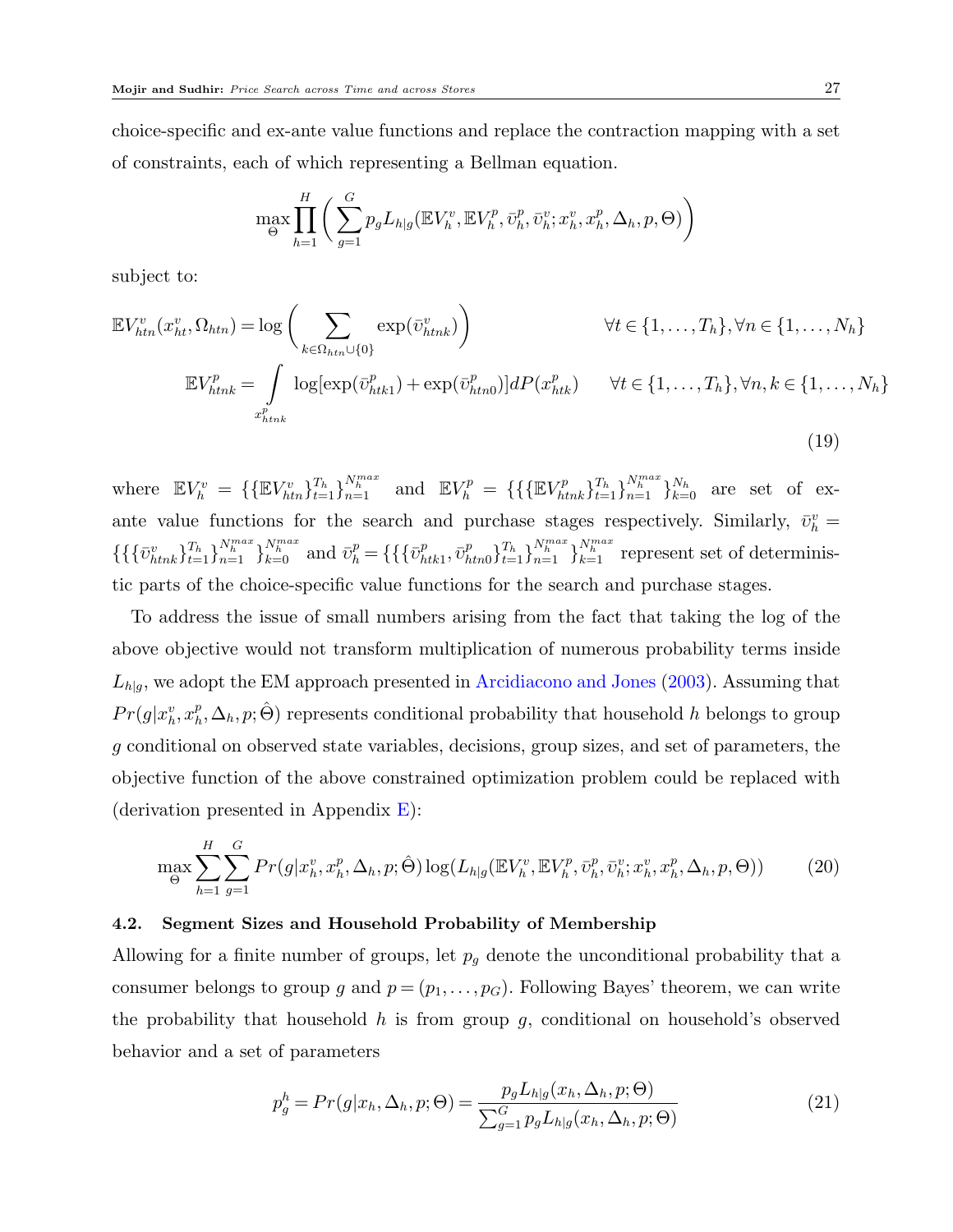choice-specific and ex-ante value functions and replace the contraction mapping with a set of constraints, each of which representing a Bellman equation.

$$\max_{\Theta} \prod_{h=1}^{H} \left( \sum_{g=1}^{G} p_g L_{h|g}(\mathbb{E}V_h^v, \mathbb{E}V_h^p, \bar{\upsilon}_h^p, \bar{\upsilon}_h^v; x_h^v, x_h^p, \Delta_h, p, \Theta) \right)$$

subject to:

$$\mathbb{E}V_{htn}^v(x_{ht}^v, \Omega_{htn}) = \log \left( \sum_{k \in \Omega_{htn} \cup \{0\}} \exp(\bar{\upsilon}_{htnk}^v) \right) \qquad \forall t \in \{1, \ldots, T_h\}, \forall n \in \{1, \ldots, N_h\}$$

$$\mathbb{E}V_{htnk}^p = \int_{x_{htnk}^p} \log[\exp(\bar{\upsilon}_{htk1}^p) + \exp(\bar{\upsilon}_{htn0}^p)] dP(x_{htk}^p) \qquad \forall t \in \{1, \ldots, T_h\}, \forall n, k \in \{1, \ldots, N_h\} \tag{19}$$

where $\mathbb{E}V_h^v = \{\{\mathbb{E}V_{htn}^v\}_{t=1}^{T_h}\}_{n=1}^{N_h^{max}}$ and $\mathbb{E}V_h^p = \{\{\{\mathbb{E}V_{htnk}^p\}_{t=1}^{T_h}\}_{n=1}^{N_h^{max}}\}_{k=0}^{N_h}$ are set of ex-ante value functions for the search and purchase stages respectively. Similarly, $\bar{\upsilon}_h^v = \{\{\{\bar{\upsilon}_{htnk}^v\}_{t=1}^{T_h}\}_{n=1}^{N_h^{max}}\}_{k=0}^{N_h^{max}}$ and $\bar{\upsilon}_h^p = \{\{\{\bar{\upsilon}_{htk1}^p, \bar{\upsilon}_{htn0}^p\}_{t=1}^{T_h}\}_{n=1}^{N_h^{max}}\}_{k=1}^{N_h^{max}}$ represent set of deterministic parts of the choice-specific value functions for the search and purchase stages.

To address the issue of small numbers arising from the fact that taking the log of the above objective would not transform multiplication of numerous probability terms inside $L_{h|g}$, we adopt the EM approach presented in Arcidiacono and Jones (2003). Assuming that $Pr(g|x_h^v, x_h^p, \Delta_h, p; \hat{\Theta})$ represents conditional probability that household $h$ belongs to group $g$ conditional on observed state variables, decisions, group sizes, and set of parameters, the objective function of the above constrained optimization problem could be replaced with (derivation presented in Appendix E):

$$\max_{\Theta} \sum_{h=1}^{H} \sum_{g=1}^{G} Pr(g|x_h^v, x_h^p, \Delta_h, p; \hat{\Theta}) \log(L_{h|g}(\mathbb{E}V_h^v, \mathbb{E}V_h^p, \bar{\upsilon}_h^p, \bar{\upsilon}_h^v; x_h^v, x_h^p, \Delta_h, p, \Theta)) \tag{20}$$

### 4.2. Segment Sizes and Household Probability of Membership

Allowing for a finite number of groups, let $p_g$ denote the unconditional probability that a consumer belongs to group $g$ and $p = (p_1, \ldots, p_G)$. Following Bayes' theorem, we can write the probability that household $h$ is from group $g$, conditional on household's observed behavior and a set of parameters

$$p_g^h = Pr(g|x_h, \Delta_h, p; \Theta) = \frac{p_g L_{h|g}(x_h, \Delta_h, p; \Theta)}{\sum_{g=1}^{G} p_g L_{h|g}(x_h, \Delta_h, p; \Theta)} \tag{21}$$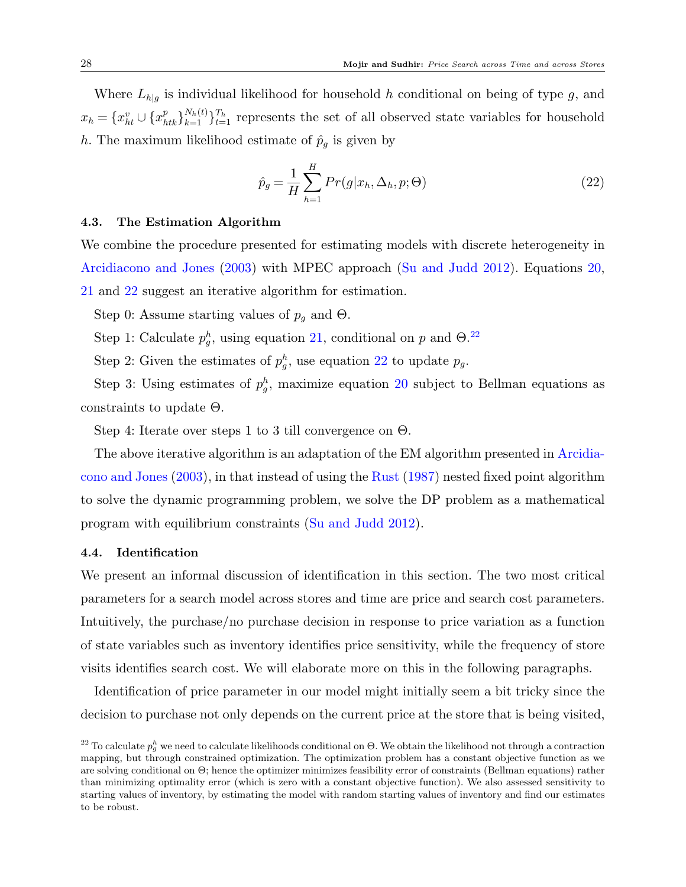Where $L_{h|g}$ is individual likelihood for household $h$ conditional on being of type $g$, and $x_h = \{x^v_{ht} \cup \{x^p_{htk}\}_{k=1}^{N_h(t)}\}_{t=1}^{T_h}$ represents the set of all observed state variables for household $h$. The maximum likelihood estimate of $\hat{p}_g$ is given by

$$\hat{p}_g = \frac{1}{H}\sum_{h=1}^{H} Pr(g|x_h, \Delta_h, p; \Theta) \tag{22}$$

### 4.3. The Estimation Algorithm

We combine the procedure presented for estimating models with discrete heterogeneity in Arcidiacono and Jones (2003) with MPEC approach (Su and Judd 2012). Equations 20, 21 and 22 suggest an iterative algorithm for estimation.

Step 0: Assume starting values of $p_g$ and $\Theta$.

Step 1: Calculate $p^h_g$, using equation 21, conditional on $p$ and $\Theta$.[22]

Step 2: Given the estimates of $p^h_g$, use equation 22 to update $p_g$.

Step 3: Using estimates of $p^h_g$, maximize equation 20 subject to Bellman equations as constraints to update $\Theta$.

Step 4: Iterate over steps 1 to 3 till convergence on $\Theta$.

The above iterative algorithm is an adaptation of the EM algorithm presented in Arcidiacono and Jones (2003), in that instead of using the Rust (1987) nested fixed point algorithm to solve the dynamic programming problem, we solve the DP problem as a mathematical program with equilibrium constraints (Su and Judd 2012).

### 4.4. Identification

We present an informal discussion of identification in this section. The two most critical parameters for a search model across stores and time are price and search cost parameters. Intuitively, the purchase/no purchase decision in response to price variation as a function of state variables such as inventory identifies price sensitivity, while the frequency of store visits identifies search cost. We will elaborate more on this in the following paragraphs.

Identification of price parameter in our model might initially seem a bit tricky since the decision to purchase not only depends on the current price at the store that is being visited,

[22] To calculate $p^h_g$ we need to calculate likelihoods conditional on $\Theta$. We obtain the likelihood not through a contraction mapping, but through constrained optimization. The optimization problem has a constant objective function as we are solving conditional on $\Theta$; hence the optimizer minimizes feasibility error of constraints (Bellman equations) rather than minimizing optimality error (which is zero with a constant objective function). We also assessed sensitivity to starting values of inventory, by estimating the model with random starting values of inventory and find our estimates to be robust.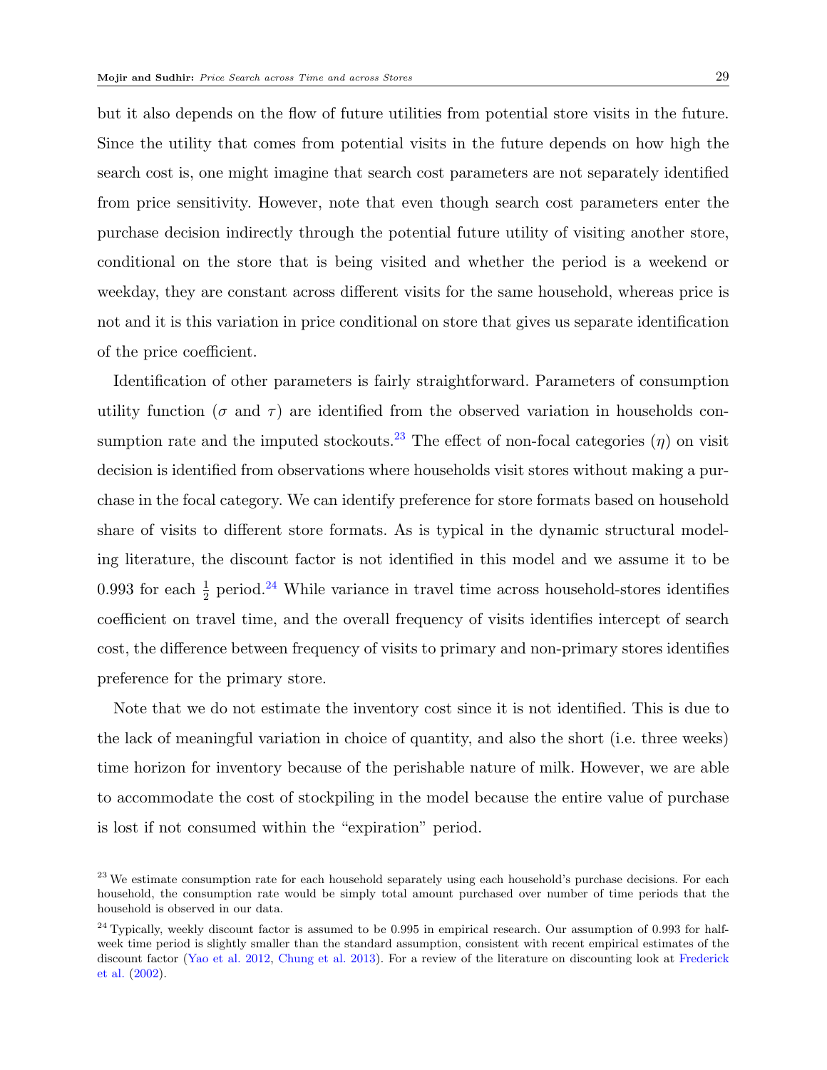but it also depends on the flow of future utilities from potential store visits in the future. Since the utility that comes from potential visits in the future depends on how high the search cost is, one might imagine that search cost parameters are not separately identified from price sensitivity. However, note that even though search cost parameters enter the purchase decision indirectly through the potential future utility of visiting another store, conditional on the store that is being visited and whether the period is a weekend or weekday, they are constant across different visits for the same household, whereas price is not and it is this variation in price conditional on store that gives us separate identification of the price coefficient.

Identification of other parameters is fairly straightforward. Parameters of consumption utility function ($\sigma$ and $\tau$) are identified from the observed variation in households consumption rate and the imputed stockouts.[23] The effect of non-focal categories ($\eta$) on visit decision is identified from observations where households visit stores without making a purchase in the focal category. We can identify preference for store formats based on household share of visits to different store formats. As is typical in the dynamic structural modeling literature, the discount factor is not identified in this model and we assume it to be 0.993 for each $\frac{1}{2}$ period.[24] While variance in travel time across household-stores identifies coefficient on travel time, and the overall frequency of visits identifies intercept of search cost, the difference between frequency of visits to primary and non-primary stores identifies preference for the primary store.

Note that we do not estimate the inventory cost since it is not identified. This is due to the lack of meaningful variation in choice of quantity, and also the short (i.e. three weeks) time horizon for inventory because of the perishable nature of milk. However, we are able to accommodate the cost of stockpiling in the model because the entire value of purchase is lost if not consumed within the "expiration" period.

[23] We estimate consumption rate for each household separately using each household's purchase decisions. For each household, the consumption rate would be simply total amount purchased over number of time periods that the household is observed in our data.

[24] Typically, weekly discount factor is assumed to be 0.995 in empirical research. Our assumption of 0.993 for half-week time period is slightly smaller than the standard assumption, consistent with recent empirical estimates of the discount factor (Yao et al. 2012, Chung et al. 2013). For a review of the literature on discounting look at Frederick et al. (2002).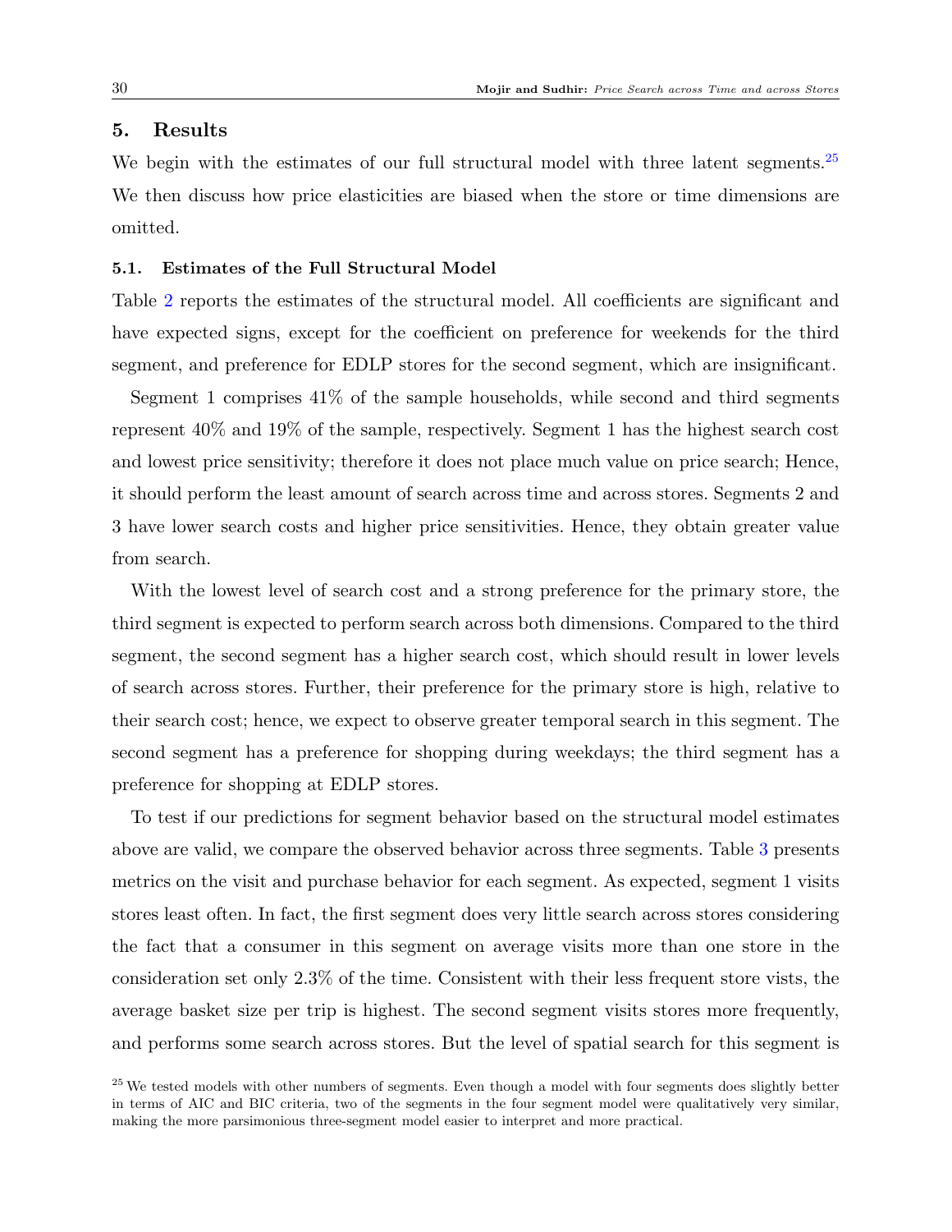## 5. Results

We begin with the estimates of our full structural model with three latent segments.[25] We then discuss how price elasticities are biased when the store or time dimensions are omitted.

### 5.1. Estimates of the Full Structural Model

Table 2 reports the estimates of the structural model. All coefficients are significant and have expected signs, except for the coefficient on preference for weekends for the third segment, and preference for EDLP stores for the second segment, which are insignificant.

Segment 1 comprises 41% of the sample households, while second and third segments represent 40% and 19% of the sample, respectively. Segment 1 has the highest search cost and lowest price sensitivity; therefore it does not place much value on price search; Hence, it should perform the least amount of search across time and across stores. Segments 2 and 3 have lower search costs and higher price sensitivities. Hence, they obtain greater value from search.

With the lowest level of search cost and a strong preference for the primary store, the third segment is expected to perform search across both dimensions. Compared to the third segment, the second segment has a higher search cost, which should result in lower levels of search across stores. Further, their preference for the primary store is high, relative to their search cost; hence, we expect to observe greater temporal search in this segment. The second segment has a preference for shopping during weekdays; the third segment has a preference for shopping at EDLP stores.

To test if our predictions for segment behavior based on the structural model estimates above are valid, we compare the observed behavior across three segments. Table 3 presents metrics on the visit and purchase behavior for each segment. As expected, segment 1 visits stores least often. In fact, the first segment does very little search across stores considering the fact that a consumer in this segment on average visits more than one store in the consideration set only 2.3% of the time. Consistent with their less frequent store vists, the average basket size per trip is highest. The second segment visits stores more frequently, and performs some search across stores. But the level of spatial search for this segment is

[25] We tested models with other numbers of segments. Even though a model with four segments does slightly better in terms of AIC and BIC criteria, two of the segments in the four segment model were qualitatively very similar, making the more parsimonious three-segment model easier to interpret and more practical.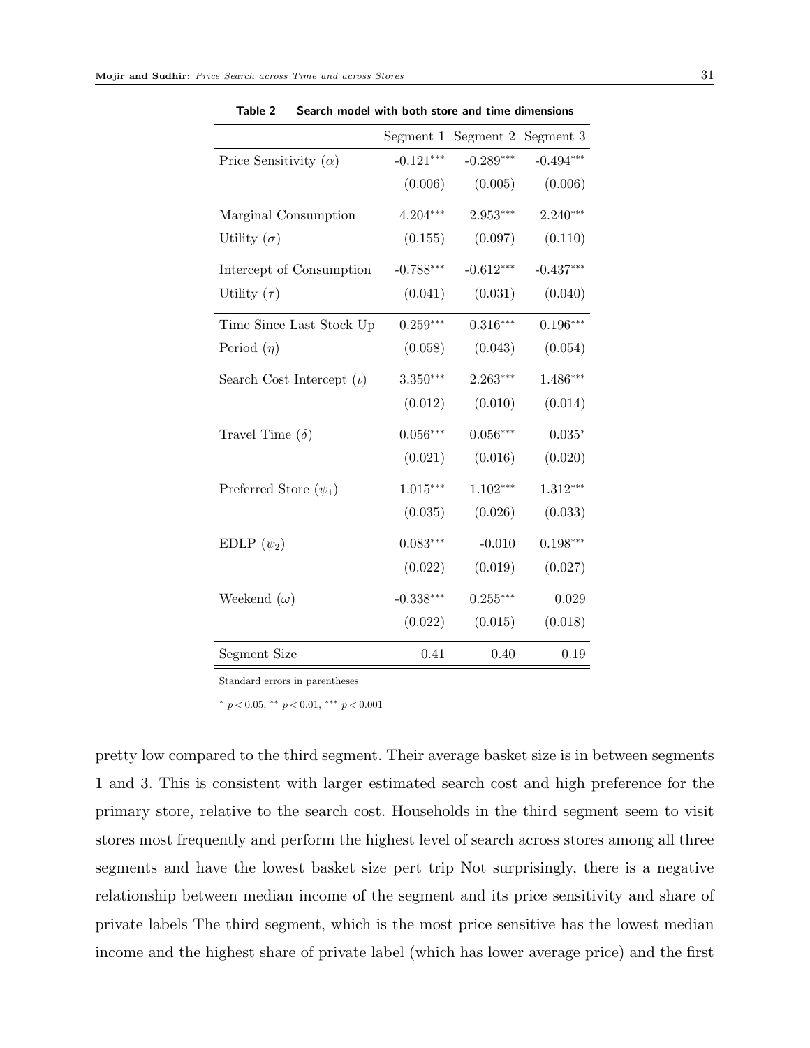**Table 2** **Search model with both store and time dimensions**

| | Segment 1 | Segment 2 | Segment 3 |
|---|---|---|---|
| Price Sensitivity ($\alpha$) | -0.121*** | -0.289*** | -0.494*** |
| | (0.006) | (0.005) | (0.006) |
| Marginal Consumption | 4.204*** | 2.953*** | 2.240*** |
| Utility ($\sigma$) | (0.155) | (0.097) | (0.110) |
| Intercept of Consumption | -0.788*** | -0.612*** | -0.437*** |
| Utility ($\tau$) | (0.041) | (0.031) | (0.040) |
| Time Since Last Stock Up | 0.259*** | 0.316*** | 0.196*** |
| Period ($\eta$) | (0.058) | (0.043) | (0.054) |
| Search Cost Intercept ($\iota$) | 3.350*** | 2.263*** | 1.486*** |
| | (0.012) | (0.010) | (0.014) |
| Travel Time ($\delta$) | 0.056*** | 0.056*** | 0.035* |
| | (0.021) | (0.016) | (0.020) |
| Preferred Store ($\psi_1$) | 1.015*** | 1.102*** | 1.312*** |
| | (0.035) | (0.026) | (0.033) |
| EDLP ($\psi_2$) | 0.083*** | -0.010 | 0.198*** |
| | (0.022) | (0.019) | (0.027) |
| Weekend ($\omega$) | -0.338*** | 0.255*** | 0.029 |
| | (0.022) | (0.015) | (0.018) |
| Segment Size | 0.41 | 0.40 | 0.19 |

Standard errors in parentheses

* $p < 0.05$, ** $p < 0.01$, *** $p < 0.001$

pretty low compared to the third segment. Their average basket size is in between segments 1 and 3. This is consistent with larger estimated search cost and high preference for the primary store, relative to the search cost. Households in the third segment seem to visit stores most frequently and perform the highest level of search across stores among all three segments and have the lowest basket size pert trip Not surprisingly, there is a negative relationship between median income of the segment and its price sensitivity and share of private labels The third segment, which is the most price sensitive has the lowest median income and the highest share of private label (which has lower average price) and the first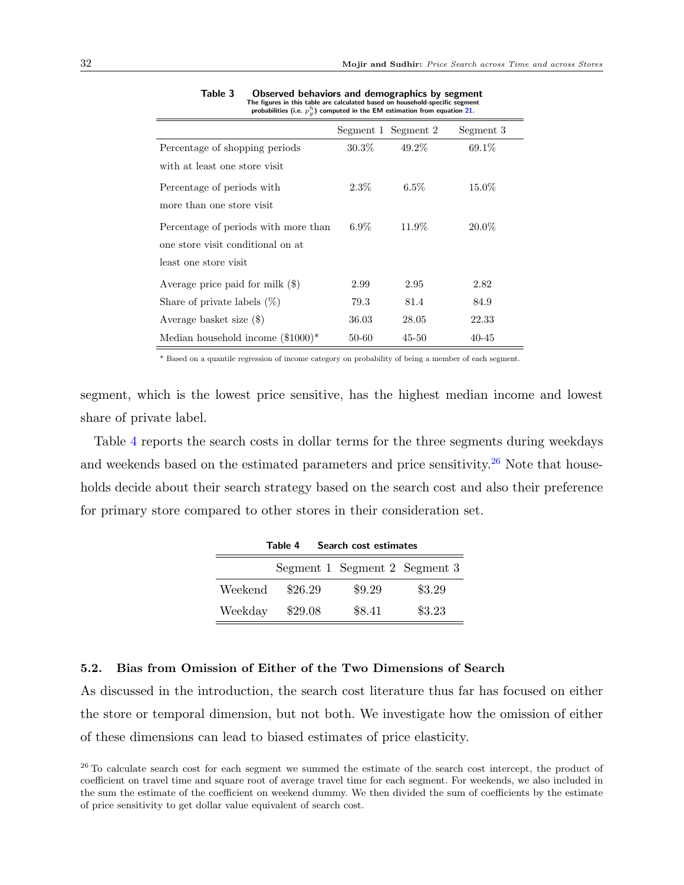**Table 3 Observed behaviors and demographics by segment**
The figures in this table are calculated based on household-specific segment probabilities (i.e. $p_g^h$) computed in the EM estimation from equation 21.

| | Segment 1 | Segment 2 | Segment 3 |
|---|---|---|---|
| Percentage of shopping periods with at least one store visit | 30.3% | 49.2% | 69.1% |
| Percentage of periods with more than one store visit | 2.3% | 6.5% | 15.0% |
| Percentage of periods with more than one store visit conditional on at least one store visit | 6.9% | 11.9% | 20.0% |
| Average price paid for milk ($) | 2.99 | 2.95 | 2.82 |
| Share of private labels (%) | 79.3 | 81.4 | 84.9 |
| Average basket size ($) | 36.03 | 28.05 | 22.33 |
| Median household income ($1000)* | 50-60 | 45-50 | 40-45 |

\* Based on a quantile regression of income category on probability of being a member of each segment.

segment, which is the lowest price sensitive, has the highest median income and lowest share of private label.

Table 4 reports the search costs in dollar terms for the three segments during weekdays and weekends based on the estimated parameters and price sensitivity.[26] Note that households decide about their search strategy based on the search cost and also their preference for primary store compared to other stores in their consideration set.

**Table 4 Search cost estimates**

| | Segment 1 | Segment 2 | Segment 3 |
|---|---|---|---|
| Weekend | $26.29 | $9.29 | $3.29 |
| Weekday | $29.08 | $8.41 | $3.23 |

### 5.2. Bias from Omission of Either of the Two Dimensions of Search

As discussed in the introduction, the search cost literature thus far has focused on either the store or temporal dimension, but not both. We investigate how the omission of either of these dimensions can lead to biased estimates of price elasticity.

[26] To calculate search cost for each segment we summed the estimate of the search cost intercept, the product of coefficient on travel time and square root of average travel time for each segment. For weekends, we also included in the sum the estimate of the coefficient on weekend dummy. We then divided the sum of coefficients by the estimate of price sensitivity to get dollar value equivalent of search cost.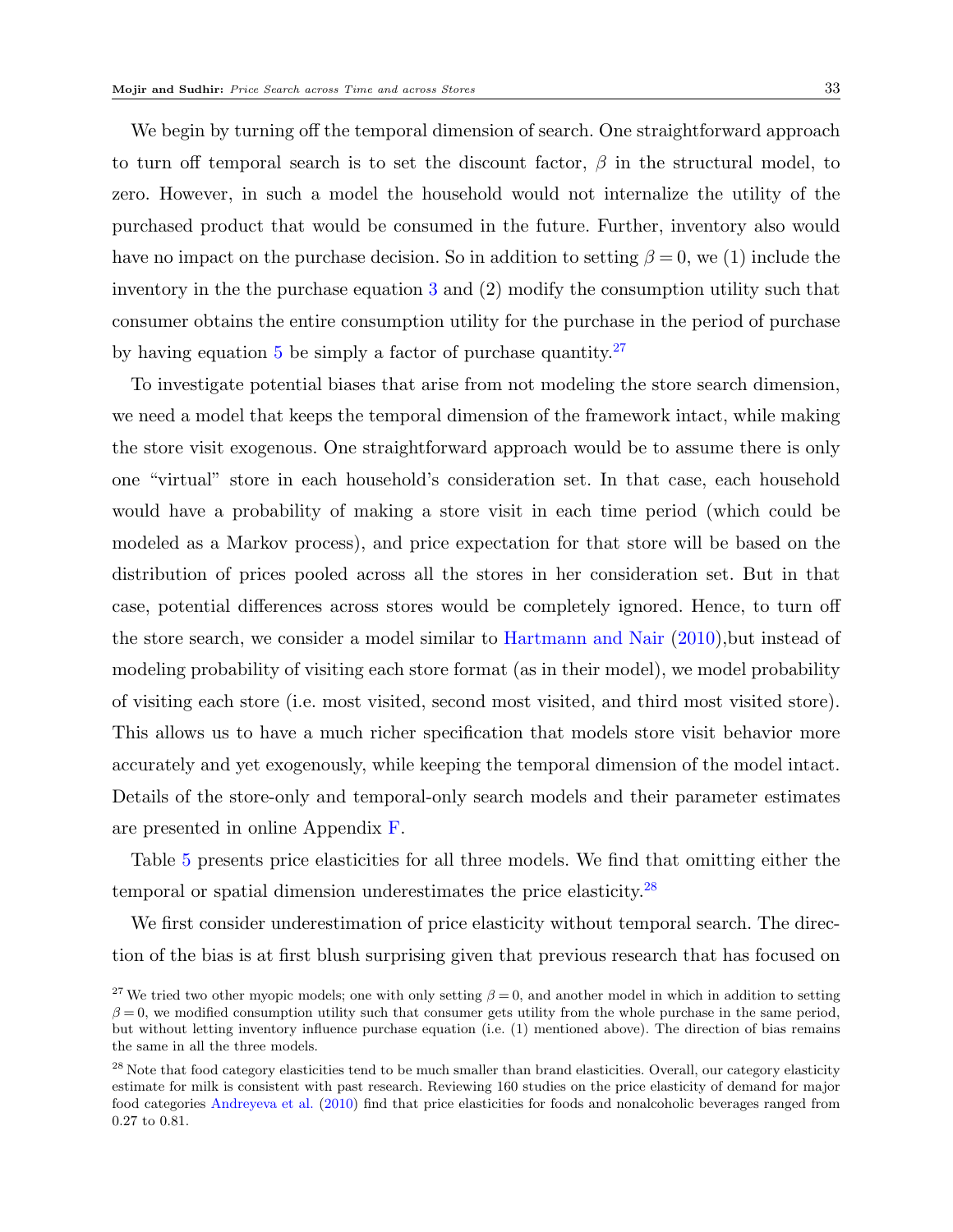We begin by turning off the temporal dimension of search. One straightforward approach to turn off temporal search is to set the discount factor, $\beta$ in the structural model, to zero. However, in such a model the household would not internalize the utility of the purchased product that would be consumed in the future. Further, inventory also would have no impact on the purchase decision. So in addition to setting $\beta = 0$, we (1) include the inventory in the the purchase equation 3 and (2) modify the consumption utility such that consumer obtains the entire consumption utility for the purchase in the period of purchase by having equation 5 be simply a factor of purchase quantity.[27]

To investigate potential biases that arise from not modeling the store search dimension, we need a model that keeps the temporal dimension of the framework intact, while making the store visit exogenous. One straightforward approach would be to assume there is only one "virtual" store in each household's consideration set. In that case, each household would have a probability of making a store visit in each time period (which could be modeled as a Markov process), and price expectation for that store will be based on the distribution of prices pooled across all the stores in her consideration set. But in that case, potential differences across stores would be completely ignored. Hence, to turn off the store search, we consider a model similar to Hartmann and Nair (2010),but instead of modeling probability of visiting each store format (as in their model), we model probability of visiting each store (i.e. most visited, second most visited, and third most visited store). This allows us to have a much richer specification that models store visit behavior more accurately and yet exogenously, while keeping the temporal dimension of the model intact. Details of the store-only and temporal-only search models and their parameter estimates are presented in online Appendix F.

Table 5 presents price elasticities for all three models. We find that omitting either the temporal or spatial dimension underestimates the price elasticity.[28]

We first consider underestimation of price elasticity without temporal search. The direction of the bias is at first blush surprising given that previous research that has focused on

[27] We tried two other myopic models; one with only setting $\beta = 0$, and another model in which in addition to setting $\beta = 0$, we modified consumption utility such that consumer gets utility from the whole purchase in the same period, but without letting inventory influence purchase equation (i.e. (1) mentioned above). The direction of bias remains the same in all the three models.

[28] Note that food category elasticities tend to be much smaller than brand elasticities. Overall, our category elasticity estimate for milk is consistent with past research. Reviewing 160 studies on the price elasticity of demand for major food categories Andreyeva et al. (2010) find that price elasticities for foods and nonalcoholic beverages ranged from 0.27 to 0.81.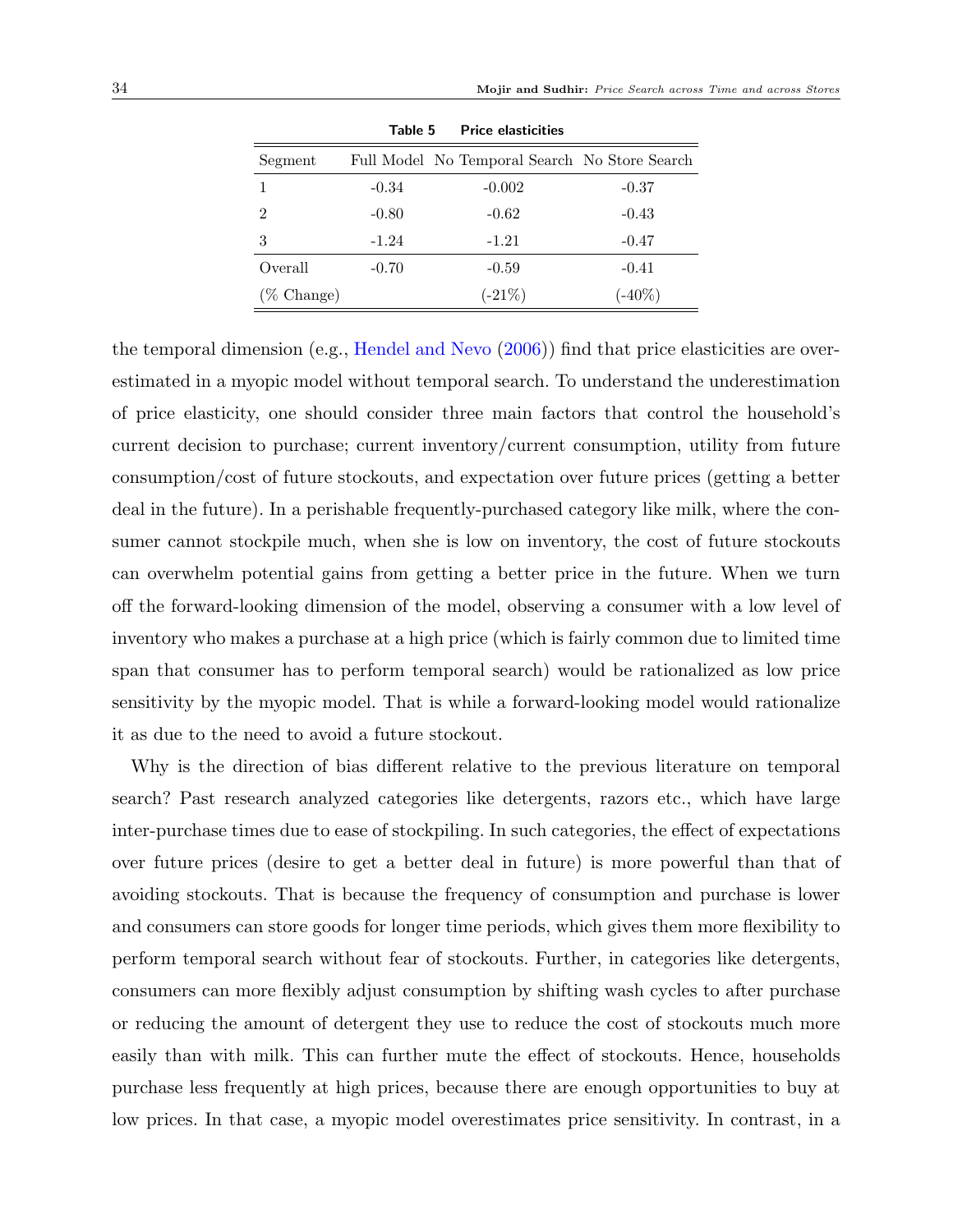**Table 5 Price elasticities**

| Segment | Full Model | No Temporal Search | No Store Search |
|---|---|---|---|
| 1 | -0.34 | -0.002 | -0.37 |
| 2 | -0.80 | -0.62 | -0.43 |
| 3 | -1.24 | -1.21 | -0.47 |
| Overall | -0.70 | -0.59 | -0.41 |
| (% Change) | | (-21%) | (-40%) |

the temporal dimension (e.g., Hendel and Nevo (2006)) find that price elasticities are over-estimated in a myopic model without temporal search. To understand the underestimation of price elasticity, one should consider three main factors that control the household's current decision to purchase; current inventory/current consumption, utility from future consumption/cost of future stockouts, and expectation over future prices (getting a better deal in the future). In a perishable frequently-purchased category like milk, where the consumer cannot stockpile much, when she is low on inventory, the cost of future stockouts can overwhelm potential gains from getting a better price in the future. When we turn off the forward-looking dimension of the model, observing a consumer with a low level of inventory who makes a purchase at a high price (which is fairly common due to limited time span that consumer has to perform temporal search) would be rationalized as low price sensitivity by the myopic model. That is while a forward-looking model would rationalize it as due to the need to avoid a future stockout.

Why is the direction of bias different relative to the previous literature on temporal search? Past research analyzed categories like detergents, razors etc., which have large inter-purchase times due to ease of stockpiling. In such categories, the effect of expectations over future prices (desire to get a better deal in future) is more powerful than that of avoiding stockouts. That is because the frequency of consumption and purchase is lower and consumers can store goods for longer time periods, which gives them more flexibility to perform temporal search without fear of stockouts. Further, in categories like detergents, consumers can more flexibly adjust consumption by shifting wash cycles to after purchase or reducing the amount of detergent they use to reduce the cost of stockouts much more easily than with milk. This can further mute the effect of stockouts. Hence, households purchase less frequently at high prices, because there are enough opportunities to buy at low prices. In that case, a myopic model overestimates price sensitivity. In contrast, in a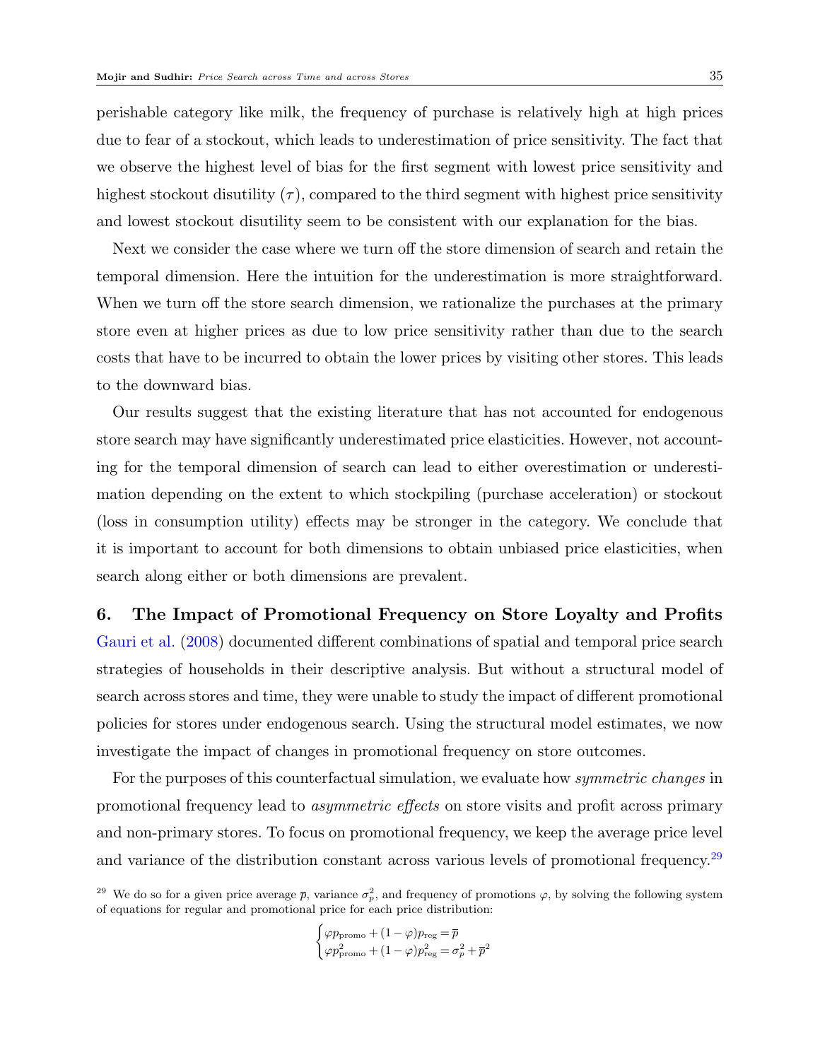perishable category like milk, the frequency of purchase is relatively high at high prices due to fear of a stockout, which leads to underestimation of price sensitivity. The fact that we observe the highest level of bias for the first segment with lowest price sensitivity and highest stockout disutility ($\tau$), compared to the third segment with highest price sensitivity and lowest stockout disutility seem to be consistent with our explanation for the bias.

Next we consider the case where we turn off the store dimension of search and retain the temporal dimension. Here the intuition for the underestimation is more straightforward. When we turn off the store search dimension, we rationalize the purchases at the primary store even at higher prices as due to low price sensitivity rather than due to the search costs that have to be incurred to obtain the lower prices by visiting other stores. This leads to the downward bias.

Our results suggest that the existing literature that has not accounted for endogenous store search may have significantly underestimated price elasticities. However, not accounting for the temporal dimension of search can lead to either overestimation or underestimation depending on the extent to which stockpiling (purchase acceleration) or stockout (loss in consumption utility) effects may be stronger in the category. We conclude that it is important to account for both dimensions to obtain unbiased price elasticities, when search along either or both dimensions are prevalent.

## 6. The Impact of Promotional Frequency on Store Loyalty and Profits

Gauri et al. (2008) documented different combinations of spatial and temporal price search strategies of households in their descriptive analysis. But without a structural model of search across stores and time, they were unable to study the impact of different promotional policies for stores under endogenous search. Using the structural model estimates, we now investigate the impact of changes in promotional frequency on store outcomes.

For the purposes of this counterfactual simulation, we evaluate how *symmetric changes* in promotional frequency lead to *asymmetric effects* on store visits and profit across primary and non-primary stores. To focus on promotional frequency, we keep the average price level and variance of the distribution constant across various levels of promotional frequency.[29]

[29] We do so for a given price average $\overline{p}$, variance $\sigma_p^2$, and frequency of promotions $\varphi$, by solving the following system of equations for regular and promotional price for each price distribution:

$$\begin{cases} \varphi p_{\text{promo}} + (1-\varphi)p_{\text{reg}} = \overline{p} \\ \varphi p_{\text{promo}}^2 + (1-\varphi)p_{\text{reg}}^2 = \sigma_p^2 + \overline{p}^2 \end{cases}$$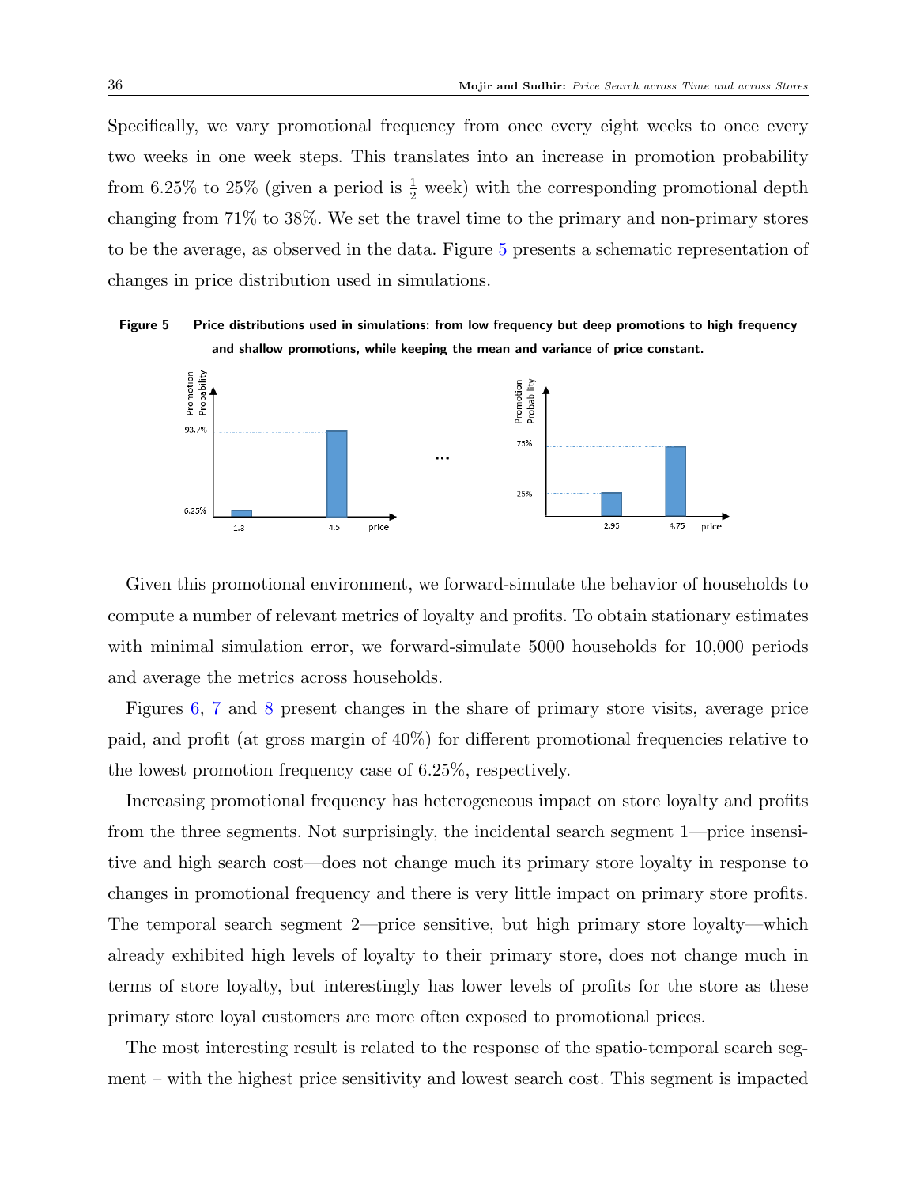Specifically, we vary promotional frequency from once every eight weeks to once every two weeks in one week steps. This translates into an increase in promotion probability from 6.25% to 25% (given a period is $\frac{1}{2}$ week) with the corresponding promotional depth changing from 71% to 38%. We set the travel time to the primary and non-primary stores to be the average, as observed in the data. Figure 5 presents a schematic representation of changes in price distribution used in simulations.

**Figure 5** **Price distributions used in simulations: from low frequency but deep promotions to high frequency and shallow promotions, while keeping the mean and variance of price constant.**

Given this promotional environment, we forward-simulate the behavior of households to compute a number of relevant metrics of loyalty and profits. To obtain stationary estimates with minimal simulation error, we forward-simulate 5000 households for 10,000 periods and average the metrics across households.

Figures 6, 7 and 8 present changes in the share of primary store visits, average price paid, and profit (at gross margin of 40%) for different promotional frequencies relative to the lowest promotion frequency case of 6.25%, respectively.

Increasing promotional frequency has heterogeneous impact on store loyalty and profits from the three segments. Not surprisingly, the incidental search segment 1—price insensitive and high search cost—does not change much its primary store loyalty in response to changes in promotional frequency and there is very little impact on primary store profits. The temporal search segment 2—price sensitive, but high primary store loyalty—which already exhibited high levels of loyalty to their primary store, does not change much in terms of store loyalty, but interestingly has lower levels of profits for the store as these primary store loyal customers are more often exposed to promotional prices.

The most interesting result is related to the response of the spatio-temporal search segment – with the highest price sensitivity and lowest search cost. This segment is impacted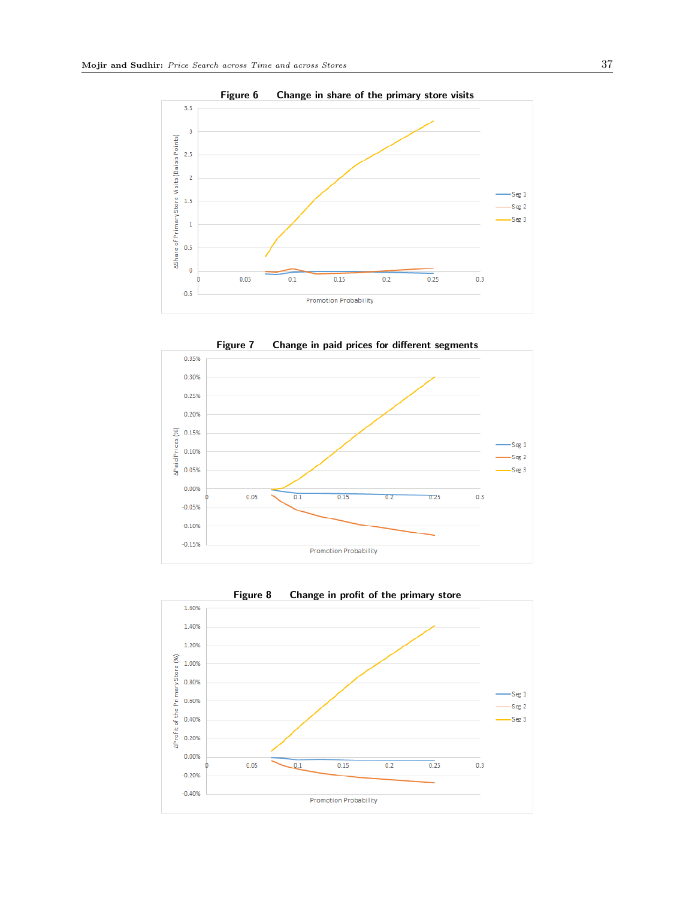**Figure 6** Change in share of the primary store visits

**Figure 7** Change in paid prices for different segments

**Figure 8** Change in profit of the primary store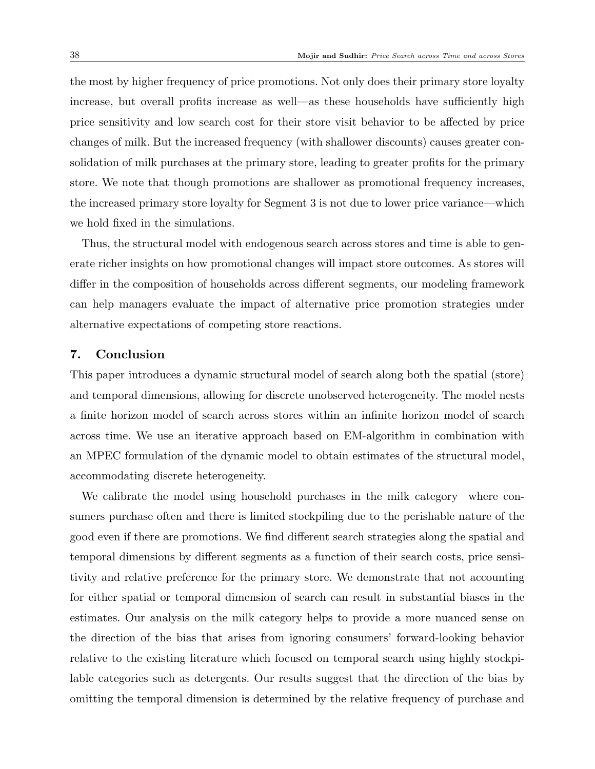the most by higher frequency of price promotions. Not only does their primary store loyalty increase, but overall profits increase as well—as these households have sufficiently high price sensitivity and low search cost for their store visit behavior to be affected by price changes of milk. But the increased frequency (with shallower discounts) causes greater consolidation of milk purchases at the primary store, leading to greater profits for the primary store. We note that though promotions are shallower as promotional frequency increases, the increased primary store loyalty for Segment 3 is not due to lower price variance—which we hold fixed in the simulations.

Thus, the structural model with endogenous search across stores and time is able to generate richer insights on how promotional changes will impact store outcomes. As stores will differ in the composition of households across different segments, our modeling framework can help managers evaluate the impact of alternative price promotion strategies under alternative expectations of competing store reactions.

## 7. Conclusion

This paper introduces a dynamic structural model of search along both the spatial (store) and temporal dimensions, allowing for discrete unobserved heterogeneity. The model nests a finite horizon model of search across stores within an infinite horizon model of search across time. We use an iterative approach based on EM-algorithm in combination with an MPEC formulation of the dynamic model to obtain estimates of the structural model, accommodating discrete heterogeneity.

We calibrate the model using household purchases in the milk category where consumers purchase often and there is limited stockpiling due to the perishable nature of the good even if there are promotions. We find different search strategies along the spatial and temporal dimensions by different segments as a function of their search costs, price sensitivity and relative preference for the primary store. We demonstrate that not accounting for either spatial or temporal dimension of search can result in substantial biases in the estimates. Our analysis on the milk category helps to provide a more nuanced sense on the direction of the bias that arises from ignoring consumers' forward-looking behavior relative to the existing literature which focused on temporal search using highly stockpilable categories such as detergents. Our results suggest that the direction of the bias by omitting the temporal dimension is determined by the relative frequency of purchase and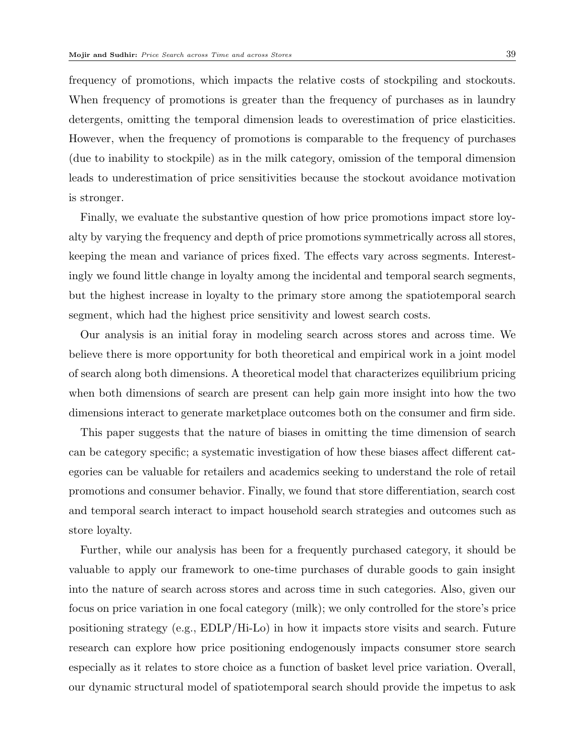frequency of promotions, which impacts the relative costs of stockpiling and stockouts. When frequency of promotions is greater than the frequency of purchases as in laundry detergents, omitting the temporal dimension leads to overestimation of price elasticities. However, when the frequency of promotions is comparable to the frequency of purchases (due to inability to stockpile) as in the milk category, omission of the temporal dimension leads to underestimation of price sensitivities because the stockout avoidance motivation is stronger.

Finally, we evaluate the substantive question of how price promotions impact store loyalty by varying the frequency and depth of price promotions symmetrically across all stores, keeping the mean and variance of prices fixed. The effects vary across segments. Interestingly we found little change in loyalty among the incidental and temporal search segments, but the highest increase in loyalty to the primary store among the spatiotemporal search segment, which had the highest price sensitivity and lowest search costs.

Our analysis is an initial foray in modeling search across stores and across time. We believe there is more opportunity for both theoretical and empirical work in a joint model of search along both dimensions. A theoretical model that characterizes equilibrium pricing when both dimensions of search are present can help gain more insight into how the two dimensions interact to generate marketplace outcomes both on the consumer and firm side.

This paper suggests that the nature of biases in omitting the time dimension of search can be category specific; a systematic investigation of how these biases affect different categories can be valuable for retailers and academics seeking to understand the role of retail promotions and consumer behavior. Finally, we found that store differentiation, search cost and temporal search interact to impact household search strategies and outcomes such as store loyalty.

Further, while our analysis has been for a frequently purchased category, it should be valuable to apply our framework to one-time purchases of durable goods to gain insight into the nature of search across stores and across time in such categories. Also, given our focus on price variation in one focal category (milk); we only controlled for the store's price positioning strategy (e.g., EDLP/Hi-Lo) in how it impacts store visits and search. Future research can explore how price positioning endogenously impacts consumer store search especially as it relates to store choice as a function of basket level price variation. Overall, our dynamic structural model of spatiotemporal search should provide the impetus to ask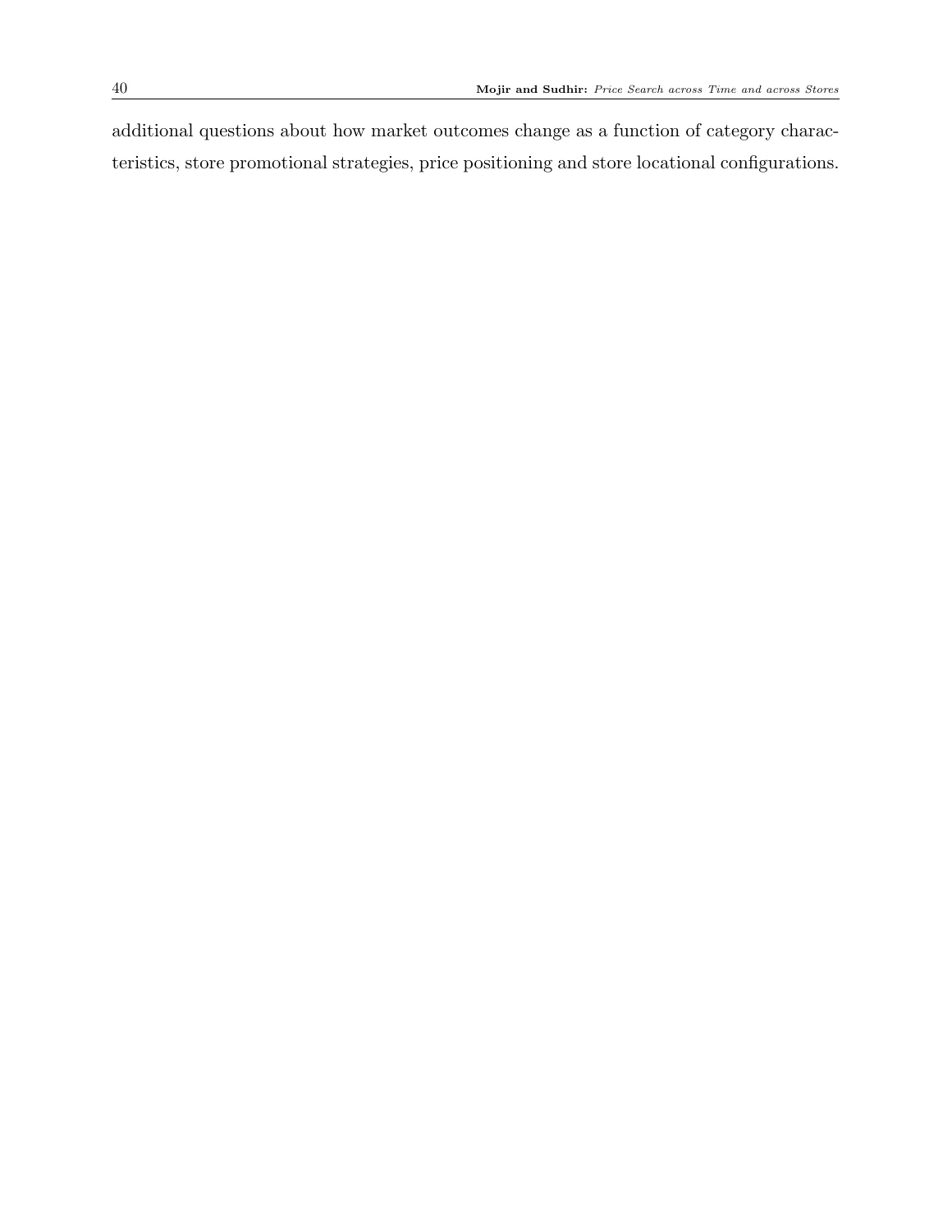additional questions about how market outcomes change as a function of category characteristics, store promotional strategies, price positioning and store locational configurations.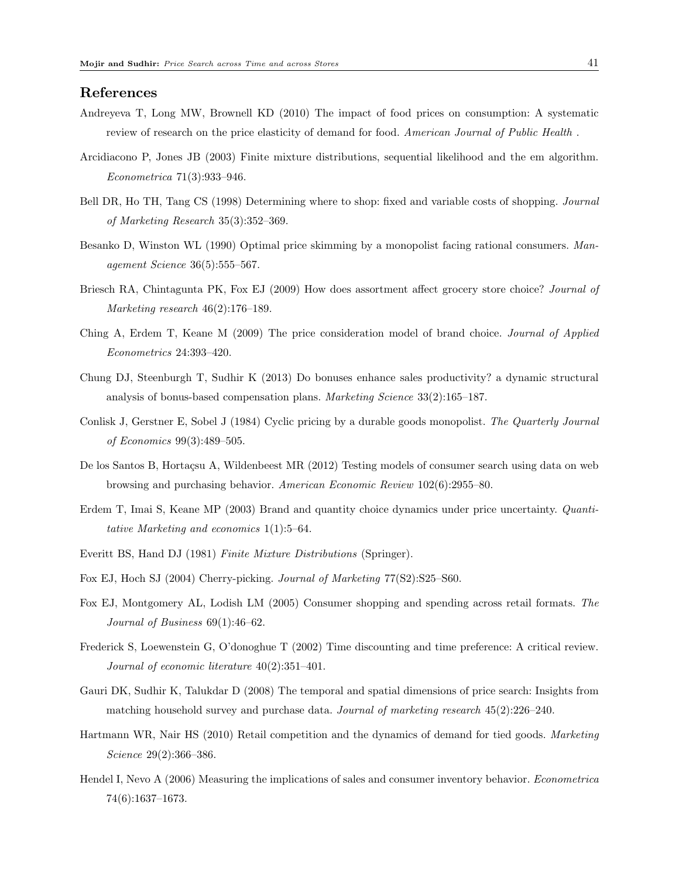## References

Andreyeva T, Long MW, Brownell KD (2010) The impact of food prices on consumption: A systematic review of research on the price elasticity of demand for food. *American Journal of Public Health* .

Arcidiacono P, Jones JB (2003) Finite mixture distributions, sequential likelihood and the em algorithm. *Econometrica* 71(3):933–946.

Bell DR, Ho TH, Tang CS (1998) Determining where to shop: fixed and variable costs of shopping. *Journal of Marketing Research* 35(3):352–369.

Besanko D, Winston WL (1990) Optimal price skimming by a monopolist facing rational consumers. *Management Science* 36(5):555–567.

Briesch RA, Chintagunta PK, Fox EJ (2009) How does assortment affect grocery store choice? *Journal of Marketing research* 46(2):176–189.

Ching A, Erdem T, Keane M (2009) The price consideration model of brand choice. *Journal of Applied Econometrics* 24:393–420.

Chung DJ, Steenburgh T, Sudhir K (2013) Do bonuses enhance sales productivity? a dynamic structural analysis of bonus-based compensation plans. *Marketing Science* 33(2):165–187.

Conlisk J, Gerstner E, Sobel J (1984) Cyclic pricing by a durable goods monopolist. *The Quarterly Journal of Economics* 99(3):489–505.

De los Santos B, Hortaçsu A, Wildenbeest MR (2012) Testing models of consumer search using data on web browsing and purchasing behavior. *American Economic Review* 102(6):2955–80.

Erdem T, Imai S, Keane MP (2003) Brand and quantity choice dynamics under price uncertainty. *Quantitative Marketing and economics* 1(1):5–64.

Everitt BS, Hand DJ (1981) *Finite Mixture Distributions* (Springer).

Fox EJ, Hoch SJ (2004) Cherry-picking. *Journal of Marketing* 77(S2):S25–S60.

Fox EJ, Montgomery AL, Lodish LM (2005) Consumer shopping and spending across retail formats. *The Journal of Business* 69(1):46–62.

Frederick S, Loewenstein G, O'donoghue T (2002) Time discounting and time preference: A critical review. *Journal of economic literature* 40(2):351–401.

Gauri DK, Sudhir K, Talukdar D (2008) The temporal and spatial dimensions of price search: Insights from matching household survey and purchase data. *Journal of marketing research* 45(2):226–240.

Hartmann WR, Nair HS (2010) Retail competition and the dynamics of demand for tied goods. *Marketing Science* 29(2):366–386.

Hendel I, Nevo A (2006) Measuring the implications of sales and consumer inventory behavior. *Econometrica* 74(6):1637–1673.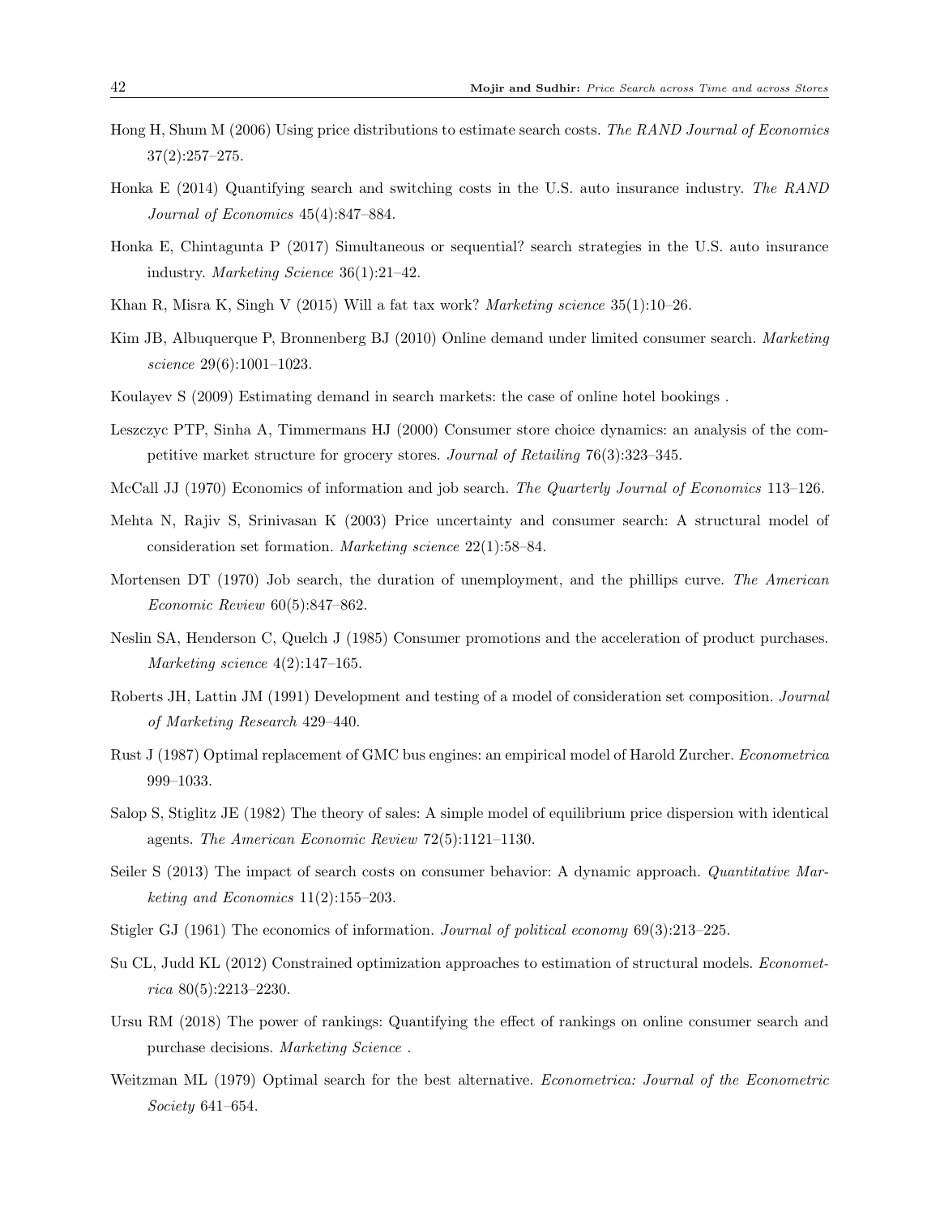Hong H, Shum M (2006) Using price distributions to estimate search costs. *The RAND Journal of Economics* 37(2):257–275.

Honka E (2014) Quantifying search and switching costs in the U.S. auto insurance industry. *The RAND Journal of Economics* 45(4):847–884.

Honka E, Chintagunta P (2017) Simultaneous or sequential? search strategies in the U.S. auto insurance industry. *Marketing Science* 36(1):21–42.

Khan R, Misra K, Singh V (2015) Will a fat tax work? *Marketing science* 35(1):10–26.

Kim JB, Albuquerque P, Bronnenberg BJ (2010) Online demand under limited consumer search. *Marketing science* 29(6):1001–1023.

Koulayev S (2009) Estimating demand in search markets: the case of online hotel bookings .

Leszczyc PTP, Sinha A, Timmermans HJ (2000) Consumer store choice dynamics: an analysis of the competitive market structure for grocery stores. *Journal of Retailing* 76(3):323–345.

McCall JJ (1970) Economics of information and job search. *The Quarterly Journal of Economics* 113–126.

Mehta N, Rajiv S, Srinivasan K (2003) Price uncertainty and consumer search: A structural model of consideration set formation. *Marketing science* 22(1):58–84.

Mortensen DT (1970) Job search, the duration of unemployment, and the phillips curve. *The American Economic Review* 60(5):847–862.

Neslin SA, Henderson C, Quelch J (1985) Consumer promotions and the acceleration of product purchases. *Marketing science* 4(2):147–165.

Roberts JH, Lattin JM (1991) Development and testing of a model of consideration set composition. *Journal of Marketing Research* 429–440.

Rust J (1987) Optimal replacement of GMC bus engines: an empirical model of Harold Zurcher. *Econometrica* 999–1033.

Salop S, Stiglitz JE (1982) The theory of sales: A simple model of equilibrium price dispersion with identical agents. *The American Economic Review* 72(5):1121–1130.

Seiler S (2013) The impact of search costs on consumer behavior: A dynamic approach. *Quantitative Marketing and Economics* 11(2):155–203.

Stigler GJ (1961) The economics of information. *Journal of political economy* 69(3):213–225.

Su CL, Judd KL (2012) Constrained optimization approaches to estimation of structural models. *Econometrica* 80(5):2213–2230.

Ursu RM (2018) The power of rankings: Quantifying the effect of rankings on online consumer search and purchase decisions. *Marketing Science* .

Weitzman ML (1979) Optimal search for the best alternative. *Econometrica: Journal of the Econometric Society* 641–654.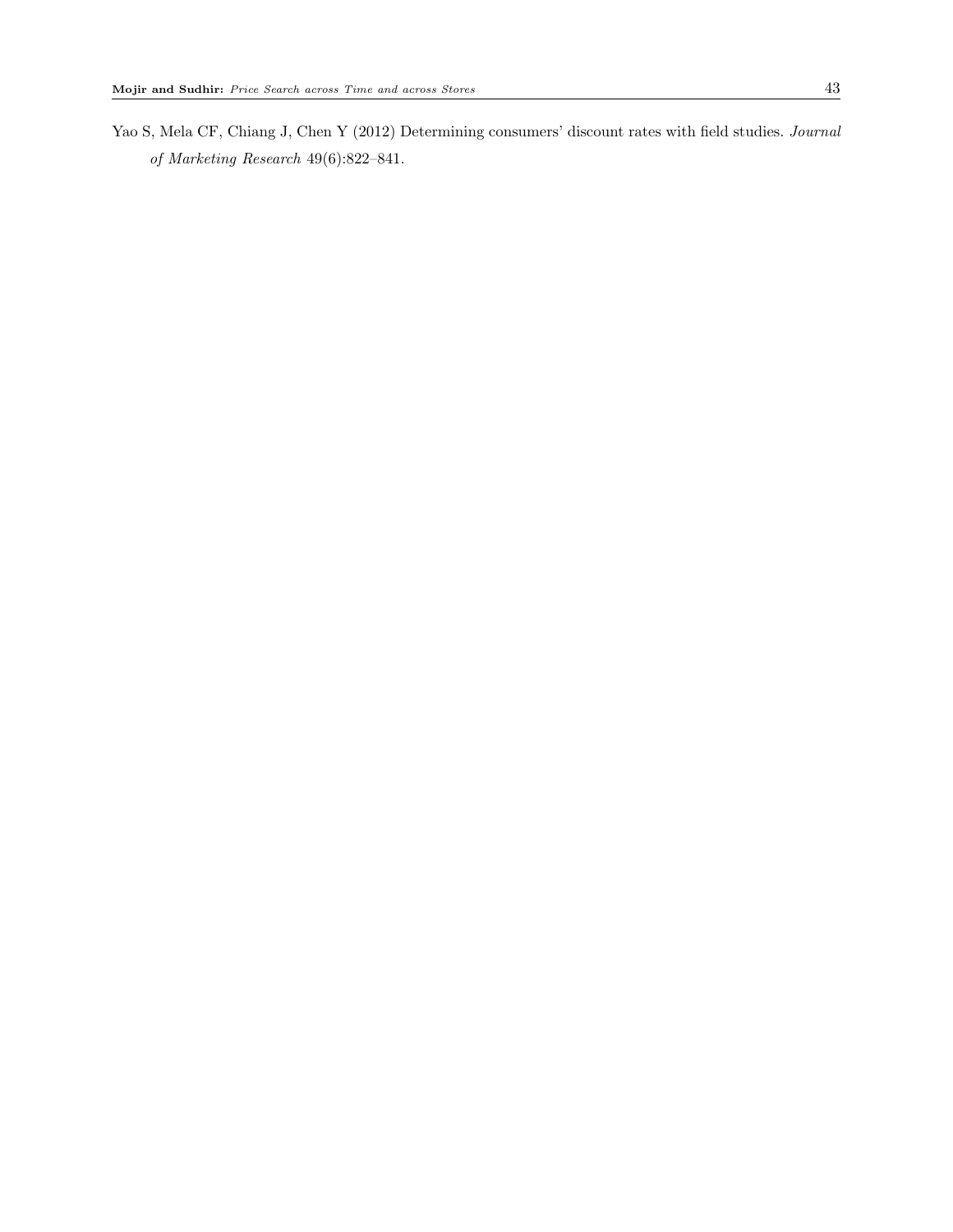Yao S, Mela CF, Chiang J, Chen Y (2012) Determining consumers' discount rates with field studies. *Journal of Marketing Research* 49(6):822–841.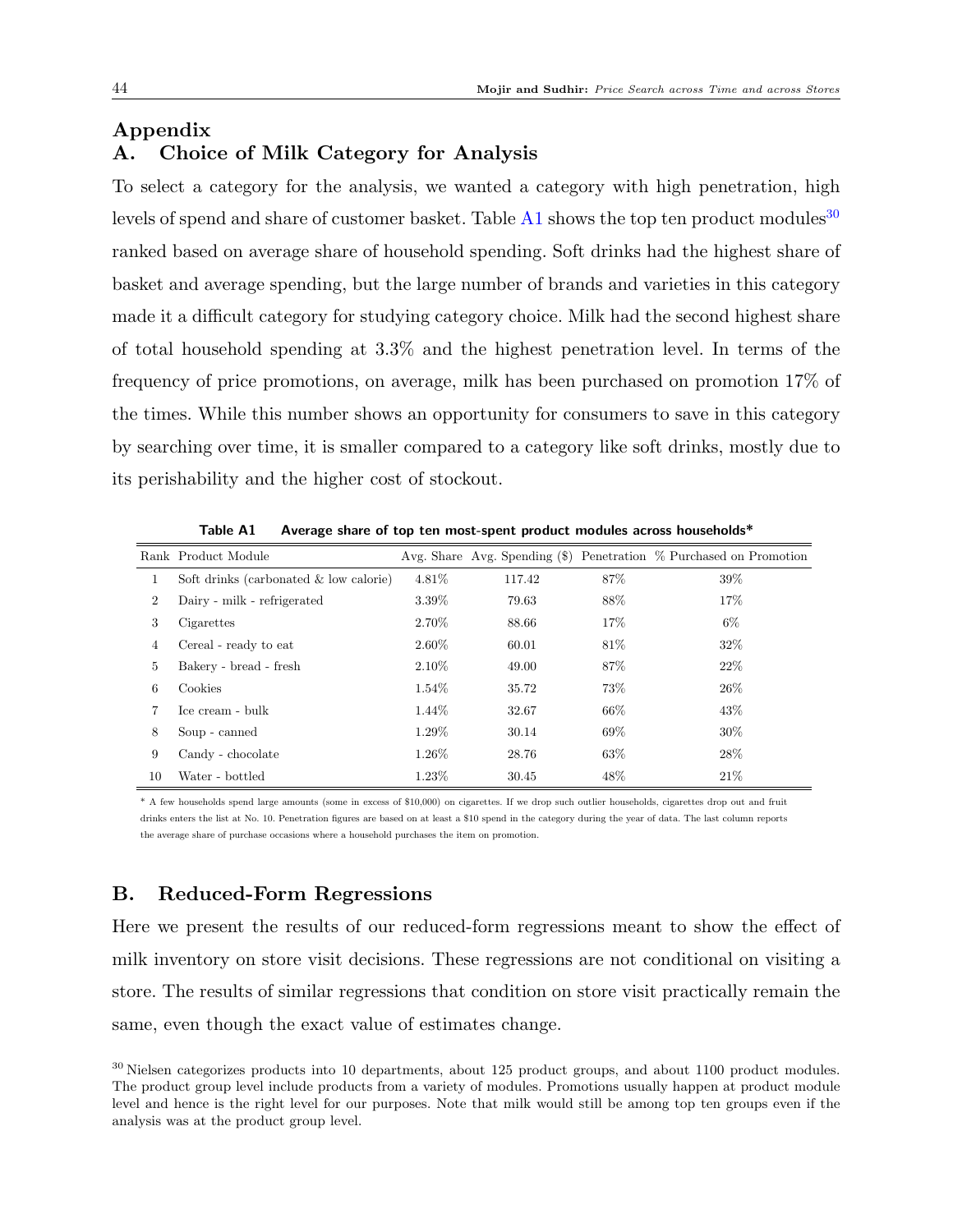# Appendix

## A. Choice of Milk Category for Analysis

To select a category for the analysis, we wanted a category with high penetration, high levels of spend and share of customer basket. Table A1 shows the top ten product modules[30] ranked based on average share of household spending. Soft drinks had the highest share of basket and average spending, but the large number of brands and varieties in this category made it a difficult category for studying category choice. Milk had the second highest share of total household spending at 3.3% and the highest penetration level. In terms of the frequency of price promotions, on average, milk has been purchased on promotion 17% of the times. While this number shows an opportunity for consumers to save in this category by searching over time, it is smaller compared to a category like soft drinks, mostly due to its perishability and the higher cost of stockout.

**Table A1 Average share of top ten most-spent product modules across households***

| Rank | Product Module | Avg. Share | Avg. Spending ($) | Penetration | % Purchased on Promotion |
|---|---|---|---|---|---|
| 1 | Soft drinks (carbonated & low calorie) | 4.81% | 117.42 | 87% | 39% |
| 2 | Dairy - milk - refrigerated | 3.39% | 79.63 | 88% | 17% |
| 3 | Cigarettes | 2.70% | 88.66 | 17% | 6% |
| 4 | Cereal - ready to eat | 2.60% | 60.01 | 81% | 32% |
| 5 | Bakery - bread - fresh | 2.10% | 49.00 | 87% | 22% |
| 6 | Cookies | 1.54% | 35.72 | 73% | 26% |
| 7 | Ice cream - bulk | 1.44% | 32.67 | 66% | 43% |
| 8 | Soup - canned | 1.29% | 30.14 | 69% | 30% |
| 9 | Candy - chocolate | 1.26% | 28.76 | 63% | 28% |
| 10 | Water - bottled | 1.23% | 30.45 | 48% | 21% |

\* A few households spend large amounts (some in excess of $10,000) on cigarettes. If we drop such outlier households, cigarettes drop out and fruit drinks enters the list at No. 10. Penetration figures are based on at least a $10 spend in the category during the year of data. The last column reports the average share of purchase occasions where a household purchases the item on promotion.

## B. Reduced-Form Regressions

Here we present the results of our reduced-form regressions meant to show the effect of milk inventory on store visit decisions. These regressions are not conditional on visiting a store. The results of similar regressions that condition on store visit practically remain the same, even though the exact value of estimates change.

[30] Nielsen categorizes products into 10 departments, about 125 product groups, and about 1100 product modules. The product group level include products from a variety of modules. Promotions usually happen at product module level and hence is the right level for our purposes. Note that milk would still be among top ten groups even if the analysis was at the product group level.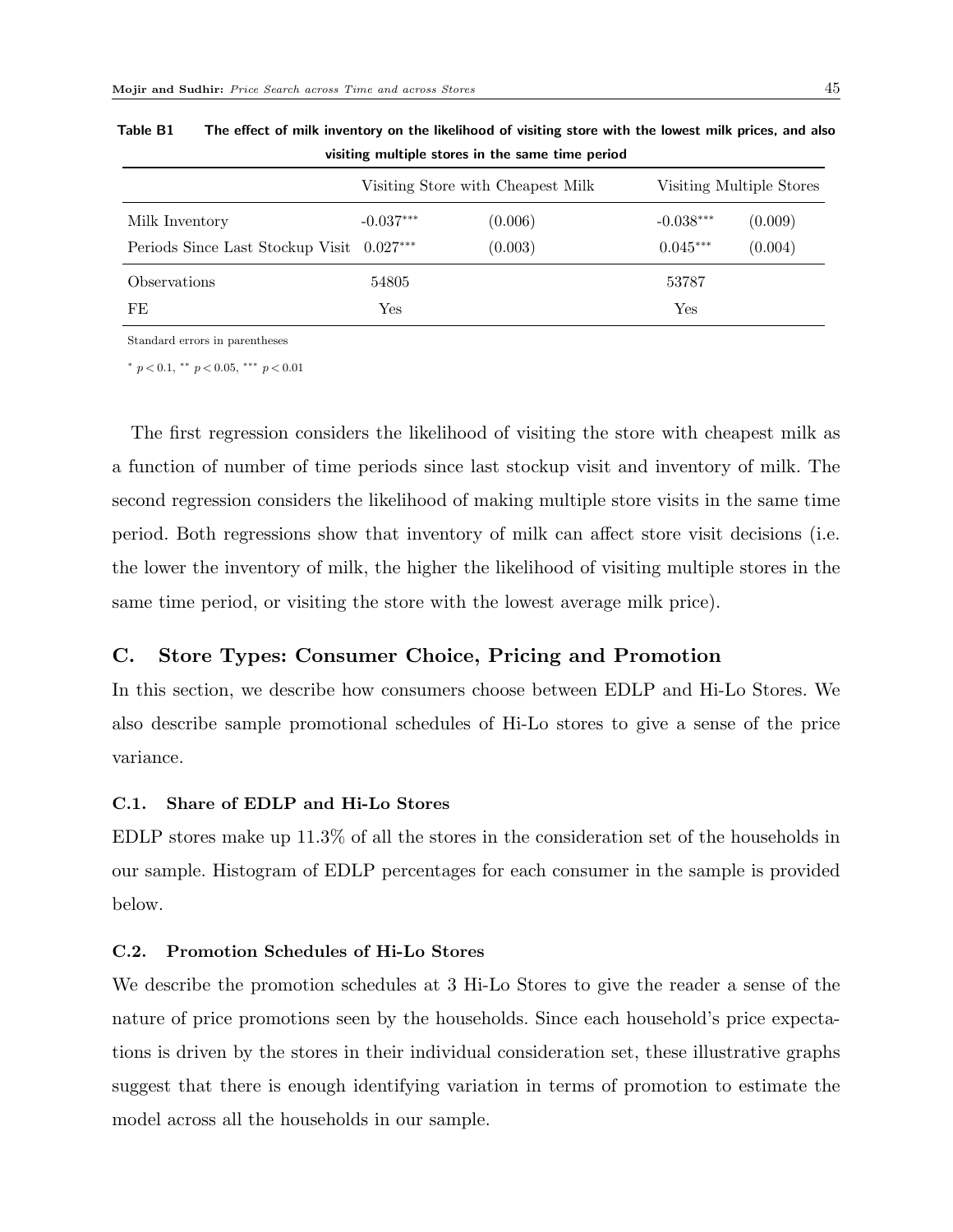**Table B1** The effect of milk inventory on the likelihood of visiting store with the lowest milk prices, and also visiting multiple stores in the same time period

| | Visiting Store with Cheapest Milk | | Visiting Multiple Stores | |
|---|---|---|---|---|
| Milk Inventory | -0.037*** | (0.006) | -0.038*** | (0.009) |
| Periods Since Last Stockup Visit | 0.027*** | (0.003) | 0.045*** | (0.004) |
| Observations | 54805 | | 53787 | |
| FE | Yes | | Yes | |

Standard errors in parentheses

* $p < 0.1$, ** $p < 0.05$, *** $p < 0.01$

The first regression considers the likelihood of visiting the store with cheapest milk as a function of number of time periods since last stockup visit and inventory of milk. The second regression considers the likelihood of making multiple store visits in the same time period. Both regressions show that inventory of milk can affect store visit decisions (i.e. the lower the inventory of milk, the higher the likelihood of visiting multiple stores in the same time period, or visiting the store with the lowest average milk price).

## C. Store Types: Consumer Choice, Pricing and Promotion

In this section, we describe how consumers choose between EDLP and Hi-Lo Stores. We also describe sample promotional schedules of Hi-Lo stores to give a sense of the price variance.

### C.1. Share of EDLP and Hi-Lo Stores

EDLP stores make up 11.3% of all the stores in the consideration set of the households in our sample. Histogram of EDLP percentages for each consumer in the sample is provided below.

### C.2. Promotion Schedules of Hi-Lo Stores

We describe the promotion schedules at 3 Hi-Lo Stores to give the reader a sense of the nature of price promotions seen by the households. Since each household's price expectations is driven by the stores in their individual consideration set, these illustrative graphs suggest that there is enough identifying variation in terms of promotion to estimate the model across all the households in our sample.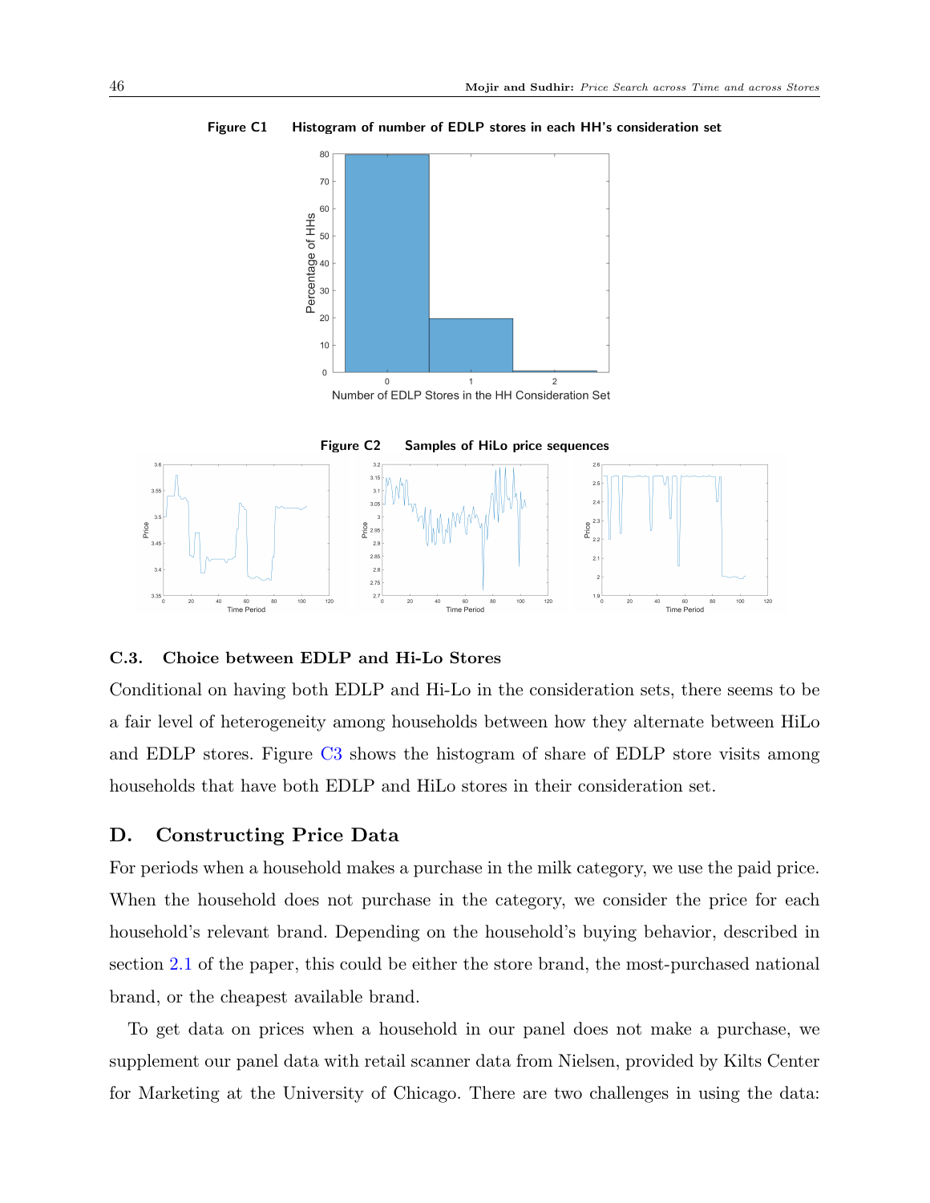**Figure C1** Histogram of number of EDLP stores in each HH's consideration set

**Figure C2** Samples of HiLo price sequences

### C.3. Choice between EDLP and Hi-Lo Stores

Conditional on having both EDLP and Hi-Lo in the consideration sets, there seems to be a fair level of heterogeneity among households between how they alternate between HiLo and EDLP stores. Figure C3 shows the histogram of share of EDLP store visits among households that have both EDLP and HiLo stores in their consideration set.

## D. Constructing Price Data

For periods when a household makes a purchase in the milk category, we use the paid price. When the household does not purchase in the category, we consider the price for each household's relevant brand. Depending on the household's buying behavior, described in section 2.1 of the paper, this could be either the store brand, the most-purchased national brand, or the cheapest available brand.

To get data on prices when a household in our panel does not make a purchase, we supplement our panel data with retail scanner data from Nielsen, provided by Kilts Center for Marketing at the University of Chicago. There are two challenges in using the data: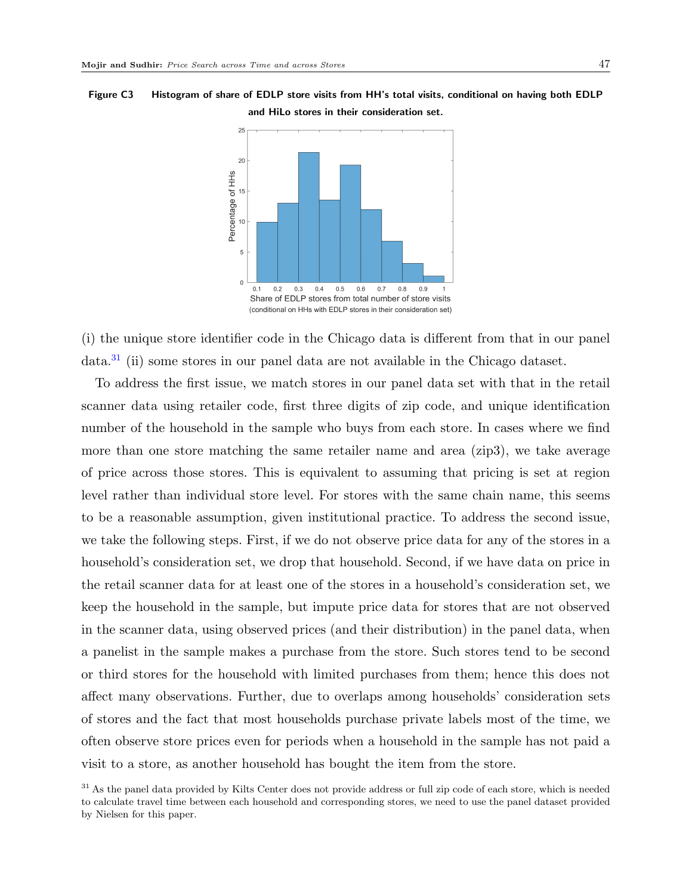**Figure C3 Histogram of share of EDLP store visits from HH's total visits, conditional on having both EDLP and HiLo stores in their consideration set.**

(i) the unique store identifier code in the Chicago data is different from that in our panel data.[31] (ii) some stores in our panel data are not available in the Chicago dataset.

To address the first issue, we match stores in our panel data set with that in the retail scanner data using retailer code, first three digits of zip code, and unique identification number of the household in the sample who buys from each store. In cases where we find more than one store matching the same retailer name and area (zip3), we take average of price across those stores. This is equivalent to assuming that pricing is set at region level rather than individual store level. For stores with the same chain name, this seems to be a reasonable assumption, given institutional practice. To address the second issue, we take the following steps. First, if we do not observe price data for any of the stores in a household's consideration set, we drop that household. Second, if we have data on price in the retail scanner data for at least one of the stores in a household's consideration set, we keep the household in the sample, but impute price data for stores that are not observed in the scanner data, using observed prices (and their distribution) in the panel data, when a panelist in the sample makes a purchase from the store. Such stores tend to be second or third stores for the household with limited purchases from them; hence this does not affect many observations. Further, due to overlaps among households' consideration sets of stores and the fact that most households purchase private labels most of the time, we often observe store prices even for periods when a household in the sample has not paid a visit to a store, as another household has bought the item from the store.

[31] As the panel data provided by Kilts Center does not provide address or full zip code of each store, which is needed to calculate travel time between each household and corresponding stores, we need to use the panel dataset provided by Nielsen for this paper.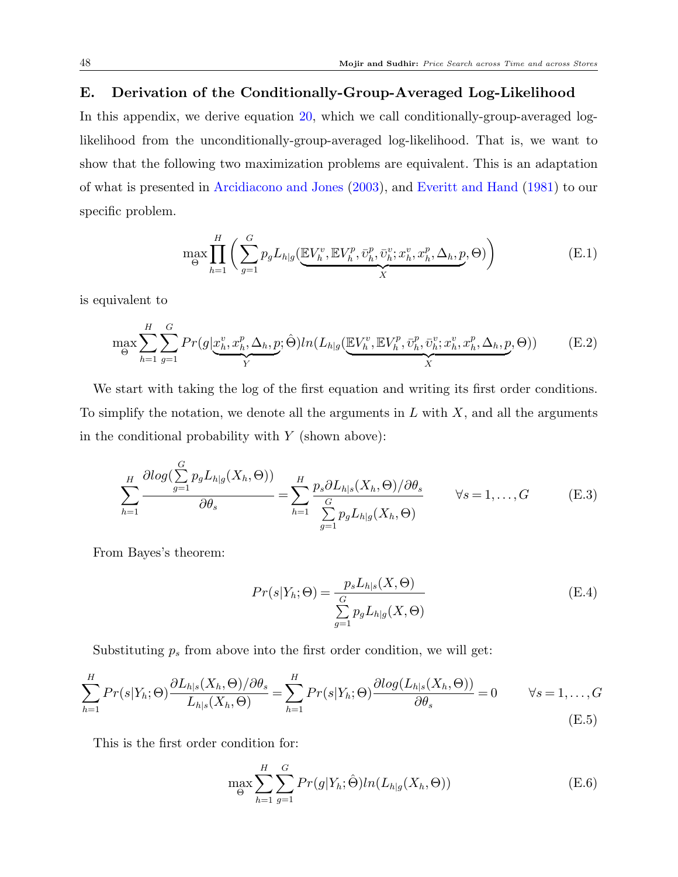## E. Derivation of the Conditionally-Group-Averaged Log-Likelihood

In this appendix, we derive equation 20, which we call conditionally-group-averaged log-likelihood from the unconditionally-group-averaged log-likelihood. That is, we want to show that the following two maximization problems are equivalent. This is an adaptation of what is presented in Arcidiacono and Jones (2003), and Everitt and Hand (1981) to our specific problem.

$$\max_{\Theta} \prod_{h=1}^{H} \left( \sum_{g=1}^{G} p_g L_{h|g}(\underbrace{\mathbb{E}V_h^v, \mathbb{E}V_h^p, \bar{v}_h^p, \bar{v}_h^v; x_h^v, x_h^p, \Delta_h, p}_{X}, \Theta) \right) \tag{E.1}$$

is equivalent to

$$\max_{\Theta} \sum_{h=1}^{H} \sum_{g=1}^{G} Pr(g|\underbrace{x_h^v, x_h^p, \Delta_h, p}_{Y}; \hat{\Theta}) ln(L_{h|g}(\underbrace{\mathbb{E}V_h^v, \mathbb{E}V_h^p, \bar{v}_h^p, \bar{v}_h^v; x_h^v, x_h^p, \Delta_h, p}_{X}, \Theta)) \tag{E.2}$$

We start with taking the log of the first equation and writing its first order conditions. To simplify the notation, we denote all the arguments in $L$ with $X$, and all the arguments in the conditional probability with $Y$ (shown above):

$$\sum_{h=1}^{H} \frac{\partial log(\sum_{g=1}^{G} p_g L_{h|g}(X_h, \Theta))}{\partial \theta_s} = \sum_{h=1}^{H} \frac{p_s \partial L_{h|s}(X_h, \Theta)/\partial \theta_s}{\sum_{g=1}^{G} p_g L_{h|g}(X_h, \Theta)} \qquad \forall s = 1, \ldots, G \tag{E.3}$$

From Bayes's theorem:

$$Pr(s|Y_h; \Theta) = \frac{p_s L_{h|s}(X, \Theta)}{\sum_{g=1}^{G} p_g L_{h|g}(X, \Theta)} \tag{E.4}$$

Substituting $p_s$ from above into the first order condition, we will get:

$$\sum_{h=1}^{H} Pr(s|Y_h; \Theta) \frac{\partial L_{h|s}(X_h, \Theta)/\partial \theta_s}{L_{h|s}(X_h, \Theta)} = \sum_{h=1}^{H} Pr(s|Y_h; \Theta) \frac{\partial log(L_{h|s}(X_h, \Theta))}{\partial \theta_s} = 0 \qquad \forall s = 1, \ldots, G \tag{E.5}$$

This is the first order condition for:

$$\max_{\Theta} \sum_{h=1}^{H} \sum_{g=1}^{G} Pr(g|Y_h; \hat{\Theta}) ln(L_{h|g}(X_h, \Theta)) \tag{E.6}$$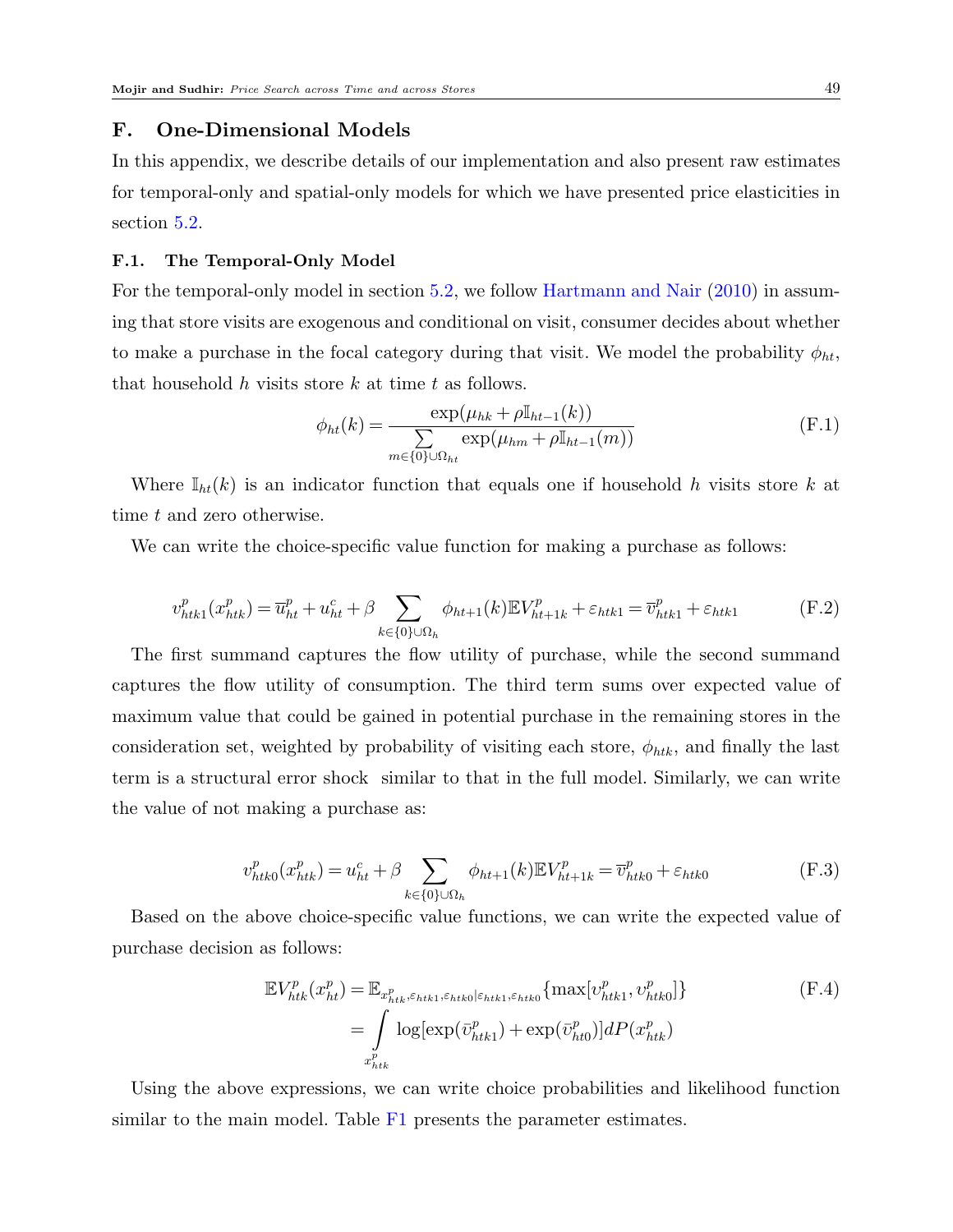## F. One-Dimensional Models

In this appendix, we describe details of our implementation and also present raw estimates for temporal-only and spatial-only models for which we have presented price elasticities in section 5.2.

### F.1. The Temporal-Only Model

For the temporal-only model in section 5.2, we follow Hartmann and Nair (2010) in assuming that store visits are exogenous and conditional on visit, consumer decides about whether to make a purchase in the focal category during that visit. We model the probability $\phi_{ht}$, that household $h$ visits store $k$ at time $t$ as follows.

$$\phi_{ht}(k) = \frac{\exp(\mu_{hk} + \rho \mathbb{I}_{ht-1}(k))}{\sum\limits_{m \in \{0\} \cup \Omega_{ht}} \exp(\mu_{hm} + \rho \mathbb{I}_{ht-1}(m))} \tag{F.1}$$

Where $\mathbb{I}_{ht}(k)$ is an indicator function that equals one if household $h$ visits store $k$ at time $t$ and zero otherwise.

We can write the choice-specific value function for making a purchase as follows:

$$v^{p}_{htk1}(x^{p}_{htk}) = \overline{u}^{p}_{ht} + u^{c}_{ht} + \beta \sum_{k \in \{0\} \cup \Omega_h} \phi_{ht+1}(k) \mathbb{E}V^{p}_{ht+1k} + \varepsilon_{htk1} = \overline{v}^{p}_{htk1} + \varepsilon_{htk1} \tag{F.2}$$

The first summand captures the flow utility of purchase, while the second summand captures the flow utility of consumption. The third term sums over expected value of maximum value that could be gained in potential purchase in the remaining stores in the consideration set, weighted by probability of visiting each store, $\phi_{htk}$, and finally the last term is a structural error shock similar to that in the full model. Similarly, we can write the value of not making a purchase as:

$$v^{p}_{htk0}(x^{p}_{htk}) = u^{c}_{ht} + \beta \sum_{k \in \{0\} \cup \Omega_h} \phi_{ht+1}(k) \mathbb{E}V^{p}_{ht+1k} = \overline{v}^{p}_{htk0} + \varepsilon_{htk0} \tag{F.3}$$

Based on the above choice-specific value functions, we can write the expected value of purchase decision as follows:

$$\begin{aligned} \mathbb{E}V^{p}_{htk}(x^{p}_{ht}) &= \mathbb{E}_{x^{p}_{htk}, \varepsilon_{htk1}, \varepsilon_{htk0} | \varepsilon_{htk1}, \varepsilon_{htk0}} \{ \max[v^{p}_{htk1}, v^{p}_{htk0}] \} \\ &= \int\limits_{x^{p}_{htk}} \log[\exp(\bar{v}^{p}_{htk1}) + \exp(\bar{v}^{p}_{ht0})] dP(x^{p}_{htk}) \end{aligned} \tag{F.4}$$

Using the above expressions, we can write choice probabilities and likelihood function similar to the main model. Table F1 presents the parameter estimates.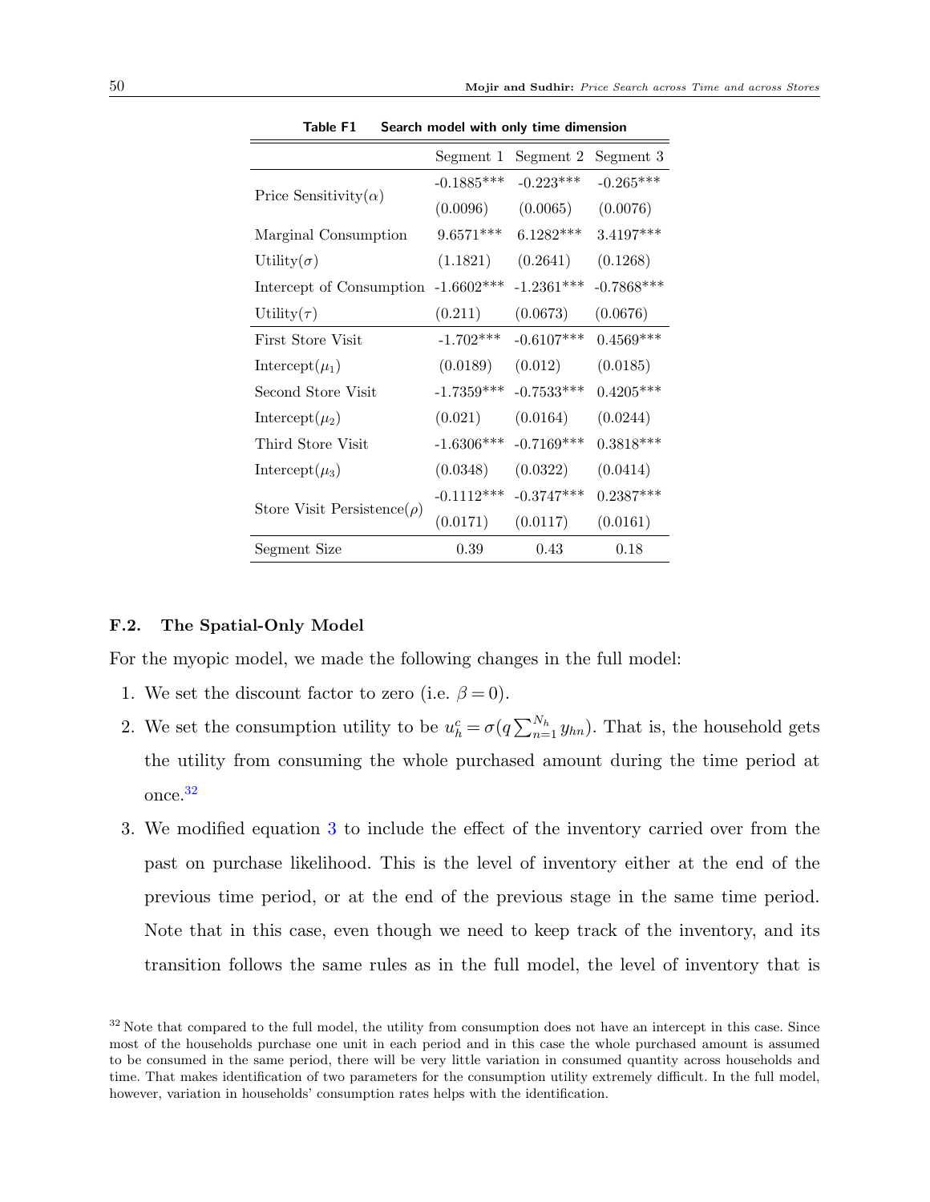**Table F1 Search model with only time dimension**

| | Segment 1 | Segment 2 | Segment 3 |
|---|---|---|---|
| Price Sensitivity($\alpha$) | -0.1885*** | -0.223*** | -0.265*** |
| | (0.0096) | (0.0065) | (0.0076) |
| Marginal Consumption | 9.6571*** | 6.1282*** | 3.4197*** |
| Utility($\sigma$) | (1.1821) | (0.2641) | (0.1268) |
| Intercept of Consumption | -1.6602*** | -1.2361*** | -0.7868*** |
| Utility($\tau$) | (0.211) | (0.0673) | (0.0676) |
| First Store Visit | -1.702*** | -0.6107*** | 0.4569*** |
| Intercept($\mu_1$) | (0.0189) | (0.012) | (0.0185) |
| Second Store Visit | -1.7359*** | -0.7533*** | 0.4205*** |
| Intercept($\mu_2$) | (0.021) | (0.0164) | (0.0244) |
| Third Store Visit | -1.6306*** | -0.7169*** | 0.3818*** |
| Intercept($\mu_3$) | (0.0348) | (0.0322) | (0.0414) |
| Store Visit Persistence($\rho$) | -0.1112*** | -0.3747*** | 0.2387*** |
| | (0.0171) | (0.0117) | (0.0161) |
| Segment Size | 0.39 | 0.43 | 0.18 |

### F.2. The Spatial-Only Model

For the myopic model, we made the following changes in the full model:

1. We set the discount factor to zero (i.e. $\beta = 0$).
2. We set the consumption utility to be $u_h^c = \sigma(q\sum_{n=1}^{N_h} y_{hn})$. That is, the household gets the utility from consuming the whole purchased amount during the time period at once.[32]
3. We modified equation 3 to include the effect of the inventory carried over from the past on purchase likelihood. This is the level of inventory either at the end of the previous time period, or at the end of the previous stage in the same time period. Note that in this case, even though we need to keep track of the inventory, and its transition follows the same rules as in the full model, the level of inventory that is

[32] Note that compared to the full model, the utility from consumption does not have an intercept in this case. Since most of the households purchase one unit in each period and in this case the whole purchased amount is assumed to be consumed in the same period, there will be very little variation in consumed quantity across households and time. That makes identification of two parameters for the consumption utility extremely difficult. In the full model, however, variation in households' consumption rates helps with the identification.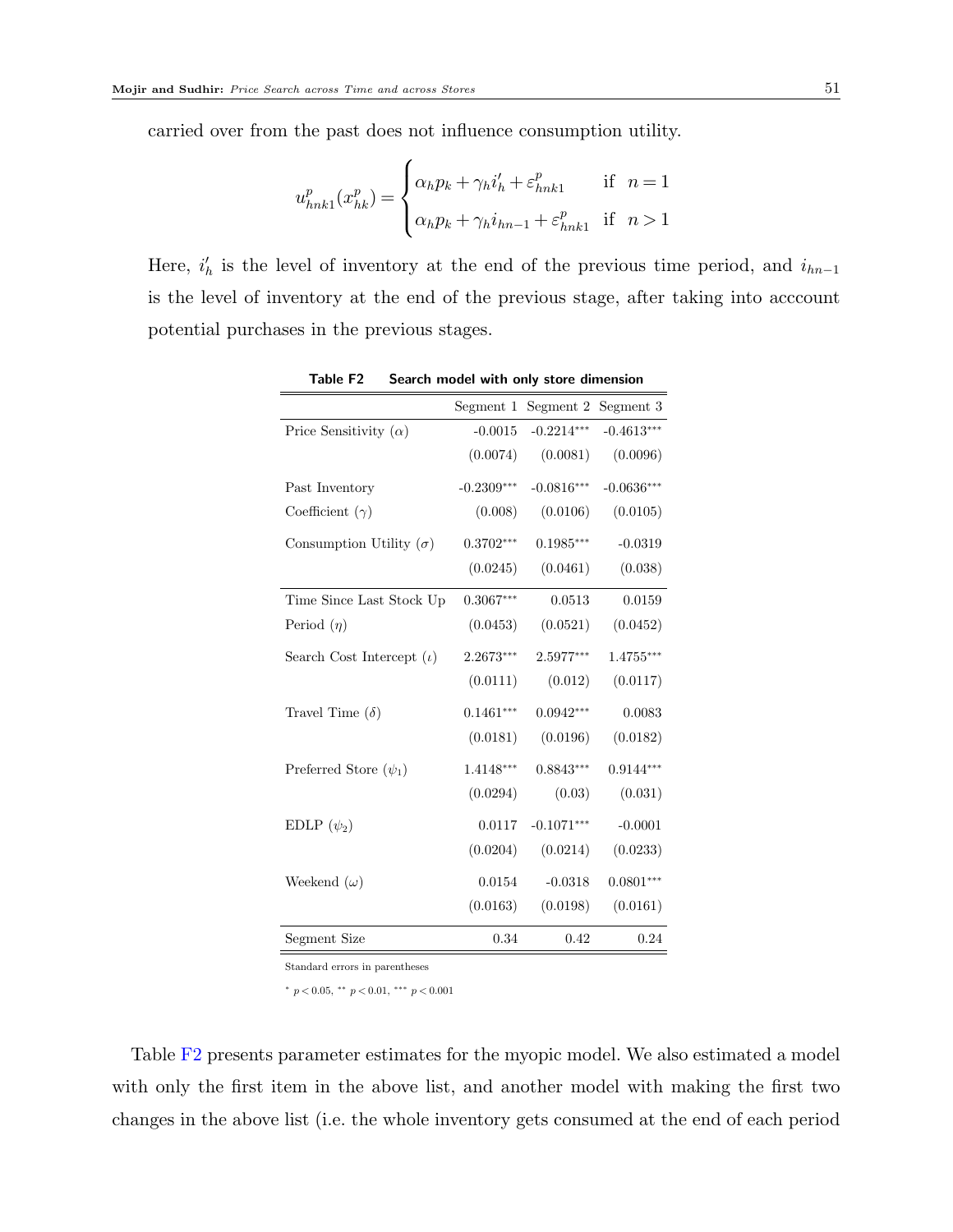carried over from the past does not influence consumption utility.

$$u^p_{hnk1}(x^p_{hk}) = \begin{cases} \alpha_h p_k + \gamma_h i'_h + \varepsilon^p_{hnk1} & \text{if } n = 1 \\ \alpha_h p_k + \gamma_h i_{hn-1} + \varepsilon^p_{hnk1} & \text{if } n > 1 \end{cases}$$

Here, $i'_h$ is the level of inventory at the end of the previous time period, and $i_{hn-1}$ is the level of inventory at the end of the previous stage, after taking into acccount potential purchases in the previous stages.

**Table F2** Search model with only store dimension

| | Segment 1 | Segment 2 | Segment 3 |
|---|---|---|---|
| Price Sensitivity ($\alpha$) | -0.0015 | -0.2214*** | -0.4613*** |
| | (0.0074) | (0.0081) | (0.0096) |
| Past Inventory Coefficient ($\gamma$) | -0.2309*** | -0.0816*** | -0.0636*** |
| | (0.008) | (0.0106) | (0.0105) |
| Consumption Utility ($\sigma$) | 0.3702*** | 0.1985*** | -0.0319 |
| | (0.0245) | (0.0461) | (0.038) |
| Time Since Last Stock Up Period ($\eta$) | 0.3067*** | 0.0513 | 0.0159 |
| | (0.0453) | (0.0521) | (0.0452) |
| Search Cost Intercept ($\iota$) | 2.2673*** | 2.5977*** | 1.4755*** |
| | (0.0111) | (0.012) | (0.0117) |
| Travel Time ($\delta$) | 0.1461*** | 0.0942*** | 0.0083 |
| | (0.0181) | (0.0196) | (0.0182) |
| Preferred Store ($\psi_1$) | 1.4148*** | 0.8843*** | 0.9144*** |
| | (0.0294) | (0.03) | (0.031) |
| EDLP ($\psi_2$) | 0.0117 | -0.1071*** | -0.0001 |
| | (0.0204) | (0.0214) | (0.0233) |
| Weekend ($\omega$) | 0.0154 | -0.0318 | 0.0801*** |
| | (0.0163) | (0.0198) | (0.0161) |
| Segment Size | 0.34 | 0.42 | 0.24 |

Standard errors in parentheses

\* $p < 0.05$, ** $p < 0.01$, *** $p < 0.001$

Table F2 presents parameter estimates for the myopic model. We also estimated a model with only the first item in the above list, and another model with making the first two changes in the above list (i.e. the whole inventory gets consumed at the end of each period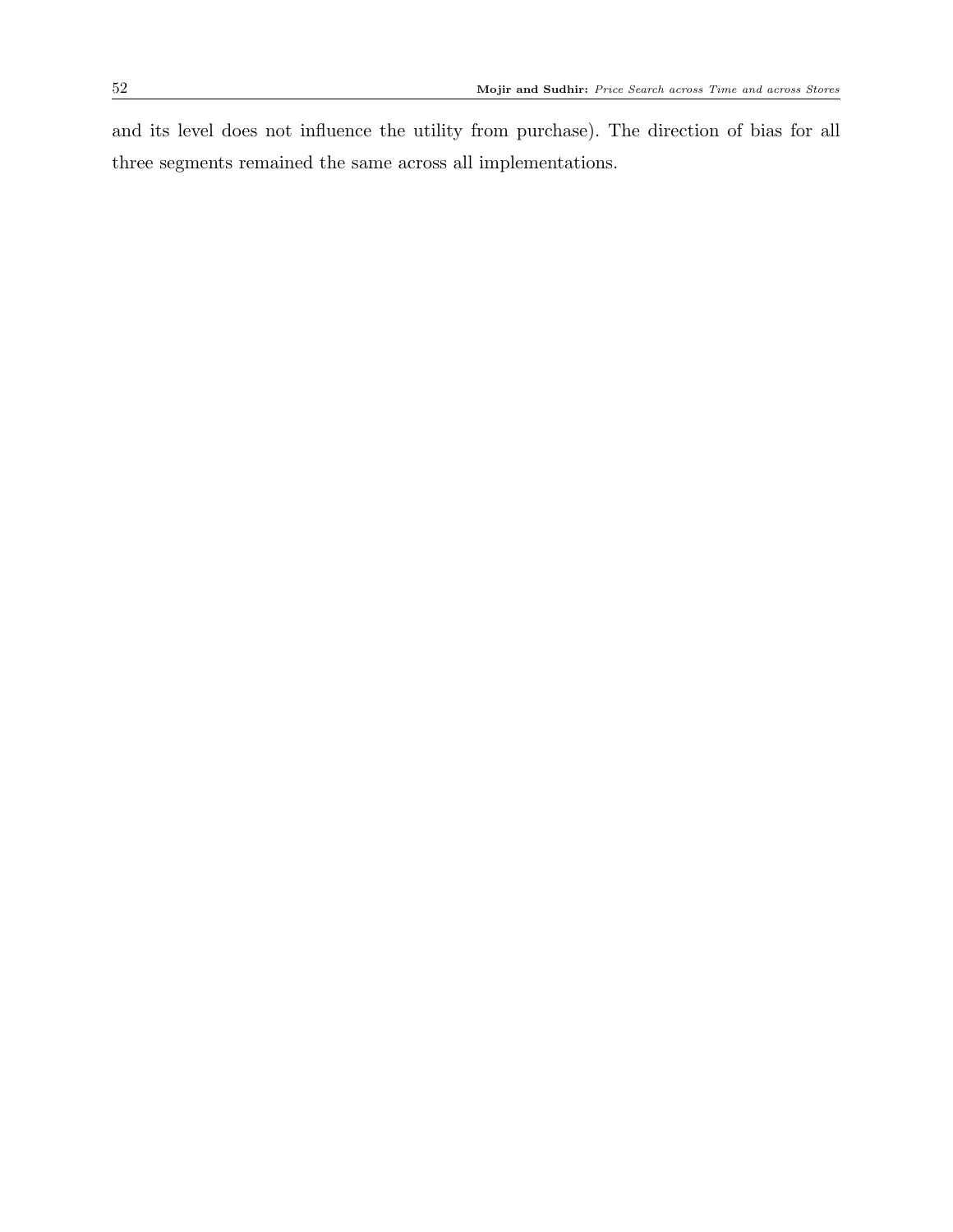and its level does not influence the utility from purchase). The direction of bias for all three segments remained the same across all implementations.